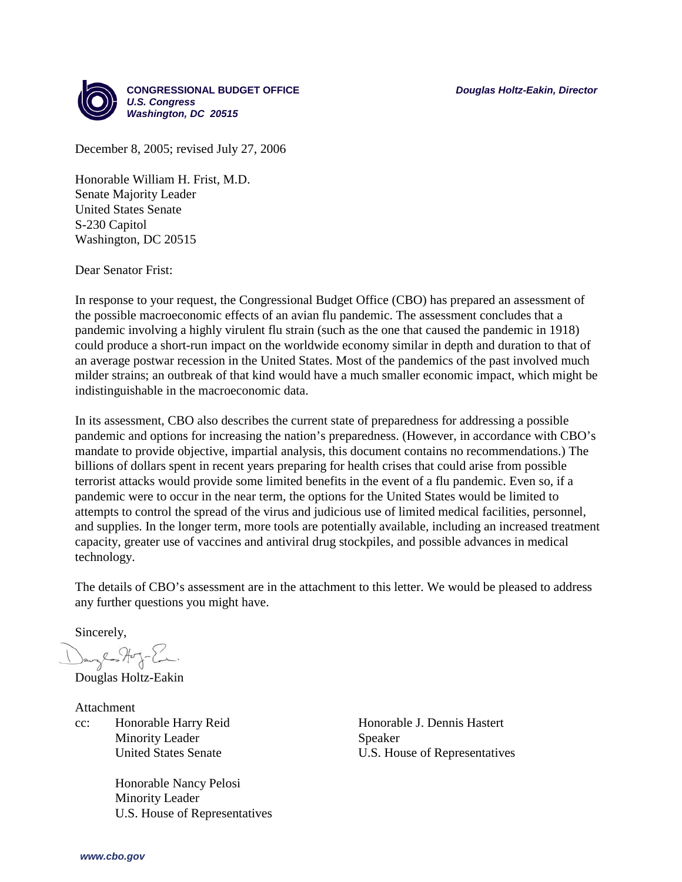**CONGRESSIONAL BUDGET OFFICE**
***U.S. Congress***
***Washington, DC 20515***

***Douglas Holtz-Eakin, Director***

December 8, 2005; revised July 27, 2006

Honorable William H. Frist, M.D.
Senate Majority Leader
United States Senate
S-230 Capitol
Washington, DC 20515

Dear Senator Frist:

In response to your request, the Congressional Budget Office (CBO) has prepared an assessment of the possible macroeconomic effects of an avian flu pandemic. The assessment concludes that a pandemic involving a highly virulent flu strain (such as the one that caused the pandemic in 1918) could produce a short-run impact on the worldwide economy similar in depth and duration to that of an average postwar recession in the United States. Most of the pandemics of the past involved much milder strains; an outbreak of that kind would have a much smaller economic impact, which might be indistinguishable in the macroeconomic data.

In its assessment, CBO also describes the current state of preparedness for addressing a possible pandemic and options for increasing the nation's preparedness. (However, in accordance with CBO's mandate to provide objective, impartial analysis, this document contains no recommendations.) The billions of dollars spent in recent years preparing for health crises that could arise from possible terrorist attacks would provide some limited benefits in the event of a flu pandemic. Even so, if a pandemic were to occur in the near term, the options for the United States would be limited to attempts to control the spread of the virus and judicious use of limited medical facilities, personnel, and supplies. In the longer term, more tools are potentially available, including an increased treatment capacity, greater use of vaccines and antiviral drug stockpiles, and possible advances in medical technology.

The details of CBO's assessment are in the attachment to this letter. We would be pleased to address any further questions you might have.

Sincerely,

Douglas Holtz-Eakin

Attachment

cc: Honorable Harry Reid
Minority Leader
United States Senate

Honorable J. Dennis Hastert
Speaker
U.S. House of Representatives

Honorable Nancy Pelosi
Minority Leader
U.S. House of Representatives

www.cbo.gov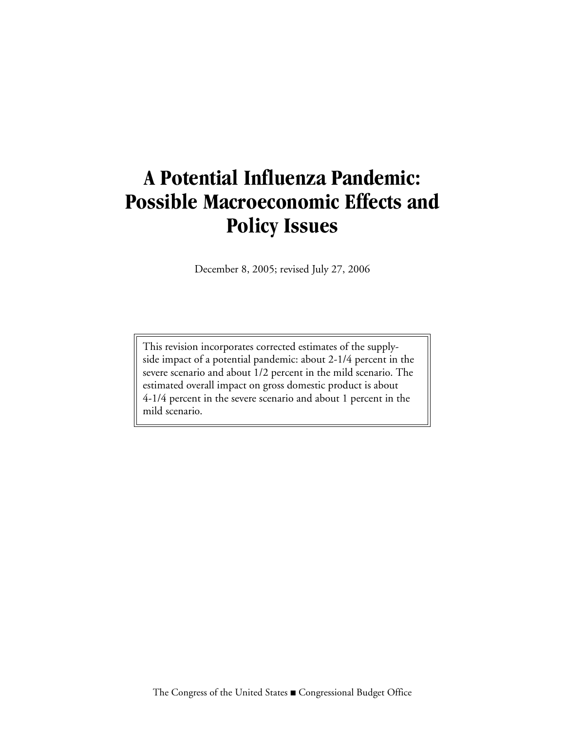# A Potential Influenza Pandemic: Possible Macroeconomic Effects and Policy Issues

December 8, 2005; revised July 27, 2006

> This revision incorporates corrected estimates of the supply-side impact of a potential pandemic: about 2-1/4 percent in the severe scenario and about 1/2 percent in the mild scenario. The estimated overall impact on gross domestic product is about 4-1/4 percent in the severe scenario and about 1 percent in the mild scenario.

The Congress of the United States ■ Congressional Budget Office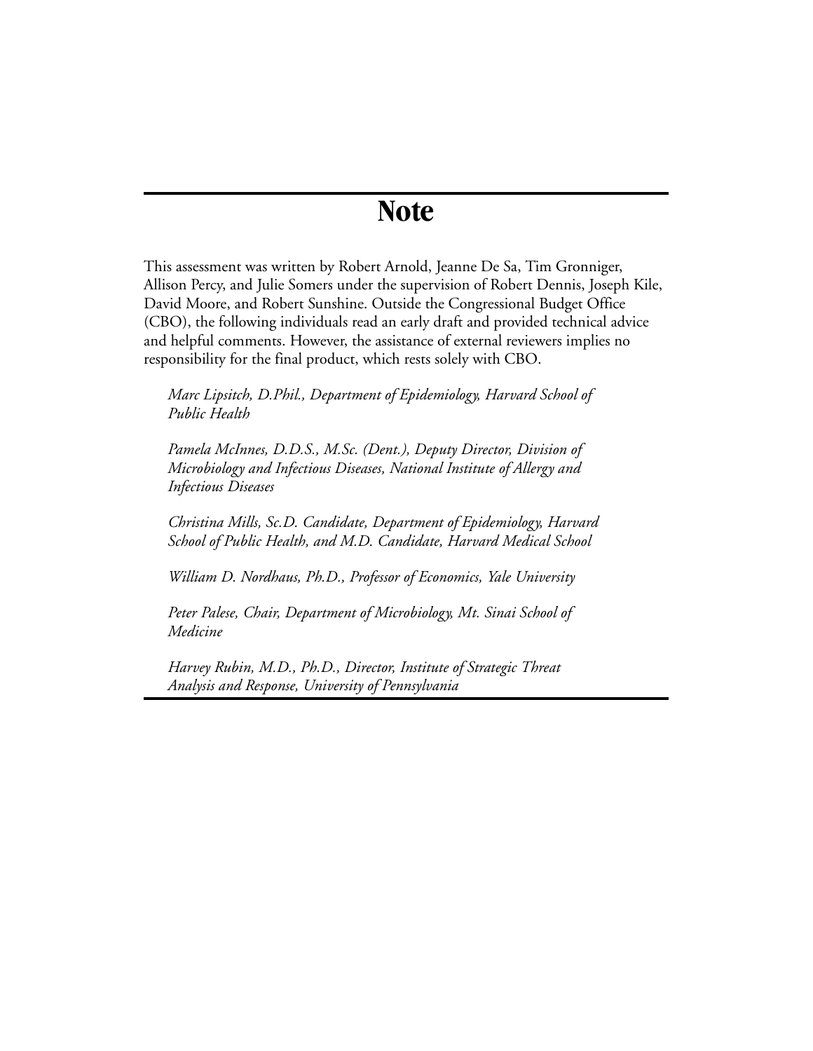# Note

This assessment was written by Robert Arnold, Jeanne De Sa, Tim Gronniger, Allison Percy, and Julie Somers under the supervision of Robert Dennis, Joseph Kile, David Moore, and Robert Sunshine. Outside the Congressional Budget Office (CBO), the following individuals read an early draft and provided technical advice and helpful comments. However, the assistance of external reviewers implies no responsibility for the final product, which rests solely with CBO.

*Marc Lipsitch, D.Phil., Department of Epidemiology, Harvard School of Public Health*

*Pamela McInnes, D.D.S., M.Sc. (Dent.), Deputy Director, Division of Microbiology and Infectious Diseases, National Institute of Allergy and Infectious Diseases*

*Christina Mills, Sc.D. Candidate, Department of Epidemiology, Harvard School of Public Health, and M.D. Candidate, Harvard Medical School*

*William D. Nordhaus, Ph.D., Professor of Economics, Yale University*

*Peter Palese, Chair, Department of Microbiology, Mt. Sinai School of Medicine*

*Harvey Rubin, M.D., Ph.D., Director, Institute of Strategic Threat Analysis and Response, University of Pennsylvania*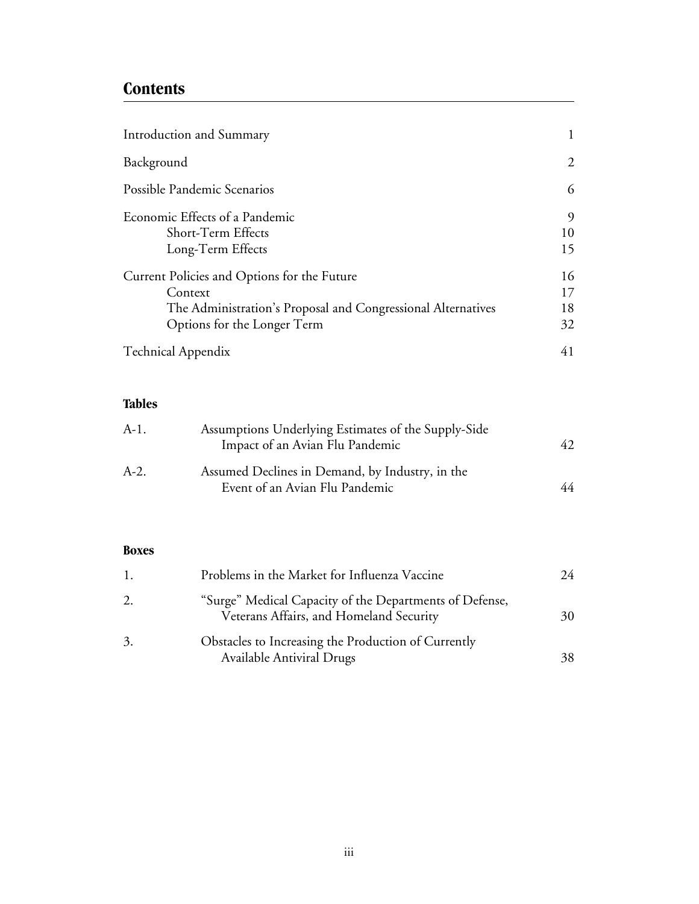## Contents

| | |
|---|---|
| Introduction and Summary | 1 |
| Background | 2 |
| Possible Pandemic Scenarios | 6 |
| Economic Effects of a Pandemic | 9 |
| Short-Term Effects | 10 |
| Long-Term Effects | 15 |
| Current Policies and Options for the Future | 16 |
| Context | 17 |
| The Administration's Proposal and Congressional Alternatives | 18 |
| Options for the Longer Term | 32 |
| Technical Appendix | 41 |

### Tables

| | | |
|---|---|---|
| A-1. | Assumptions Underlying Estimates of the Supply-Side Impact of an Avian Flu Pandemic | 42 |
| A-2. | Assumed Declines in Demand, by Industry, in the Event of an Avian Flu Pandemic | 44 |

### Boxes

| | | |
|---|---|---|
| 1. | Problems in the Market for Influenza Vaccine | 24 |
| 2. | "Surge" Medical Capacity of the Departments of Defense, Veterans Affairs, and Homeland Security | 30 |
| 3. | Obstacles to Increasing the Production of Currently Available Antiviral Drugs | 38 |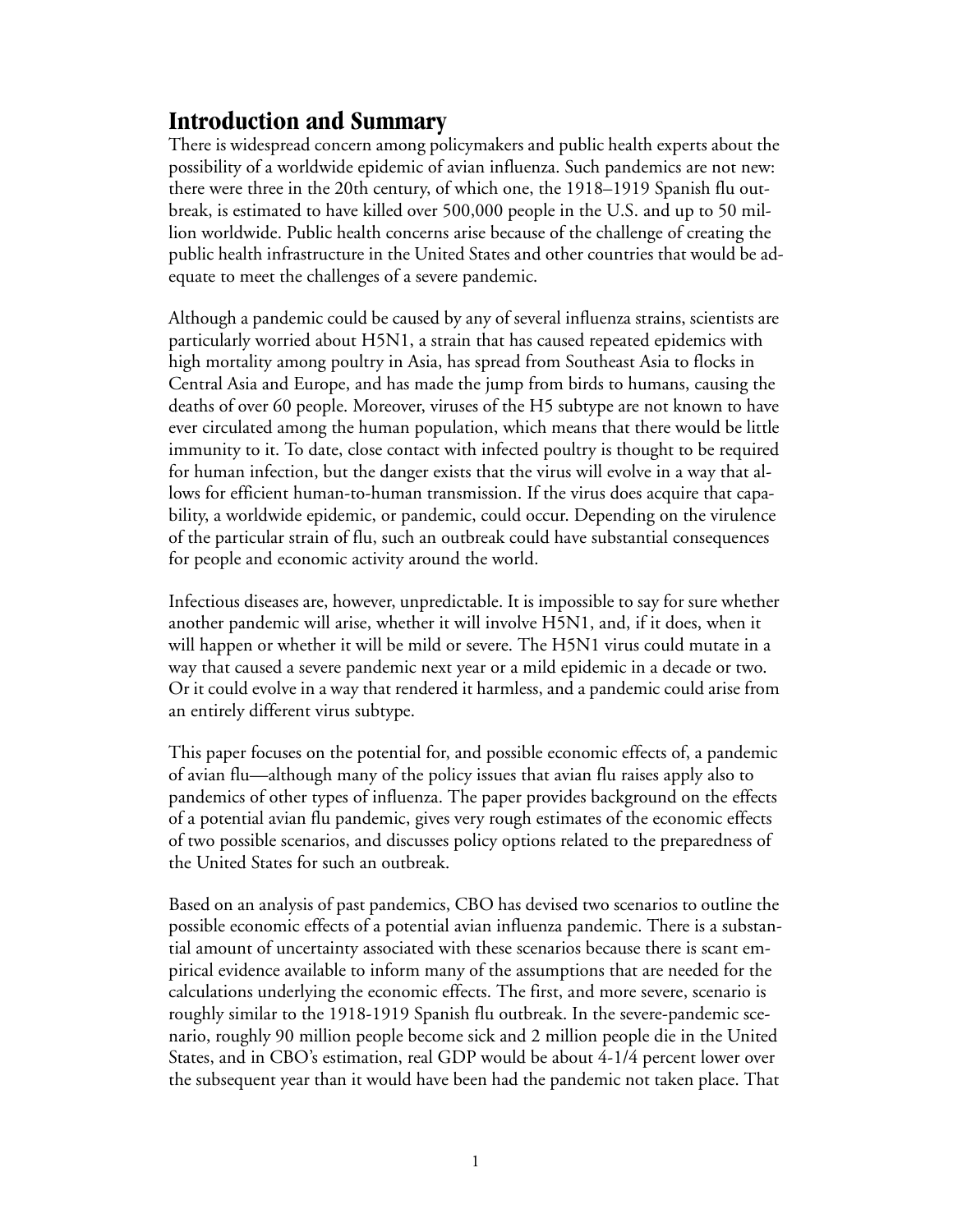# Introduction and Summary

There is widespread concern among policymakers and public health experts about the possibility of a worldwide epidemic of avian influenza. Such pandemics are not new: there were three in the 20th century, of which one, the 1918–1919 Spanish flu outbreak, is estimated to have killed over 500,000 people in the U.S. and up to 50 million worldwide. Public health concerns arise because of the challenge of creating the public health infrastructure in the United States and other countries that would be adequate to meet the challenges of a severe pandemic.

Although a pandemic could be caused by any of several influenza strains, scientists are particularly worried about H5N1, a strain that has caused repeated epidemics with high mortality among poultry in Asia, has spread from Southeast Asia to flocks in Central Asia and Europe, and has made the jump from birds to humans, causing the deaths of over 60 people. Moreover, viruses of the H5 subtype are not known to have ever circulated among the human population, which means that there would be little immunity to it. To date, close contact with infected poultry is thought to be required for human infection, but the danger exists that the virus will evolve in a way that allows for efficient human-to-human transmission. If the virus does acquire that capability, a worldwide epidemic, or pandemic, could occur. Depending on the virulence of the particular strain of flu, such an outbreak could have substantial consequences for people and economic activity around the world.

Infectious diseases are, however, unpredictable. It is impossible to say for sure whether another pandemic will arise, whether it will involve H5N1, and, if it does, when it will happen or whether it will be mild or severe. The H5N1 virus could mutate in a way that caused a severe pandemic next year or a mild epidemic in a decade or two. Or it could evolve in a way that rendered it harmless, and a pandemic could arise from an entirely different virus subtype.

This paper focuses on the potential for, and possible economic effects of, a pandemic of avian flu—although many of the policy issues that avian flu raises apply also to pandemics of other types of influenza. The paper provides background on the effects of a potential avian flu pandemic, gives very rough estimates of the economic effects of two possible scenarios, and discusses policy options related to the preparedness of the United States for such an outbreak.

Based on an analysis of past pandemics, CBO has devised two scenarios to outline the possible economic effects of a potential avian influenza pandemic. There is a substantial amount of uncertainty associated with these scenarios because there is scant empirical evidence available to inform many of the assumptions that are needed for the calculations underlying the economic effects. The first, and more severe, scenario is roughly similar to the 1918-1919 Spanish flu outbreak. In the severe-pandemic scenario, roughly 90 million people become sick and 2 million people die in the United States, and in CBO's estimation, real GDP would be about 4-1/4 percent lower over the subsequent year than it would have been had the pandemic not taken place. That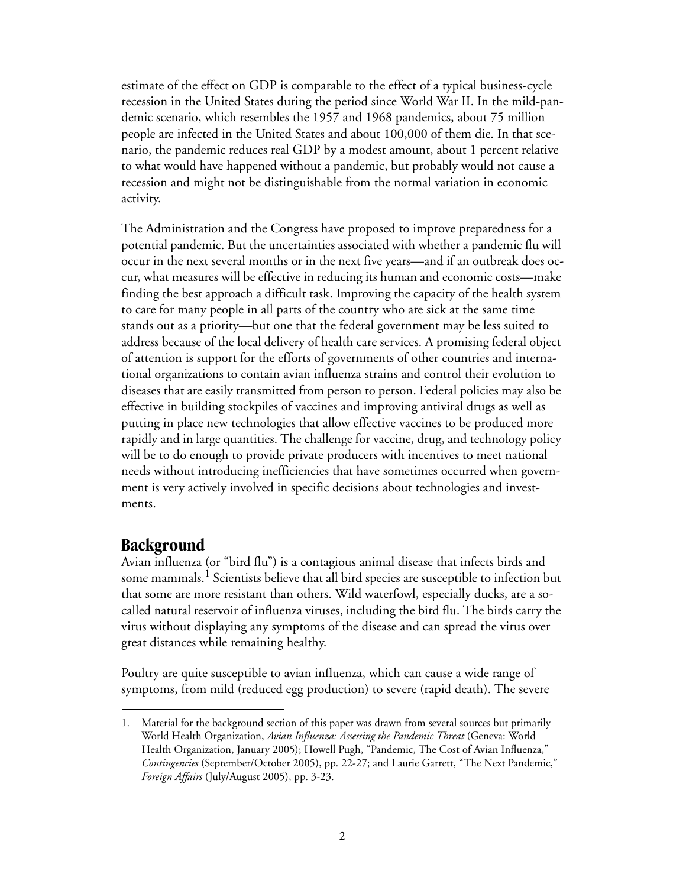estimate of the effect on GDP is comparable to the effect of a typical business-cycle recession in the United States during the period since World War II. In the mild-pandemic scenario, which resembles the 1957 and 1968 pandemics, about 75 million people are infected in the United States and about 100,000 of them die. In that scenario, the pandemic reduces real GDP by a modest amount, about 1 percent relative to what would have happened without a pandemic, but probably would not cause a recession and might not be distinguishable from the normal variation in economic activity.

The Administration and the Congress have proposed to improve preparedness for a potential pandemic. But the uncertainties associated with whether a pandemic flu will occur in the next several months or in the next five years—and if an outbreak does occur, what measures will be effective in reducing its human and economic costs—make finding the best approach a difficult task. Improving the capacity of the health system to care for many people in all parts of the country who are sick at the same time stands out as a priority—but one that the federal government may be less suited to address because of the local delivery of health care services. A promising federal object of attention is support for the efforts of governments of other countries and international organizations to contain avian influenza strains and control their evolution to diseases that are easily transmitted from person to person. Federal policies may also be effective in building stockpiles of vaccines and improving antiviral drugs as well as putting in place new technologies that allow effective vaccines to be produced more rapidly and in large quantities. The challenge for vaccine, drug, and technology policy will be to do enough to provide private producers with incentives to meet national needs without introducing inefficiencies that have sometimes occurred when government is very actively involved in specific decisions about technologies and investments.

## Background

Avian influenza (or "bird flu") is a contagious animal disease that infects birds and some mammals.[1] Scientists believe that all bird species are susceptible to infection but that some are more resistant than others. Wild waterfowl, especially ducks, are a so-called natural reservoir of influenza viruses, including the bird flu. The birds carry the virus without displaying any symptoms of the disease and can spread the virus over great distances while remaining healthy.

Poultry are quite susceptible to avian influenza, which can cause a wide range of symptoms, from mild (reduced egg production) to severe (rapid death). The severe

1. Material for the background section of this paper was drawn from several sources but primarily World Health Organization, *Avian Influenza: Assessing the Pandemic Threat* (Geneva: World Health Organization, January 2005); Howell Pugh, "Pandemic, The Cost of Avian Influenza," *Contingencies* (September/October 2005), pp. 22-27; and Laurie Garrett, "The Next Pandemic," *Foreign Affairs* (July/August 2005), pp. 3-23.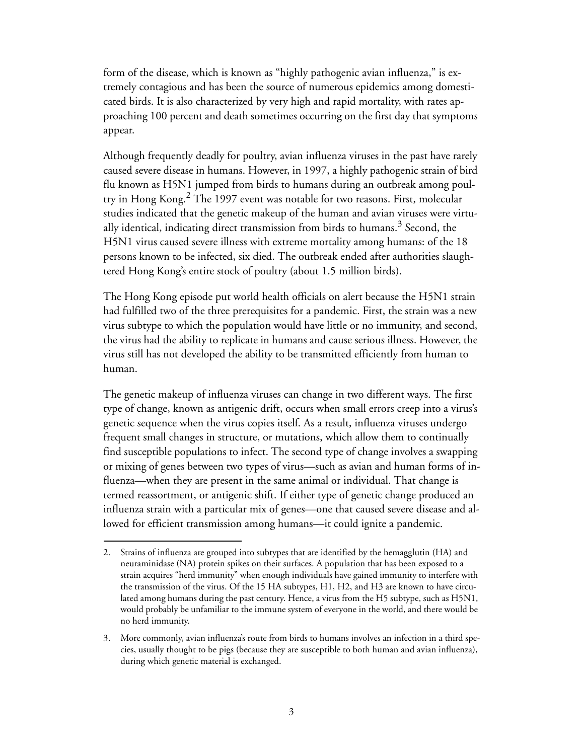form of the disease, which is known as "highly pathogenic avian influenza," is extremely contagious and has been the source of numerous epidemics among domesticated birds. It is also characterized by very high and rapid mortality, with rates approaching 100 percent and death sometimes occurring on the first day that symptoms appear.

Although frequently deadly for poultry, avian influenza viruses in the past have rarely caused severe disease in humans. However, in 1997, a highly pathogenic strain of bird flu known as H5N1 jumped from birds to humans during an outbreak among poultry in Hong Kong.[2] The 1997 event was notable for two reasons. First, molecular studies indicated that the genetic makeup of the human and avian viruses were virtually identical, indicating direct transmission from birds to humans.[3] Second, the H5N1 virus caused severe illness with extreme mortality among humans: of the 18 persons known to be infected, six died. The outbreak ended after authorities slaughtered Hong Kong's entire stock of poultry (about 1.5 million birds).

The Hong Kong episode put world health officials on alert because the H5N1 strain had fulfilled two of the three prerequisites for a pandemic. First, the strain was a new virus subtype to which the population would have little or no immunity, and second, the virus had the ability to replicate in humans and cause serious illness. However, the virus still has not developed the ability to be transmitted efficiently from human to human.

The genetic makeup of influenza viruses can change in two different ways. The first type of change, known as antigenic drift, occurs when small errors creep into a virus's genetic sequence when the virus copies itself. As a result, influenza viruses undergo frequent small changes in structure, or mutations, which allow them to continually find susceptible populations to infect. The second type of change involves a swapping or mixing of genes between two types of virus—such as avian and human forms of influenza—when they are present in the same animal or individual. That change is termed reassortment, or antigenic shift. If either type of genetic change produced an influenza strain with a particular mix of genes—one that caused severe disease and allowed for efficient transmission among humans—it could ignite a pandemic.

---

2. Strains of influenza are grouped into subtypes that are identified by the hemagglutin (HA) and neuraminidase (NA) protein spikes on their surfaces. A population that has been exposed to a strain acquires "herd immunity" when enough individuals have gained immunity to interfere with the transmission of the virus. Of the 15 HA subtypes, H1, H2, and H3 are known to have circulated among humans during the past century. Hence, a virus from the H5 subtype, such as H5N1, would probably be unfamiliar to the immune system of everyone in the world, and there would be no herd immunity.

3. More commonly, avian influenza's route from birds to humans involves an infection in a third species, usually thought to be pigs (because they are susceptible to both human and avian influenza), during which genetic material is exchanged.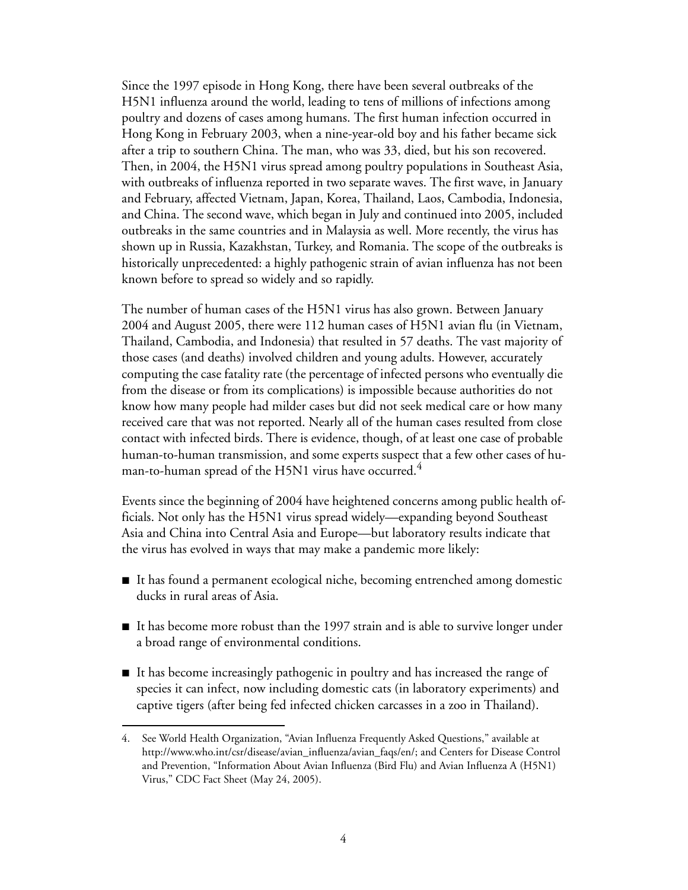Since the 1997 episode in Hong Kong, there have been several outbreaks of the H5N1 influenza around the world, leading to tens of millions of infections among poultry and dozens of cases among humans. The first human infection occurred in Hong Kong in February 2003, when a nine-year-old boy and his father became sick after a trip to southern China. The man, who was 33, died, but his son recovered. Then, in 2004, the H5N1 virus spread among poultry populations in Southeast Asia, with outbreaks of influenza reported in two separate waves. The first wave, in January and February, affected Vietnam, Japan, Korea, Thailand, Laos, Cambodia, Indonesia, and China. The second wave, which began in July and continued into 2005, included outbreaks in the same countries and in Malaysia as well. More recently, the virus has shown up in Russia, Kazakhstan, Turkey, and Romania. The scope of the outbreaks is historically unprecedented: a highly pathogenic strain of avian influenza has not been known before to spread so widely and so rapidly.

The number of human cases of the H5N1 virus has also grown. Between January 2004 and August 2005, there were 112 human cases of H5N1 avian flu (in Vietnam, Thailand, Cambodia, and Indonesia) that resulted in 57 deaths. The vast majority of those cases (and deaths) involved children and young adults. However, accurately computing the case fatality rate (the percentage of infected persons who eventually die from the disease or from its complications) is impossible because authorities do not know how many people had milder cases but did not seek medical care or how many received care that was not reported. Nearly all of the human cases resulted from close contact with infected birds. There is evidence, though, of at least one case of probable human-to-human transmission, and some experts suspect that a few other cases of human-to-human spread of the H5N1 virus have occurred.[4]

Events since the beginning of 2004 have heightened concerns among public health officials. Not only has the H5N1 virus spread widely—expanding beyond Southeast Asia and China into Central Asia and Europe—but laboratory results indicate that the virus has evolved in ways that may make a pandemic more likely:

- It has found a permanent ecological niche, becoming entrenched among domestic ducks in rural areas of Asia.
- It has become more robust than the 1997 strain and is able to survive longer under a broad range of environmental conditions.
- It has become increasingly pathogenic in poultry and has increased the range of species it can infect, now including domestic cats (in laboratory experiments) and captive tigers (after being fed infected chicken carcasses in a zoo in Thailand).

4. See World Health Organization, "Avian Influenza Frequently Asked Questions," available at http://www.who.int/csr/disease/avian_influenza/avian_faqs/en/; and Centers for Disease Control and Prevention, "Information About Avian Influenza (Bird Flu) and Avian Influenza A (H5N1) Virus," CDC Fact Sheet (May 24, 2005).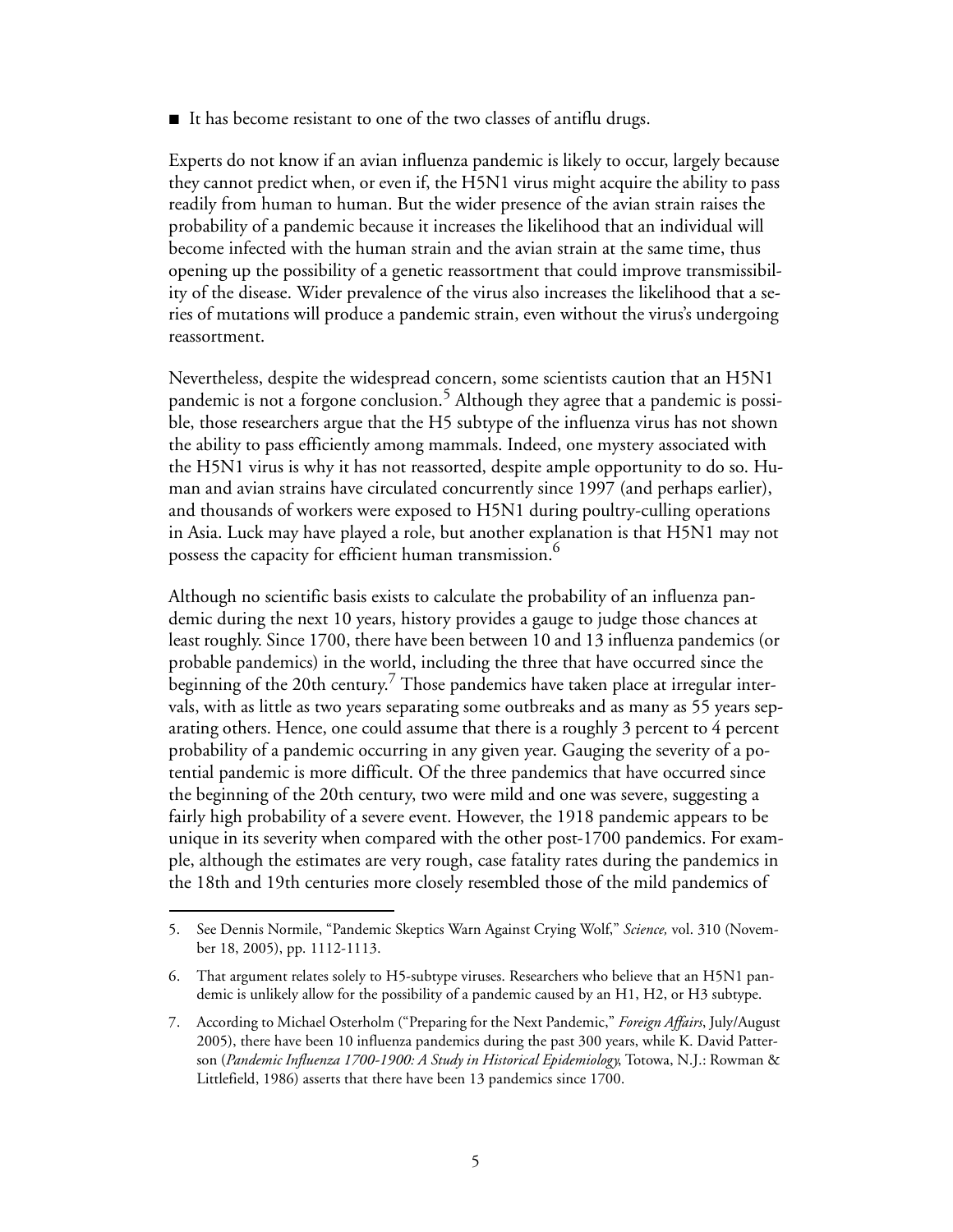- It has become resistant to one of the two classes of antiflu drugs.

Experts do not know if an avian influenza pandemic is likely to occur, largely because they cannot predict when, or even if, the H5N1 virus might acquire the ability to pass readily from human to human. But the wider presence of the avian strain raises the probability of a pandemic because it increases the likelihood that an individual will become infected with the human strain and the avian strain at the same time, thus opening up the possibility of a genetic reassortment that could improve transmissibility of the disease. Wider prevalence of the virus also increases the likelihood that a series of mutations will produce a pandemic strain, even without the virus's undergoing reassortment.

Nevertheless, despite the widespread concern, some scientists caution that an H5N1 pandemic is not a forgone conclusion.[5] Although they agree that a pandemic is possible, those researchers argue that the H5 subtype of the influenza virus has not shown the ability to pass efficiently among mammals. Indeed, one mystery associated with the H5N1 virus is why it has not reassorted, despite ample opportunity to do so. Human and avian strains have circulated concurrently since 1997 (and perhaps earlier), and thousands of workers were exposed to H5N1 during poultry-culling operations in Asia. Luck may have played a role, but another explanation is that H5N1 may not possess the capacity for efficient human transmission.[6]

Although no scientific basis exists to calculate the probability of an influenza pandemic during the next 10 years, history provides a gauge to judge those chances at least roughly. Since 1700, there have been between 10 and 13 influenza pandemics (or probable pandemics) in the world, including the three that have occurred since the beginning of the 20th century.[7] Those pandemics have taken place at irregular intervals, with as little as two years separating some outbreaks and as many as 55 years separating others. Hence, one could assume that there is a roughly 3 percent to 4 percent probability of a pandemic occurring in any given year. Gauging the severity of a potential pandemic is more difficult. Of the three pandemics that have occurred since the beginning of the 20th century, two were mild and one was severe, suggesting a fairly high probability of a severe event. However, the 1918 pandemic appears to be unique in its severity when compared with the other post-1700 pandemics. For example, although the estimates are very rough, case fatality rates during the pandemics in the 18th and 19th centuries more closely resembled those of the mild pandemics of

---

5. See Dennis Normile, "Pandemic Skeptics Warn Against Crying Wolf," *Science,* vol. 310 (November 18, 2005), pp. 1112-1113.

6. That argument relates solely to H5-subtype viruses. Researchers who believe that an H5N1 pandemic is unlikely allow for the possibility of a pandemic caused by an H1, H2, or H3 subtype.

7. According to Michael Osterholm ("Preparing for the Next Pandemic," *Foreign Affairs*, July/August 2005), there have been 10 influenza pandemics during the past 300 years, while K. David Patterson (*Pandemic Influenza 1700-1900: A Study in Historical Epidemiology*, Totowa, N.J.: Rowman & Littlefield, 1986) asserts that there have been 13 pandemics since 1700.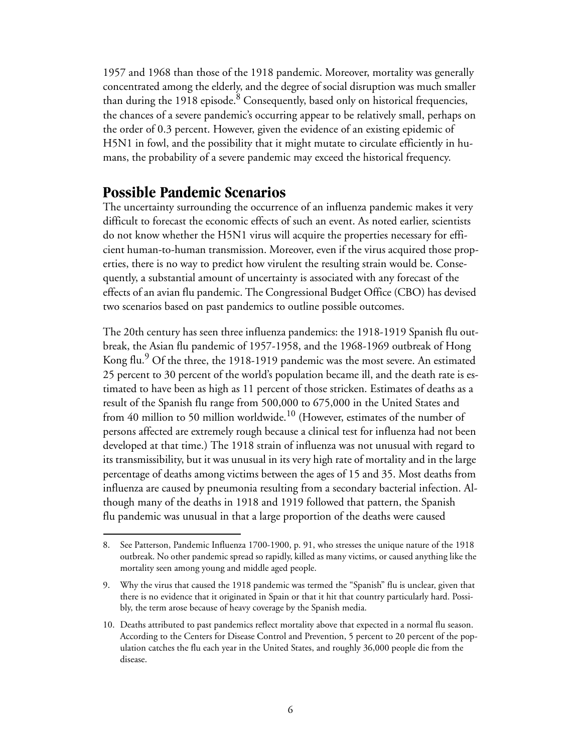1957 and 1968 than those of the 1918 pandemic. Moreover, mortality was generally concentrated among the elderly, and the degree of social disruption was much smaller than during the 1918 episode.[8] Consequently, based only on historical frequencies, the chances of a severe pandemic's occurring appear to be relatively small, perhaps on the order of 0.3 percent. However, given the evidence of an existing epidemic of H5N1 in fowl, and the possibility that it might mutate to circulate efficiently in humans, the probability of a severe pandemic may exceed the historical frequency.

## Possible Pandemic Scenarios

The uncertainty surrounding the occurrence of an influenza pandemic makes it very difficult to forecast the economic effects of such an event. As noted earlier, scientists do not know whether the H5N1 virus will acquire the properties necessary for efficient human-to-human transmission. Moreover, even if the virus acquired those properties, there is no way to predict how virulent the resulting strain would be. Consequently, a substantial amount of uncertainty is associated with any forecast of the effects of an avian flu pandemic. The Congressional Budget Office (CBO) has devised two scenarios based on past pandemics to outline possible outcomes.

The 20th century has seen three influenza pandemics: the 1918-1919 Spanish flu outbreak, the Asian flu pandemic of 1957-1958, and the 1968-1969 outbreak of Hong Kong flu.[9] Of the three, the 1918-1919 pandemic was the most severe. An estimated 25 percent to 30 percent of the world's population became ill, and the death rate is estimated to have been as high as 11 percent of those stricken. Estimates of deaths as a result of the Spanish flu range from 500,000 to 675,000 in the United States and from 40 million to 50 million worldwide.[10] (However, estimates of the number of persons affected are extremely rough because a clinical test for influenza had not been developed at that time.) The 1918 strain of influenza was not unusual with regard to its transmissibility, but it was unusual in its very high rate of mortality and in the large percentage of deaths among victims between the ages of 15 and 35. Most deaths from influenza are caused by pneumonia resulting from a secondary bacterial infection. Although many of the deaths in 1918 and 1919 followed that pattern, the Spanish flu pandemic was unusual in that a large proportion of the deaths were caused

---

8. See Patterson, Pandemic Influenza 1700-1900, p. 91, who stresses the unique nature of the 1918 outbreak. No other pandemic spread so rapidly, killed as many victims, or caused anything like the mortality seen among young and middle aged people.

9. Why the virus that caused the 1918 pandemic was termed the "Spanish" flu is unclear, given that there is no evidence that it originated in Spain or that it hit that country particularly hard. Possibly, the term arose because of heavy coverage by the Spanish media.

10. Deaths attributed to past pandemics reflect mortality above that expected in a normal flu season. According to the Centers for Disease Control and Prevention, 5 percent to 20 percent of the population catches the flu each year in the United States, and roughly 36,000 people die from the disease.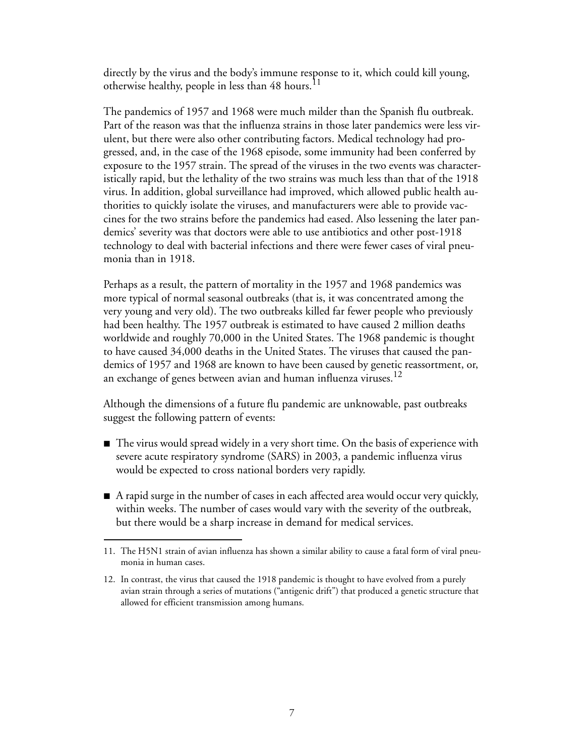directly by the virus and the body's immune response to it, which could kill young, otherwise healthy, people in less than 48 hours.[11]

The pandemics of 1957 and 1968 were much milder than the Spanish flu outbreak. Part of the reason was that the influenza strains in those later pandemics were less virulent, but there were also other contributing factors. Medical technology had progressed, and, in the case of the 1968 episode, some immunity had been conferred by exposure to the 1957 strain. The spread of the viruses in the two events was characteristically rapid, but the lethality of the two strains was much less than that of the 1918 virus. In addition, global surveillance had improved, which allowed public health authorities to quickly isolate the viruses, and manufacturers were able to provide vaccines for the two strains before the pandemics had eased. Also lessening the later pandemics' severity was that doctors were able to use antibiotics and other post-1918 technology to deal with bacterial infections and there were fewer cases of viral pneumonia than in 1918.

Perhaps as a result, the pattern of mortality in the 1957 and 1968 pandemics was more typical of normal seasonal outbreaks (that is, it was concentrated among the very young and very old). The two outbreaks killed far fewer people who previously had been healthy. The 1957 outbreak is estimated to have caused 2 million deaths worldwide and roughly 70,000 in the United States. The 1968 pandemic is thought to have caused 34,000 deaths in the United States. The viruses that caused the pandemics of 1957 and 1968 are known to have been caused by genetic reassortment, or, an exchange of genes between avian and human influenza viruses.[12]

Although the dimensions of a future flu pandemic are unknowable, past outbreaks suggest the following pattern of events:

- The virus would spread widely in a very short time. On the basis of experience with severe acute respiratory syndrome (SARS) in 2003, a pandemic influenza virus would be expected to cross national borders very rapidly.

- A rapid surge in the number of cases in each affected area would occur very quickly, within weeks. The number of cases would vary with the severity of the outbreak, but there would be a sharp increase in demand for medical services.

---

11. The H5N1 strain of avian influenza has shown a similar ability to cause a fatal form of viral pneumonia in human cases.

12. In contrast, the virus that caused the 1918 pandemic is thought to have evolved from a purely avian strain through a series of mutations ("antigenic drift") that produced a genetic structure that allowed for efficient transmission among humans.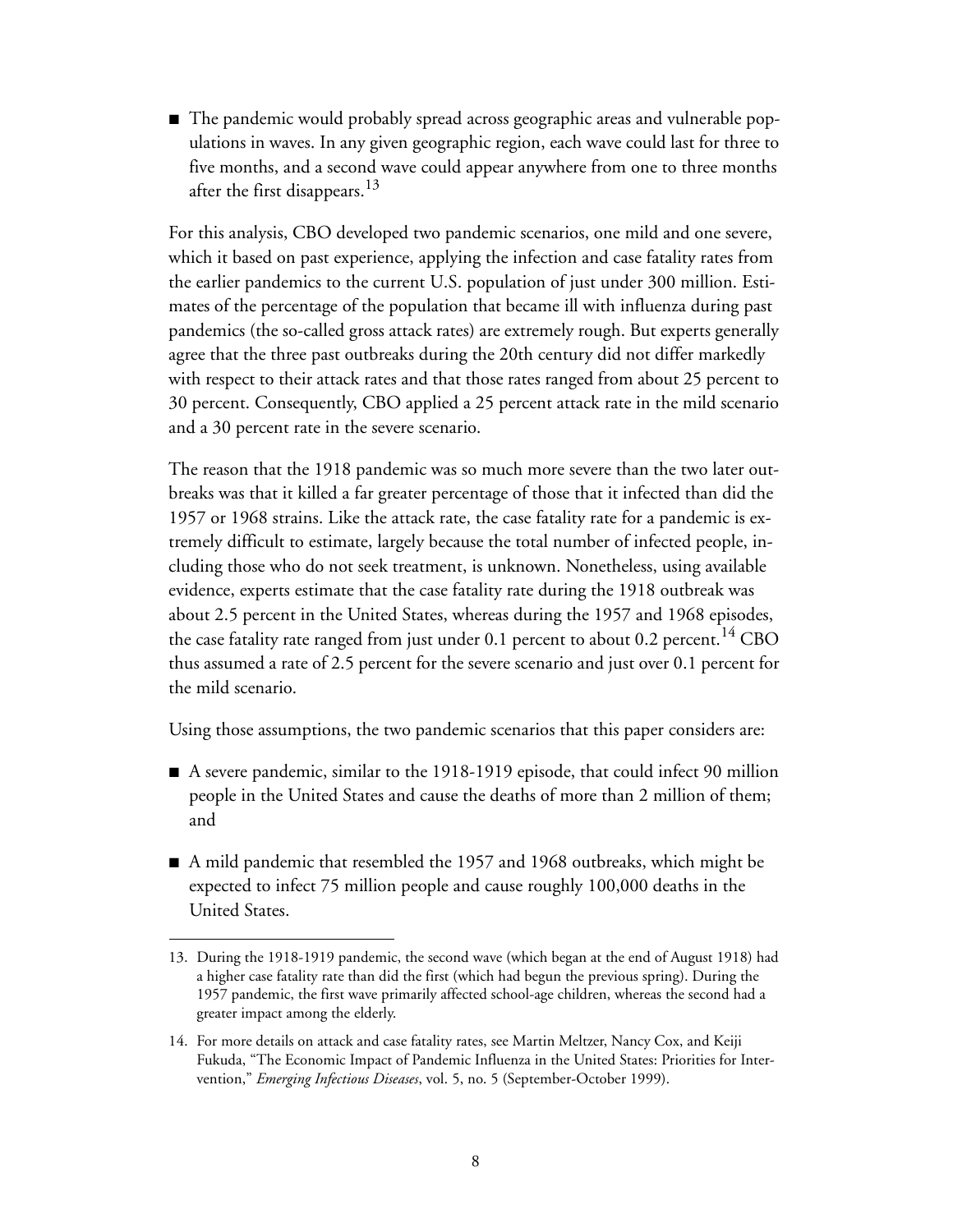- The pandemic would probably spread across geographic areas and vulnerable populations in waves. In any given geographic region, each wave could last for three to five months, and a second wave could appear anywhere from one to three months after the first disappears.[13]

For this analysis, CBO developed two pandemic scenarios, one mild and one severe, which it based on past experience, applying the infection and case fatality rates from the earlier pandemics to the current U.S. population of just under 300 million. Estimates of the percentage of the population that became ill with influenza during past pandemics (the so-called gross attack rates) are extremely rough. But experts generally agree that the three past outbreaks during the 20th century did not differ markedly with respect to their attack rates and that those rates ranged from about 25 percent to 30 percent. Consequently, CBO applied a 25 percent attack rate in the mild scenario and a 30 percent rate in the severe scenario.

The reason that the 1918 pandemic was so much more severe than the two later outbreaks was that it killed a far greater percentage of those that it infected than did the 1957 or 1968 strains. Like the attack rate, the case fatality rate for a pandemic is extremely difficult to estimate, largely because the total number of infected people, including those who do not seek treatment, is unknown. Nonetheless, using available evidence, experts estimate that the case fatality rate during the 1918 outbreak was about 2.5 percent in the United States, whereas during the 1957 and 1968 episodes, the case fatality rate ranged from just under 0.1 percent to about 0.2 percent.[14] CBO thus assumed a rate of 2.5 percent for the severe scenario and just over 0.1 percent for the mild scenario.

Using those assumptions, the two pandemic scenarios that this paper considers are:

- A severe pandemic, similar to the 1918-1919 episode, that could infect 90 million people in the United States and cause the deaths of more than 2 million of them; and
- A mild pandemic that resembled the 1957 and 1968 outbreaks, which might be expected to infect 75 million people and cause roughly 100,000 deaths in the United States.

---

13. During the 1918-1919 pandemic, the second wave (which began at the end of August 1918) had a higher case fatality rate than did the first (which had begun the previous spring). During the 1957 pandemic, the first wave primarily affected school-age children, whereas the second had a greater impact among the elderly.

14. For more details on attack and case fatality rates, see Martin Meltzer, Nancy Cox, and Keiji Fukuda, "The Economic Impact of Pandemic Influenza in the United States: Priorities for Intervention," *Emerging Infectious Diseases*, vol. 5, no. 5 (September-October 1999).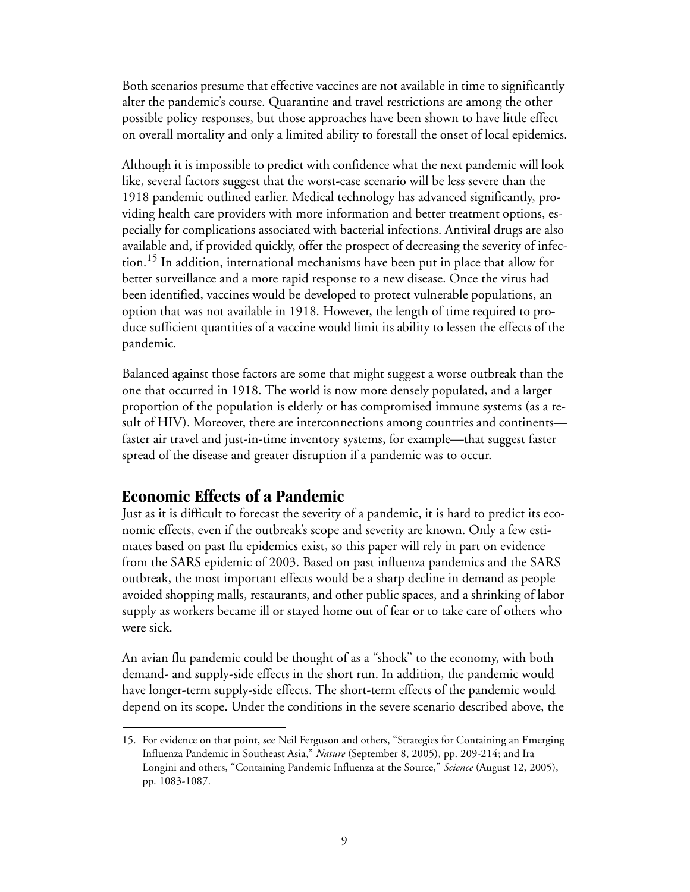Both scenarios presume that effective vaccines are not available in time to significantly alter the pandemic's course. Quarantine and travel restrictions are among the other possible policy responses, but those approaches have been shown to have little effect on overall mortality and only a limited ability to forestall the onset of local epidemics.

Although it is impossible to predict with confidence what the next pandemic will look like, several factors suggest that the worst-case scenario will be less severe than the 1918 pandemic outlined earlier. Medical technology has advanced significantly, providing health care providers with more information and better treatment options, especially for complications associated with bacterial infections. Antiviral drugs are also available and, if provided quickly, offer the prospect of decreasing the severity of infection.[15] In addition, international mechanisms have been put in place that allow for better surveillance and a more rapid response to a new disease. Once the virus had been identified, vaccines would be developed to protect vulnerable populations, an option that was not available in 1918. However, the length of time required to produce sufficient quantities of a vaccine would limit its ability to lessen the effects of the pandemic.

Balanced against those factors are some that might suggest a worse outbreak than the one that occurred in 1918. The world is now more densely populated, and a larger proportion of the population is elderly or has compromised immune systems (as a result of HIV). Moreover, there are interconnections among countries and continents—faster air travel and just-in-time inventory systems, for example—that suggest faster spread of the disease and greater disruption if a pandemic was to occur.

## Economic Effects of a Pandemic

Just as it is difficult to forecast the severity of a pandemic, it is hard to predict its economic effects, even if the outbreak's scope and severity are known. Only a few estimates based on past flu epidemics exist, so this paper will rely in part on evidence from the SARS epidemic of 2003. Based on past influenza pandemics and the SARS outbreak, the most important effects would be a sharp decline in demand as people avoided shopping malls, restaurants, and other public spaces, and a shrinking of labor supply as workers became ill or stayed home out of fear or to take care of others who were sick.

An avian flu pandemic could be thought of as a "shock" to the economy, with both demand- and supply-side effects in the short run. In addition, the pandemic would have longer-term supply-side effects. The short-term effects of the pandemic would depend on its scope. Under the conditions in the severe scenario described above, the

15. For evidence on that point, see Neil Ferguson and others, "Strategies for Containing an Emerging Influenza Pandemic in Southeast Asia," *Nature* (September 8, 2005), pp. 209-214; and Ira Longini and others, "Containing Pandemic Influenza at the Source," *Science* (August 12, 2005), pp. 1083-1087.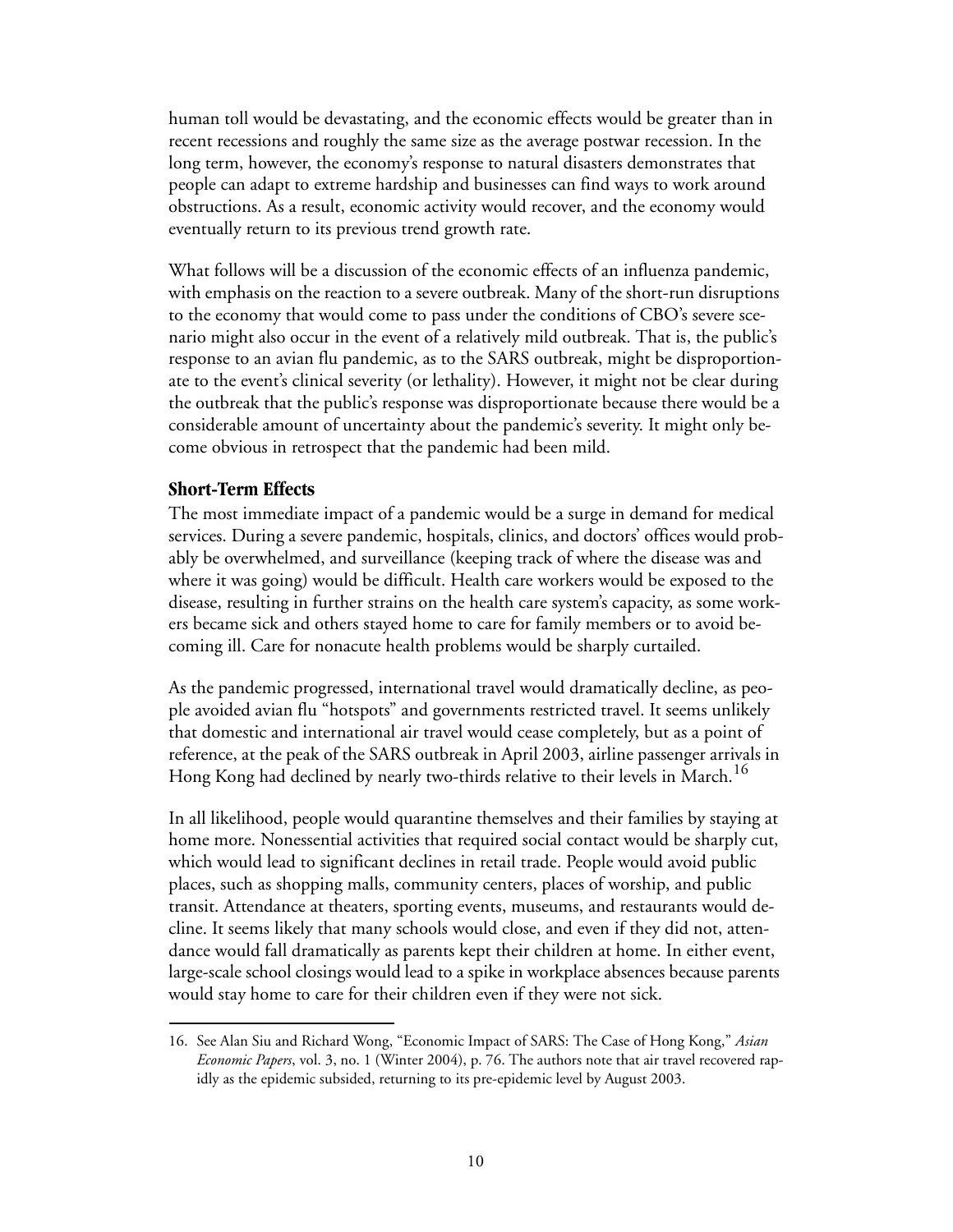human toll would be devastating, and the economic effects would be greater than in recent recessions and roughly the same size as the average postwar recession. In the long term, however, the economy's response to natural disasters demonstrates that people can adapt to extreme hardship and businesses can find ways to work around obstructions. As a result, economic activity would recover, and the economy would eventually return to its previous trend growth rate.

What follows will be a discussion of the economic effects of an influenza pandemic, with emphasis on the reaction to a severe outbreak. Many of the short-run disruptions to the economy that would come to pass under the conditions of CBO's severe scenario might also occur in the event of a relatively mild outbreak. That is, the public's response to an avian flu pandemic, as to the SARS outbreak, might be disproportionate to the event's clinical severity (or lethality). However, it might not be clear during the outbreak that the public's response was disproportionate because there would be a considerable amount of uncertainty about the pandemic's severity. It might only become obvious in retrospect that the pandemic had been mild.

### Short-Term Effects

The most immediate impact of a pandemic would be a surge in demand for medical services. During a severe pandemic, hospitals, clinics, and doctors' offices would probably be overwhelmed, and surveillance (keeping track of where the disease was and where it was going) would be difficult. Health care workers would be exposed to the disease, resulting in further strains on the health care system's capacity, as some workers became sick and others stayed home to care for family members or to avoid becoming ill. Care for nonacute health problems would be sharply curtailed.

As the pandemic progressed, international travel would dramatically decline, as people avoided avian flu "hotspots" and governments restricted travel. It seems unlikely that domestic and international air travel would cease completely, but as a point of reference, at the peak of the SARS outbreak in April 2003, airline passenger arrivals in Hong Kong had declined by nearly two-thirds relative to their levels in March.[16]

In all likelihood, people would quarantine themselves and their families by staying at home more. Nonessential activities that required social contact would be sharply cut, which would lead to significant declines in retail trade. People would avoid public places, such as shopping malls, community centers, places of worship, and public transit. Attendance at theaters, sporting events, museums, and restaurants would decline. It seems likely that many schools would close, and even if they did not, attendance would fall dramatically as parents kept their children at home. In either event, large-scale school closings would lead to a spike in workplace absences because parents would stay home to care for their children even if they were not sick.

16. See Alan Siu and Richard Wong, "Economic Impact of SARS: The Case of Hong Kong," *Asian Economic Papers*, vol. 3, no. 1 (Winter 2004), p. 76. The authors note that air travel recovered rapidly as the epidemic subsided, returning to its pre-epidemic level by August 2003.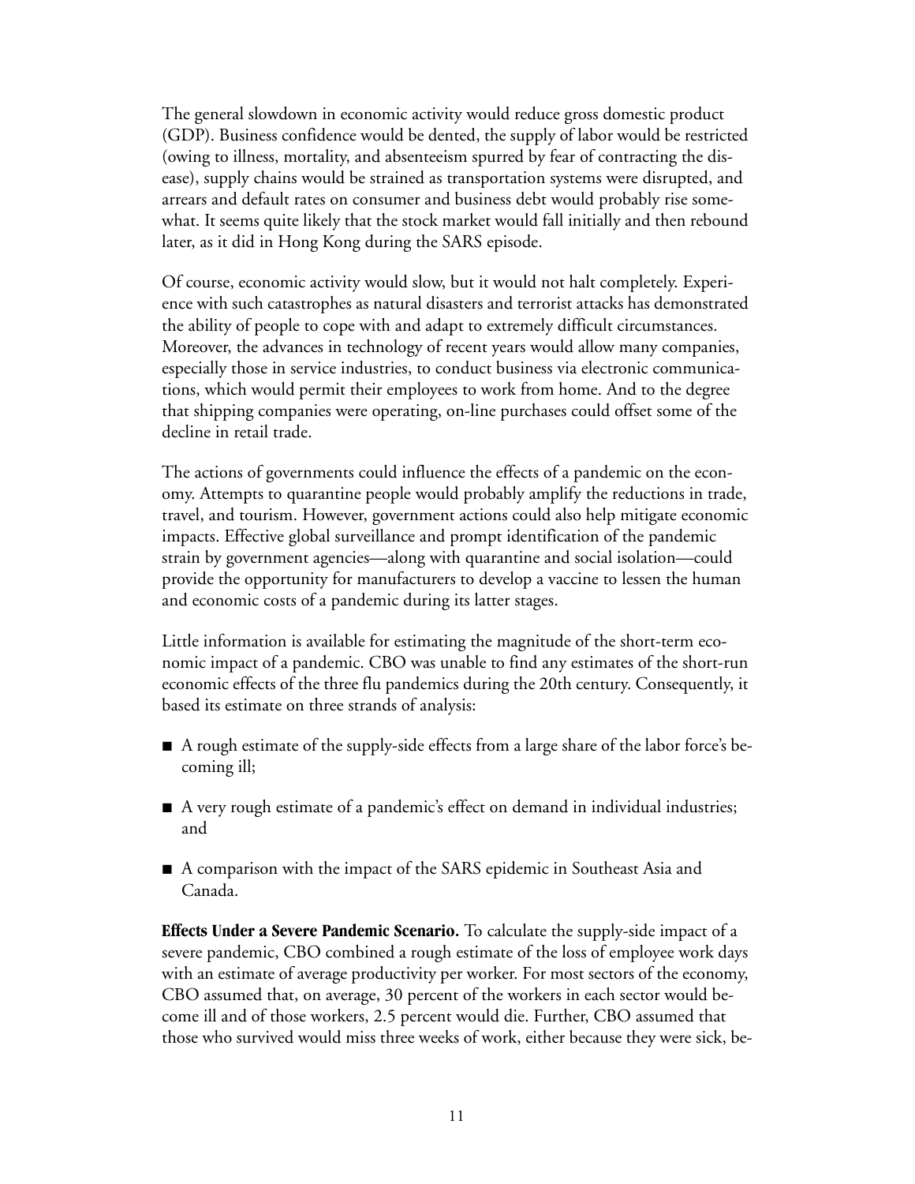The general slowdown in economic activity would reduce gross domestic product (GDP). Business confidence would be dented, the supply of labor would be restricted (owing to illness, mortality, and absenteeism spurred by fear of contracting the disease), supply chains would be strained as transportation systems were disrupted, and arrears and default rates on consumer and business debt would probably rise somewhat. It seems quite likely that the stock market would fall initially and then rebound later, as it did in Hong Kong during the SARS episode.

Of course, economic activity would slow, but it would not halt completely. Experience with such catastrophes as natural disasters and terrorist attacks has demonstrated the ability of people to cope with and adapt to extremely difficult circumstances. Moreover, the advances in technology of recent years would allow many companies, especially those in service industries, to conduct business via electronic communications, which would permit their employees to work from home. And to the degree that shipping companies were operating, on-line purchases could offset some of the decline in retail trade.

The actions of governments could influence the effects of a pandemic on the economy. Attempts to quarantine people would probably amplify the reductions in trade, travel, and tourism. However, government actions could also help mitigate economic impacts. Effective global surveillance and prompt identification of the pandemic strain by government agencies—along with quarantine and social isolation—could provide the opportunity for manufacturers to develop a vaccine to lessen the human and economic costs of a pandemic during its latter stages.

Little information is available for estimating the magnitude of the short-term economic impact of a pandemic. CBO was unable to find any estimates of the short-run economic effects of the three flu pandemics during the 20th century. Consequently, it based its estimate on three strands of analysis:

- A rough estimate of the supply-side effects from a large share of the labor force's becoming ill;
- A very rough estimate of a pandemic's effect on demand in individual industries; and
- A comparison with the impact of the SARS epidemic in Southeast Asia and Canada.

**Effects Under a Severe Pandemic Scenario.** To calculate the supply-side impact of a severe pandemic, CBO combined a rough estimate of the loss of employee work days with an estimate of average productivity per worker. For most sectors of the economy, CBO assumed that, on average, 30 percent of the workers in each sector would become ill and of those workers, 2.5 percent would die. Further, CBO assumed that those who survived would miss three weeks of work, either because they were sick, be-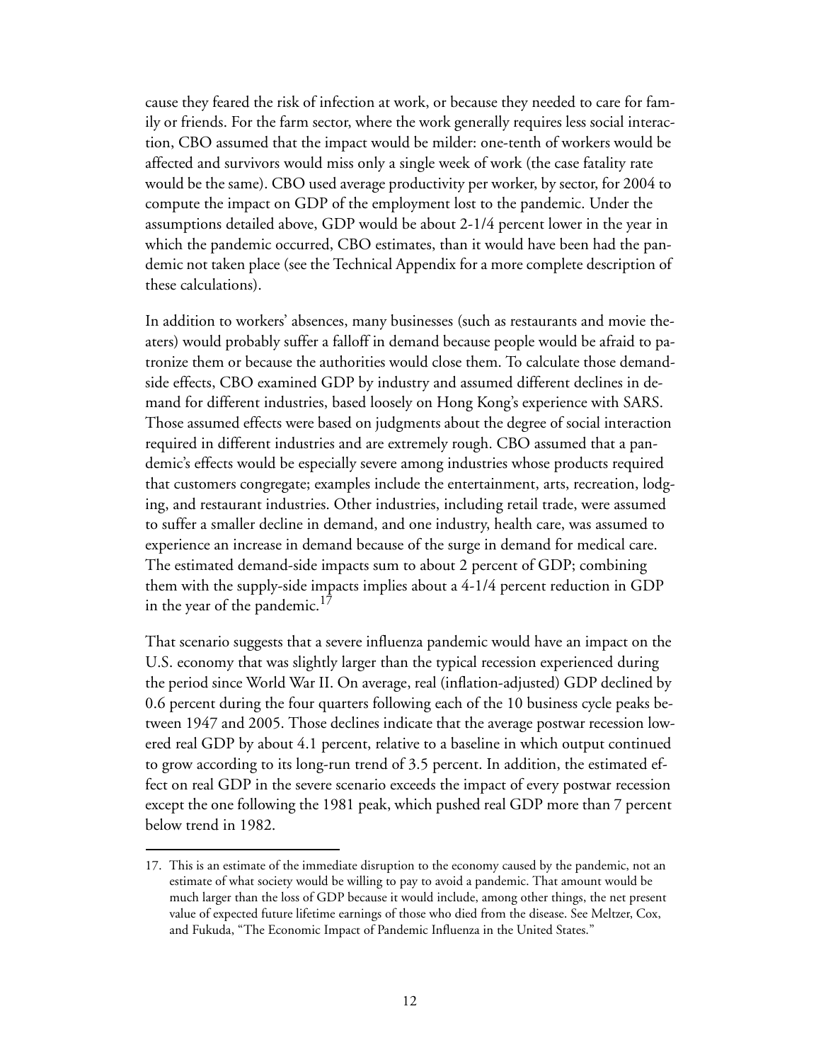cause they feared the risk of infection at work, or because they needed to care for family or friends. For the farm sector, where the work generally requires less social interaction, CBO assumed that the impact would be milder: one-tenth of workers would be affected and survivors would miss only a single week of work (the case fatality rate would be the same). CBO used average productivity per worker, by sector, for 2004 to compute the impact on GDP of the employment lost to the pandemic. Under the assumptions detailed above, GDP would be about 2-1/4 percent lower in the year in which the pandemic occurred, CBO estimates, than it would have been had the pandemic not taken place (see the Technical Appendix for a more complete description of these calculations).

In addition to workers' absences, many businesses (such as restaurants and movie theaters) would probably suffer a falloff in demand because people would be afraid to patronize them or because the authorities would close them. To calculate those demand-side effects, CBO examined GDP by industry and assumed different declines in demand for different industries, based loosely on Hong Kong's experience with SARS. Those assumed effects were based on judgments about the degree of social interaction required in different industries and are extremely rough. CBO assumed that a pandemic's effects would be especially severe among industries whose products required that customers congregate; examples include the entertainment, arts, recreation, lodging, and restaurant industries. Other industries, including retail trade, were assumed to suffer a smaller decline in demand, and one industry, health care, was assumed to experience an increase in demand because of the surge in demand for medical care. The estimated demand-side impacts sum to about 2 percent of GDP; combining them with the supply-side impacts implies about a 4-1/4 percent reduction in GDP in the year of the pandemic.[17]

That scenario suggests that a severe influenza pandemic would have an impact on the U.S. economy that was slightly larger than the typical recession experienced during the period since World War II. On average, real (inflation-adjusted) GDP declined by 0.6 percent during the four quarters following each of the 10 business cycle peaks between 1947 and 2005. Those declines indicate that the average postwar recession lowered real GDP by about 4.1 percent, relative to a baseline in which output continued to grow according to its long-run trend of 3.5 percent. In addition, the estimated effect on real GDP in the severe scenario exceeds the impact of every postwar recession except the one following the 1981 peak, which pushed real GDP more than 7 percent below trend in 1982.

---

17. This is an estimate of the immediate disruption to the economy caused by the pandemic, not an estimate of what society would be willing to pay to avoid a pandemic. That amount would be much larger than the loss of GDP because it would include, among other things, the net present value of expected future lifetime earnings of those who died from the disease. See Meltzer, Cox, and Fukuda, "The Economic Impact of Pandemic Influenza in the United States."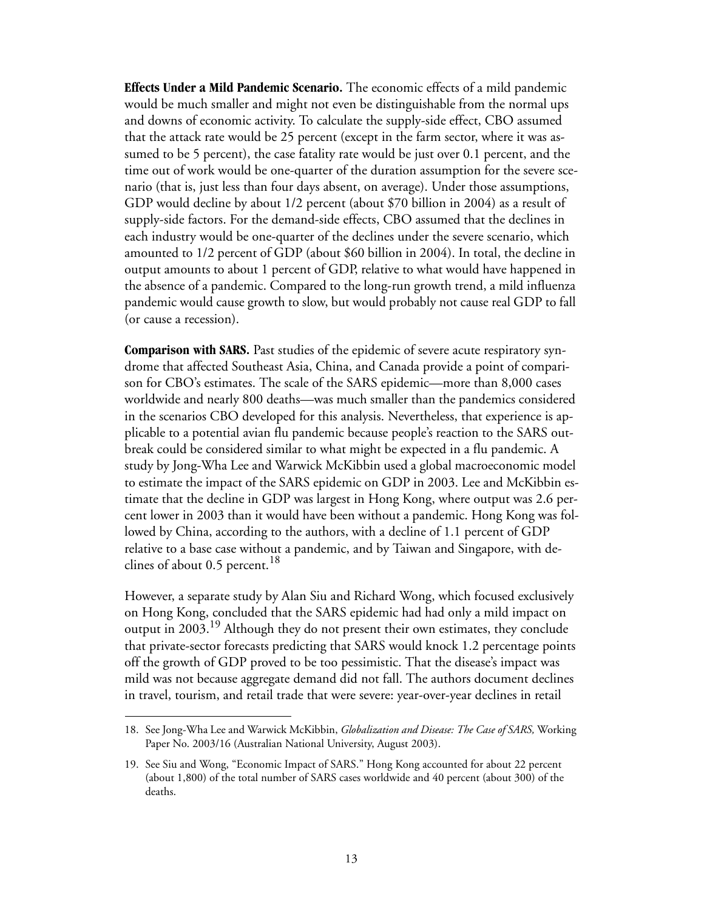**Effects Under a Mild Pandemic Scenario.** The economic effects of a mild pandemic would be much smaller and might not even be distinguishable from the normal ups and downs of economic activity. To calculate the supply-side effect, CBO assumed that the attack rate would be 25 percent (except in the farm sector, where it was assumed to be 5 percent), the case fatality rate would be just over 0.1 percent, and the time out of work would be one-quarter of the duration assumption for the severe scenario (that is, just less than four days absent, on average). Under those assumptions, GDP would decline by about 1/2 percent (about \$70 billion in 2004) as a result of supply-side factors. For the demand-side effects, CBO assumed that the declines in each industry would be one-quarter of the declines under the severe scenario, which amounted to 1/2 percent of GDP (about \$60 billion in 2004). In total, the decline in output amounts to about 1 percent of GDP, relative to what would have happened in the absence of a pandemic. Compared to the long-run growth trend, a mild influenza pandemic would cause growth to slow, but would probably not cause real GDP to fall (or cause a recession).

**Comparison with SARS.** Past studies of the epidemic of severe acute respiratory syndrome that affected Southeast Asia, China, and Canada provide a point of comparison for CBO's estimates. The scale of the SARS epidemic—more than 8,000 cases worldwide and nearly 800 deaths—was much smaller than the pandemics considered in the scenarios CBO developed for this analysis. Nevertheless, that experience is applicable to a potential avian flu pandemic because people's reaction to the SARS outbreak could be considered similar to what might be expected in a flu pandemic. A study by Jong-Wha Lee and Warwick McKibbin used a global macroeconomic model to estimate the impact of the SARS epidemic on GDP in 2003. Lee and McKibbin estimate that the decline in GDP was largest in Hong Kong, where output was 2.6 percent lower in 2003 than it would have been without a pandemic. Hong Kong was followed by China, according to the authors, with a decline of 1.1 percent of GDP relative to a base case without a pandemic, and by Taiwan and Singapore, with declines of about 0.5 percent.[18]

However, a separate study by Alan Siu and Richard Wong, which focused exclusively on Hong Kong, concluded that the SARS epidemic had had only a mild impact on output in 2003.[19] Although they do not present their own estimates, they conclude that private-sector forecasts predicting that SARS would knock 1.2 percentage points off the growth of GDP proved to be too pessimistic. That the disease's impact was mild was not because aggregate demand did not fall. The authors document declines in travel, tourism, and retail trade that were severe: year-over-year declines in retail

18. See Jong-Wha Lee and Warwick McKibbin, *Globalization and Disease: The Case of SARS,* Working Paper No. 2003/16 (Australian National University, August 2003).

19. See Siu and Wong, "Economic Impact of SARS." Hong Kong accounted for about 22 percent (about 1,800) of the total number of SARS cases worldwide and 40 percent (about 300) of the deaths.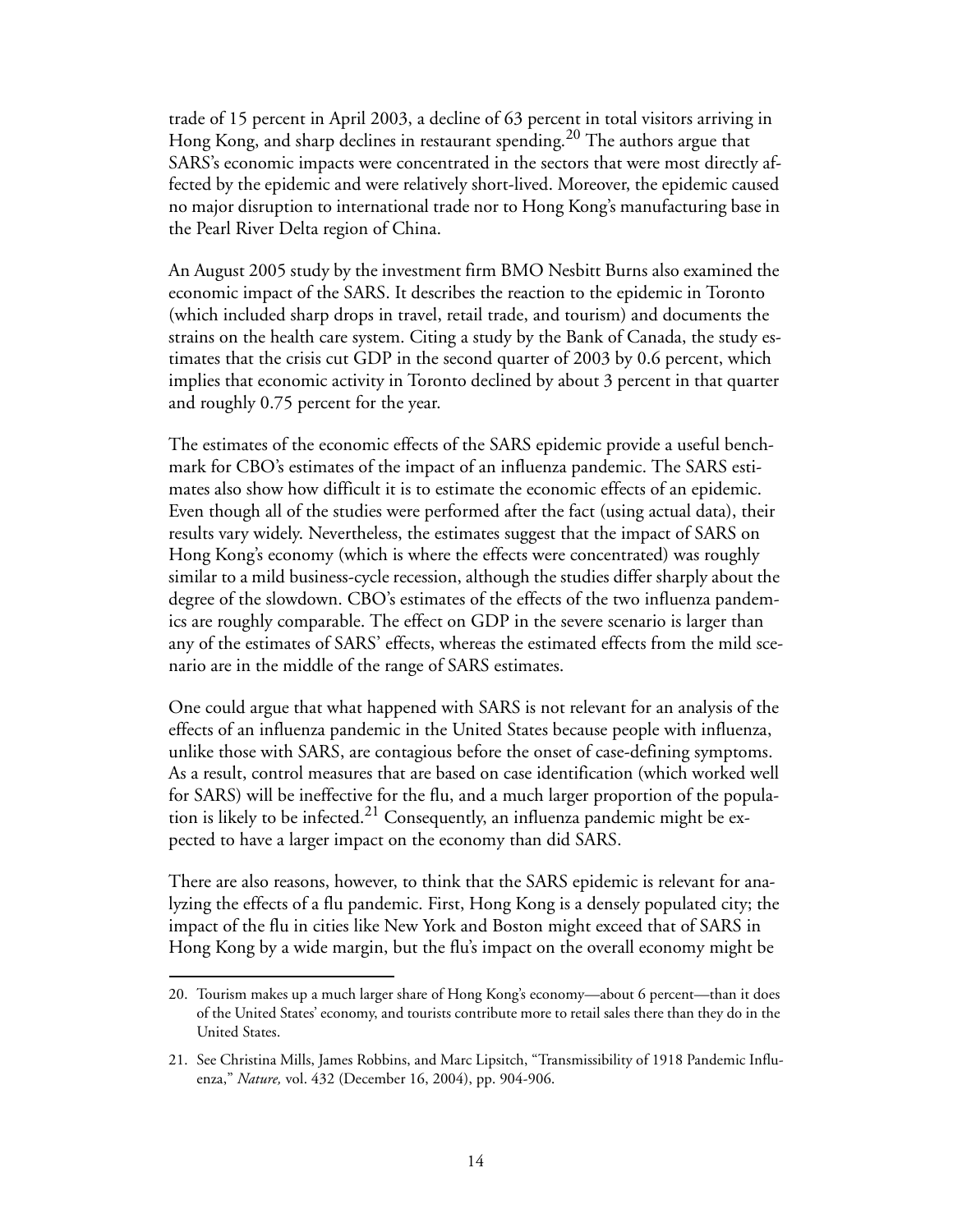trade of 15 percent in April 2003, a decline of 63 percent in total visitors arriving in Hong Kong, and sharp declines in restaurant spending.[20] The authors argue that SARS's economic impacts were concentrated in the sectors that were most directly affected by the epidemic and were relatively short-lived. Moreover, the epidemic caused no major disruption to international trade nor to Hong Kong's manufacturing base in the Pearl River Delta region of China.

An August 2005 study by the investment firm BMO Nesbitt Burns also examined the economic impact of the SARS. It describes the reaction to the epidemic in Toronto (which included sharp drops in travel, retail trade, and tourism) and documents the strains on the health care system. Citing a study by the Bank of Canada, the study estimates that the crisis cut GDP in the second quarter of 2003 by 0.6 percent, which implies that economic activity in Toronto declined by about 3 percent in that quarter and roughly 0.75 percent for the year.

The estimates of the economic effects of the SARS epidemic provide a useful benchmark for CBO's estimates of the impact of an influenza pandemic. The SARS estimates also show how difficult it is to estimate the economic effects of an epidemic. Even though all of the studies were performed after the fact (using actual data), their results vary widely. Nevertheless, the estimates suggest that the impact of SARS on Hong Kong's economy (which is where the effects were concentrated) was roughly similar to a mild business-cycle recession, although the studies differ sharply about the degree of the slowdown. CBO's estimates of the effects of the two influenza pandemics are roughly comparable. The effect on GDP in the severe scenario is larger than any of the estimates of SARS' effects, whereas the estimated effects from the mild scenario are in the middle of the range of SARS estimates.

One could argue that what happened with SARS is not relevant for an analysis of the effects of an influenza pandemic in the United States because people with influenza, unlike those with SARS, are contagious before the onset of case-defining symptoms. As a result, control measures that are based on case identification (which worked well for SARS) will be ineffective for the flu, and a much larger proportion of the population is likely to be infected.[21] Consequently, an influenza pandemic might be expected to have a larger impact on the economy than did SARS.

There are also reasons, however, to think that the SARS epidemic is relevant for analyzing the effects of a flu pandemic. First, Hong Kong is a densely populated city; the impact of the flu in cities like New York and Boston might exceed that of SARS in Hong Kong by a wide margin, but the flu's impact on the overall economy might be

---

20. Tourism makes up a much larger share of Hong Kong's economy—about 6 percent—than it does of the United States' economy, and tourists contribute more to retail sales there than they do in the United States.

21. See Christina Mills, James Robbins, and Marc Lipsitch, "Transmissibility of 1918 Pandemic Influenza," *Nature,* vol. 432 (December 16, 2004), pp. 904-906.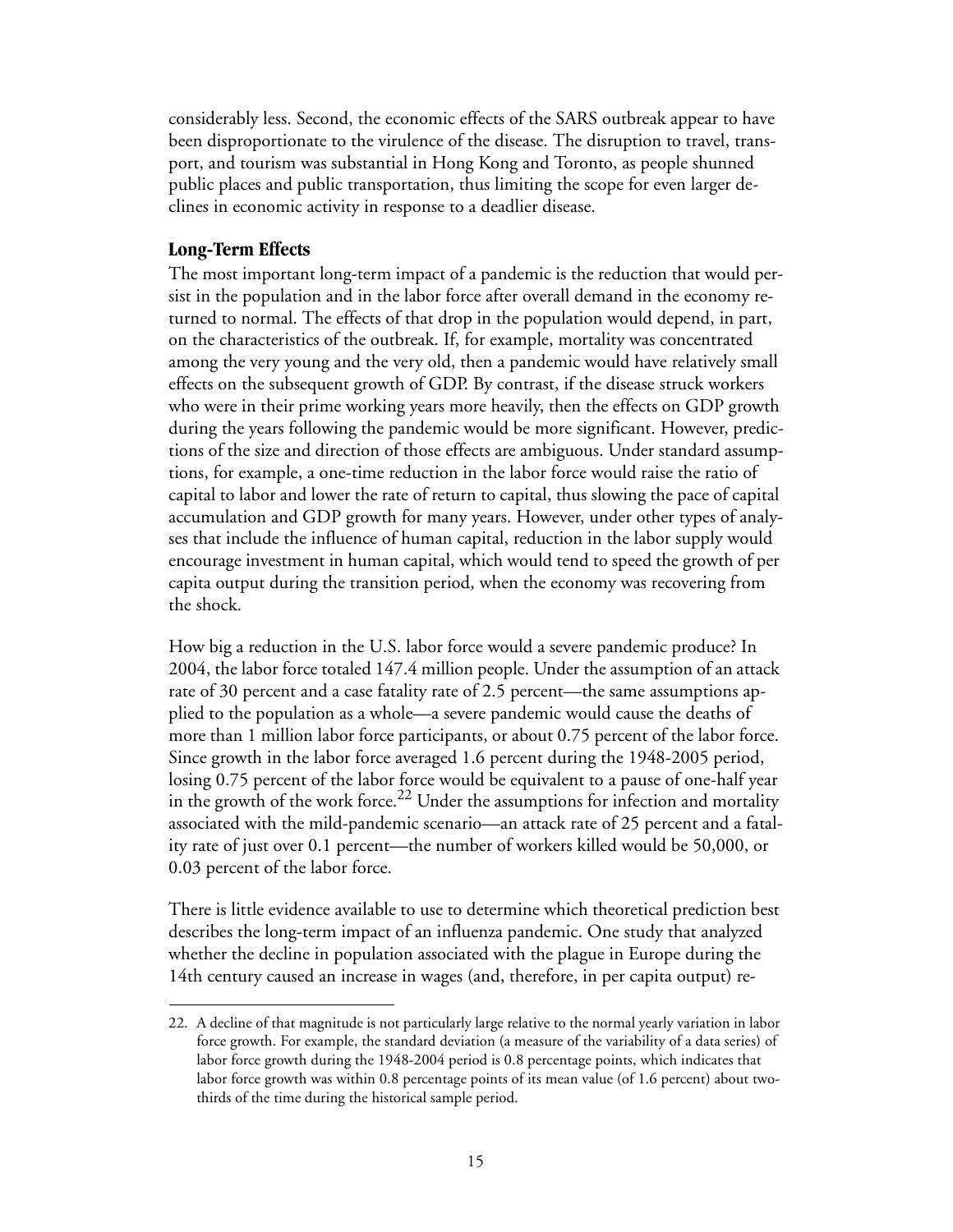considerably less. Second, the economic effects of the SARS outbreak appear to have been disproportionate to the virulence of the disease. The disruption to travel, transport, and tourism was substantial in Hong Kong and Toronto, as people shunned public places and public transportation, thus limiting the scope for even larger declines in economic activity in response to a deadlier disease.

### Long-Term Effects

The most important long-term impact of a pandemic is the reduction that would persist in the population and in the labor force after overall demand in the economy returned to normal. The effects of that drop in the population would depend, in part, on the characteristics of the outbreak. If, for example, mortality was concentrated among the very young and the very old, then a pandemic would have relatively small effects on the subsequent growth of GDP. By contrast, if the disease struck workers who were in their prime working years more heavily, then the effects on GDP growth during the years following the pandemic would be more significant. However, predictions of the size and direction of those effects are ambiguous. Under standard assumptions, for example, a one-time reduction in the labor force would raise the ratio of capital to labor and lower the rate of return to capital, thus slowing the pace of capital accumulation and GDP growth for many years. However, under other types of analyses that include the influence of human capital, reduction in the labor supply would encourage investment in human capital, which would tend to speed the growth of per capita output during the transition period, when the economy was recovering from the shock.

How big a reduction in the U.S. labor force would a severe pandemic produce? In 2004, the labor force totaled 147.4 million people. Under the assumption of an attack rate of 30 percent and a case fatality rate of 2.5 percent—the same assumptions applied to the population as a whole—a severe pandemic would cause the deaths of more than 1 million labor force participants, or about 0.75 percent of the labor force. Since growth in the labor force averaged 1.6 percent during the 1948-2005 period, losing 0.75 percent of the labor force would be equivalent to a pause of one-half year in the growth of the work force.[22] Under the assumptions for infection and mortality associated with the mild-pandemic scenario—an attack rate of 25 percent and a fatality rate of just over 0.1 percent—the number of workers killed would be 50,000, or 0.03 percent of the labor force.

There is little evidence available to use to determine which theoretical prediction best describes the long-term impact of an influenza pandemic. One study that analyzed whether the decline in population associated with the plague in Europe during the 14th century caused an increase in wages (and, therefore, in per capita output) re-

---

22. A decline of that magnitude is not particularly large relative to the normal yearly variation in labor force growth. For example, the standard deviation (a measure of the variability of a data series) of labor force growth during the 1948-2004 period is 0.8 percentage points, which indicates that labor force growth was within 0.8 percentage points of its mean value (of 1.6 percent) about two-thirds of the time during the historical sample period.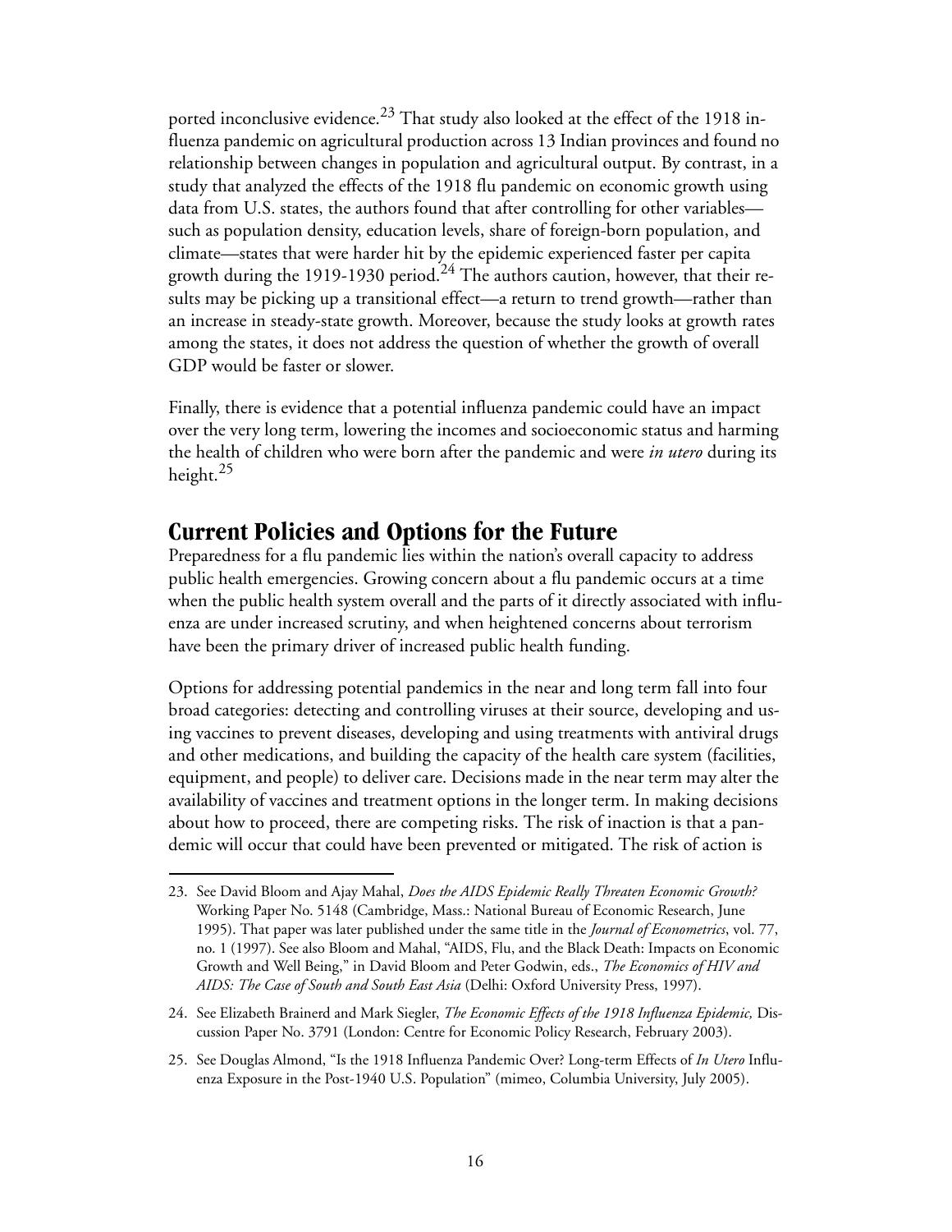ported inconclusive evidence.[23] That study also looked at the effect of the 1918 influenza pandemic on agricultural production across 13 Indian provinces and found no relationship between changes in population and agricultural output. By contrast, in a study that analyzed the effects of the 1918 flu pandemic on economic growth using data from U.S. states, the authors found that after controlling for other variables—such as population density, education levels, share of foreign-born population, and climate—states that were harder hit by the epidemic experienced faster per capita growth during the 1919-1930 period.[24] The authors caution, however, that their results may be picking up a transitional effect—a return to trend growth—rather than an increase in steady-state growth. Moreover, because the study looks at growth rates among the states, it does not address the question of whether the growth of overall GDP would be faster or slower.

Finally, there is evidence that a potential influenza pandemic could have an impact over the very long term, lowering the incomes and socioeconomic status and harming the health of children who were born after the pandemic and were *in utero* during its height.[25]

## Current Policies and Options for the Future

Preparedness for a flu pandemic lies within the nation's overall capacity to address public health emergencies. Growing concern about a flu pandemic occurs at a time when the public health system overall and the parts of it directly associated with influenza are under increased scrutiny, and when heightened concerns about terrorism have been the primary driver of increased public health funding.

Options for addressing potential pandemics in the near and long term fall into four broad categories: detecting and controlling viruses at their source, developing and using vaccines to prevent diseases, developing and using treatments with antiviral drugs and other medications, and building the capacity of the health care system (facilities, equipment, and people) to deliver care. Decisions made in the near term may alter the availability of vaccines and treatment options in the longer term. In making decisions about how to proceed, there are competing risks. The risk of inaction is that a pandemic will occur that could have been prevented or mitigated. The risk of action is

---

23. See David Bloom and Ajay Mahal, *Does the AIDS Epidemic Really Threaten Economic Growth?* Working Paper No. 5148 (Cambridge, Mass.: National Bureau of Economic Research, June 1995). That paper was later published under the same title in the *Journal of Econometrics*, vol. 77, no. 1 (1997). See also Bloom and Mahal, "AIDS, Flu, and the Black Death: Impacts on Economic Growth and Well Being," in David Bloom and Peter Godwin, eds., *The Economics of HIV and AIDS: The Case of South and South East Asia* (Delhi: Oxford University Press, 1997).

24. See Elizabeth Brainerd and Mark Siegler, *The Economic Effects of the 1918 Influenza Epidemic,* Discussion Paper No. 3791 (London: Centre for Economic Policy Research, February 2003).

25. See Douglas Almond, "Is the 1918 Influenza Pandemic Over? Long-term Effects of *In Utero* Influenza Exposure in the Post-1940 U.S. Population" (mimeo, Columbia University, July 2005).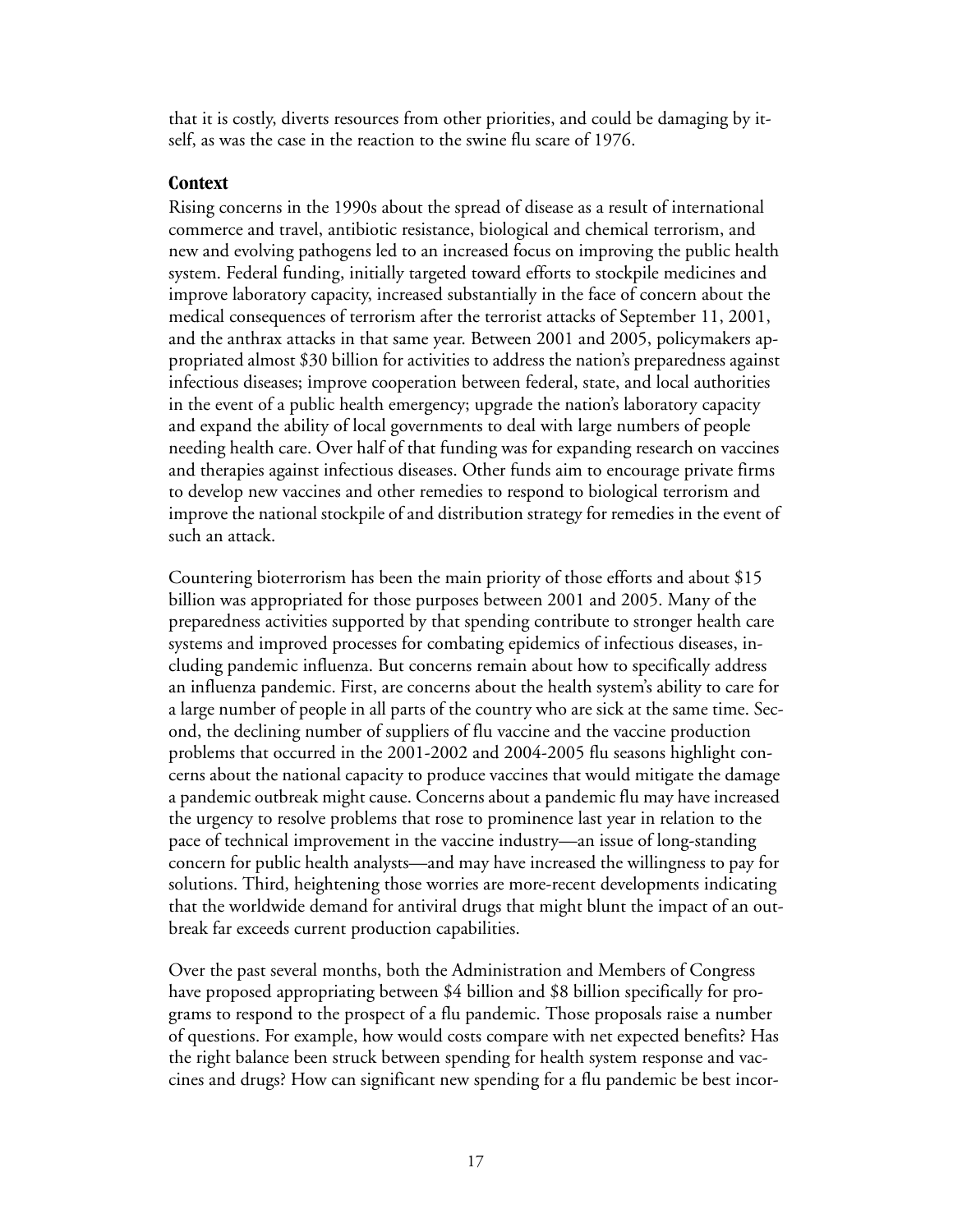that it is costly, diverts resources from other priorities, and could be damaging by itself, as was the case in the reaction to the swine flu scare of 1976.

### Context

Rising concerns in the 1990s about the spread of disease as a result of international commerce and travel, antibiotic resistance, biological and chemical terrorism, and new and evolving pathogens led to an increased focus on improving the public health system. Federal funding, initially targeted toward efforts to stockpile medicines and improve laboratory capacity, increased substantially in the face of concern about the medical consequences of terrorism after the terrorist attacks of September 11, 2001, and the anthrax attacks in that same year. Between 2001 and 2005, policymakers appropriated almost $30 billion for activities to address the nation's preparedness against infectious diseases; improve cooperation between federal, state, and local authorities in the event of a public health emergency; upgrade the nation's laboratory capacity and expand the ability of local governments to deal with large numbers of people needing health care. Over half of that funding was for expanding research on vaccines and therapies against infectious diseases. Other funds aim to encourage private firms to develop new vaccines and other remedies to respond to biological terrorism and improve the national stockpile of and distribution strategy for remedies in the event of such an attack.

Countering bioterrorism has been the main priority of those efforts and about $15 billion was appropriated for those purposes between 2001 and 2005. Many of the preparedness activities supported by that spending contribute to stronger health care systems and improved processes for combating epidemics of infectious diseases, including pandemic influenza. But concerns remain about how to specifically address an influenza pandemic. First, are concerns about the health system's ability to care for a large number of people in all parts of the country who are sick at the same time. Second, the declining number of suppliers of flu vaccine and the vaccine production problems that occurred in the 2001-2002 and 2004-2005 flu seasons highlight concerns about the national capacity to produce vaccines that would mitigate the damage a pandemic outbreak might cause. Concerns about a pandemic flu may have increased the urgency to resolve problems that rose to prominence last year in relation to the pace of technical improvement in the vaccine industry—an issue of long-standing concern for public health analysts—and may have increased the willingness to pay for solutions. Third, heightening those worries are more-recent developments indicating that the worldwide demand for antiviral drugs that might blunt the impact of an outbreak far exceeds current production capabilities.

Over the past several months, both the Administration and Members of Congress have proposed appropriating between $4 billion and $8 billion specifically for programs to respond to the prospect of a flu pandemic. Those proposals raise a number of questions. For example, how would costs compare with net expected benefits? Has the right balance been struck between spending for health system response and vaccines and drugs? How can significant new spending for a flu pandemic be best incor-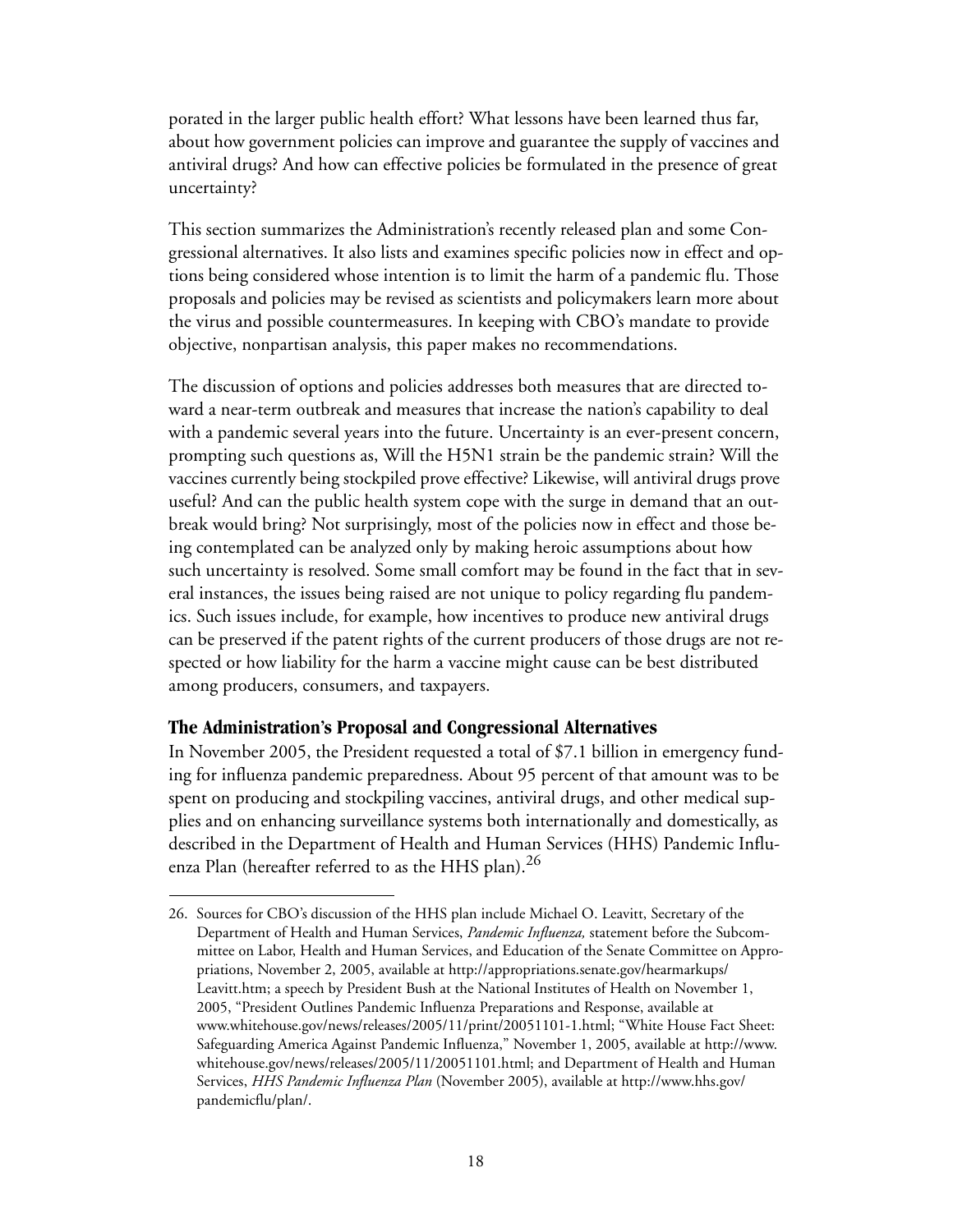porated in the larger public health effort? What lessons have been learned thus far, about how government policies can improve and guarantee the supply of vaccines and antiviral drugs? And how can effective policies be formulated in the presence of great uncertainty?

This section summarizes the Administration's recently released plan and some Congressional alternatives. It also lists and examines specific policies now in effect and options being considered whose intention is to limit the harm of a pandemic flu. Those proposals and policies may be revised as scientists and policymakers learn more about the virus and possible countermeasures. In keeping with CBO's mandate to provide objective, nonpartisan analysis, this paper makes no recommendations.

The discussion of options and policies addresses both measures that are directed toward a near-term outbreak and measures that increase the nation's capability to deal with a pandemic several years into the future. Uncertainty is an ever-present concern, prompting such questions as, Will the H5N1 strain be the pandemic strain? Will the vaccines currently being stockpiled prove effective? Likewise, will antiviral drugs prove useful? And can the public health system cope with the surge in demand that an outbreak would bring? Not surprisingly, most of the policies now in effect and those being contemplated can be analyzed only by making heroic assumptions about how such uncertainty is resolved. Some small comfort may be found in the fact that in several instances, the issues being raised are not unique to policy regarding flu pandemics. Such issues include, for example, how incentives to produce new antiviral drugs can be preserved if the patent rights of the current producers of those drugs are not respected or how liability for the harm a vaccine might cause can be best distributed among producers, consumers, and taxpayers.

### The Administration's Proposal and Congressional Alternatives

In November 2005, the President requested a total of $7.1 billion in emergency funding for influenza pandemic preparedness. About 95 percent of that amount was to be spent on producing and stockpiling vaccines, antiviral drugs, and other medical supplies and on enhancing surveillance systems both internationally and domestically, as described in the Department of Health and Human Services (HHS) Pandemic Influenza Plan (hereafter referred to as the HHS plan).[26]

---

26. Sources for CBO's discussion of the HHS plan include Michael O. Leavitt, Secretary of the Department of Health and Human Services, *Pandemic Influenza,* statement before the Subcommittee on Labor, Health and Human Services, and Education of the Senate Committee on Appropriations, November 2, 2005, available at http://appropriations.senate.gov/hearmarkups/Leavitt.htm; a speech by President Bush at the National Institutes of Health on November 1, 2005, "President Outlines Pandemic Influenza Preparations and Response, available at www.whitehouse.gov/news/releases/2005/11/print/20051101-1.html; "White House Fact Sheet: Safeguarding America Against Pandemic Influenza," November 1, 2005, available at http://www.whitehouse.gov/news/releases/2005/11/20051101.html; and Department of Health and Human Services, *HHS Pandemic Influenza Plan* (November 2005), available at http://www.hhs.gov/pandemicflu/plan/.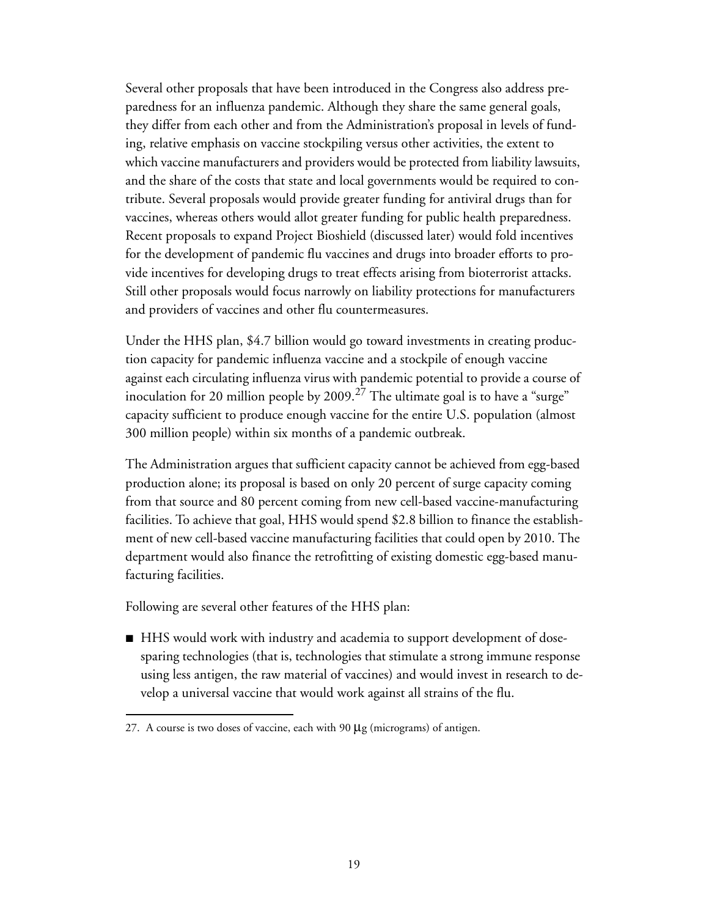Several other proposals that have been introduced in the Congress also address preparedness for an influenza pandemic. Although they share the same general goals, they differ from each other and from the Administration's proposal in levels of funding, relative emphasis on vaccine stockpiling versus other activities, the extent to which vaccine manufacturers and providers would be protected from liability lawsuits, and the share of the costs that state and local governments would be required to contribute. Several proposals would provide greater funding for antiviral drugs than for vaccines, whereas others would allot greater funding for public health preparedness. Recent proposals to expand Project Bioshield (discussed later) would fold incentives for the development of pandemic flu vaccines and drugs into broader efforts to provide incentives for developing drugs to treat effects arising from bioterrorist attacks. Still other proposals would focus narrowly on liability protections for manufacturers and providers of vaccines and other flu countermeasures.

Under the HHS plan, $4.7 billion would go toward investments in creating production capacity for pandemic influenza vaccine and a stockpile of enough vaccine against each circulating influenza virus with pandemic potential to provide a course of inoculation for 20 million people by 2009.[27] The ultimate goal is to have a "surge" capacity sufficient to produce enough vaccine for the entire U.S. population (almost 300 million people) within six months of a pandemic outbreak.

The Administration argues that sufficient capacity cannot be achieved from egg-based production alone; its proposal is based on only 20 percent of surge capacity coming from that source and 80 percent coming from new cell-based vaccine-manufacturing facilities. To achieve that goal, HHS would spend $2.8 billion to finance the establishment of new cell-based vaccine manufacturing facilities that could open by 2010. The department would also finance the retrofitting of existing domestic egg-based manufacturing facilities.

Following are several other features of the HHS plan:

- HHS would work with industry and academia to support development of dose-sparing technologies (that is, technologies that stimulate a strong immune response using less antigen, the raw material of vaccines) and would invest in research to develop a universal vaccine that would work against all strains of the flu.

---

27. A course is two doses of vaccine, each with 90 μg (micrograms) of antigen.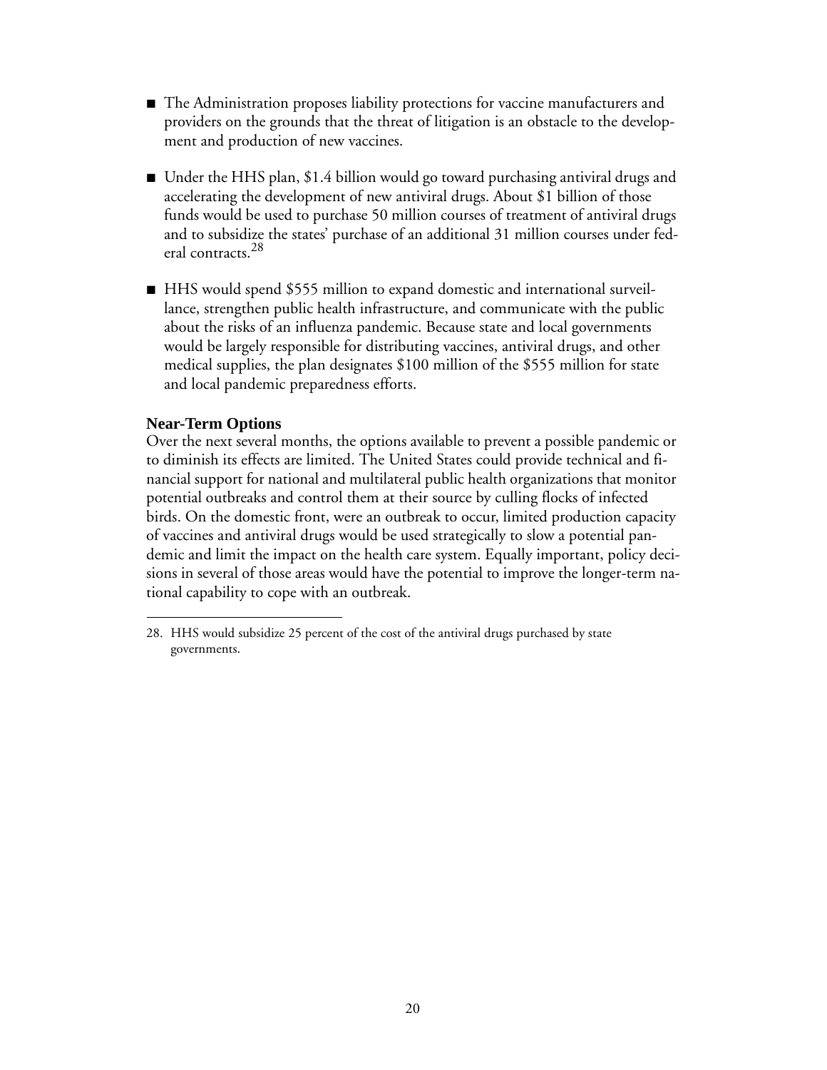- The Administration proposes liability protections for vaccine manufacturers and providers on the grounds that the threat of litigation is an obstacle to the development and production of new vaccines.

- Under the HHS plan, $1.4 billion would go toward purchasing antiviral drugs and accelerating the development of new antiviral drugs. About $1 billion of those funds would be used to purchase 50 million courses of treatment of antiviral drugs and to subsidize the states' purchase of an additional 31 million courses under federal contracts.[28]

- HHS would spend $555 million to expand domestic and international surveillance, strengthen public health infrastructure, and communicate with the public about the risks of an influenza pandemic. Because state and local governments would be largely responsible for distributing vaccines, antiviral drugs, and other medical supplies, the plan designates $100 million of the $555 million for state and local pandemic preparedness efforts.

### Near-Term Options

Over the next several months, the options available to prevent a possible pandemic or to diminish its effects are limited. The United States could provide technical and financial support for national and multilateral public health organizations that monitor potential outbreaks and control them at their source by culling flocks of infected birds. On the domestic front, were an outbreak to occur, limited production capacity of vaccines and antiviral drugs would be used strategically to slow a potential pandemic and limit the impact on the health care system. Equally important, policy decisions in several of those areas would have the potential to improve the longer-term national capability to cope with an outbreak.

---

28. HHS would subsidize 25 percent of the cost of the antiviral drugs purchased by state governments.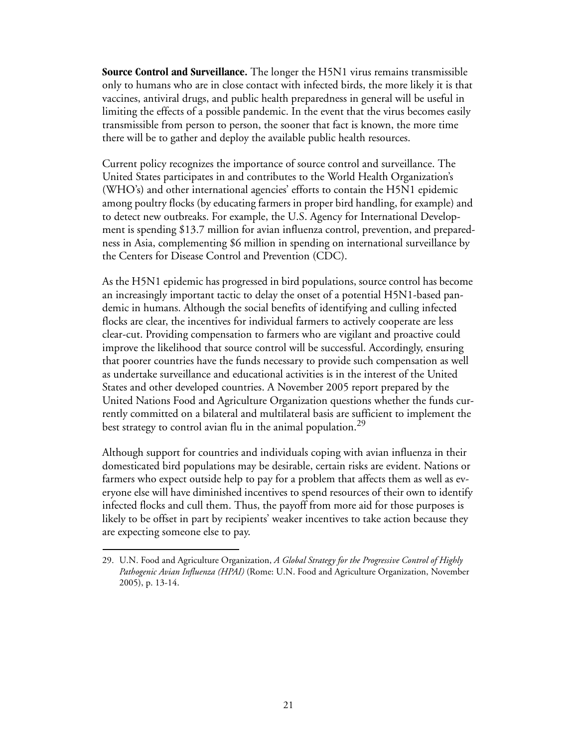**Source Control and Surveillance.** The longer the H5N1 virus remains transmissible only to humans who are in close contact with infected birds, the more likely it is that vaccines, antiviral drugs, and public health preparedness in general will be useful in limiting the effects of a possible pandemic. In the event that the virus becomes easily transmissible from person to person, the sooner that fact is known, the more time there will be to gather and deploy the available public health resources.

Current policy recognizes the importance of source control and surveillance. The United States participates in and contributes to the World Health Organization's (WHO's) and other international agencies' efforts to contain the H5N1 epidemic among poultry flocks (by educating farmers in proper bird handling, for example) and to detect new outbreaks. For example, the U.S. Agency for International Development is spending $13.7 million for avian influenza control, prevention, and preparedness in Asia, complementing $6 million in spending on international surveillance by the Centers for Disease Control and Prevention (CDC).

As the H5N1 epidemic has progressed in bird populations, source control has become an increasingly important tactic to delay the onset of a potential H5N1-based pandemic in humans. Although the social benefits of identifying and culling infected flocks are clear, the incentives for individual farmers to actively cooperate are less clear-cut. Providing compensation to farmers who are vigilant and proactive could improve the likelihood that source control will be successful. Accordingly, ensuring that poorer countries have the funds necessary to provide such compensation as well as undertake surveillance and educational activities is in the interest of the United States and other developed countries. A November 2005 report prepared by the United Nations Food and Agriculture Organization questions whether the funds currently committed on a bilateral and multilateral basis are sufficient to implement the best strategy to control avian flu in the animal population.[29]

Although support for countries and individuals coping with avian influenza in their domesticated bird populations may be desirable, certain risks are evident. Nations or farmers who expect outside help to pay for a problem that affects them as well as everyone else will have diminished incentives to spend resources of their own to identify infected flocks and cull them. Thus, the payoff from more aid for those purposes is likely to be offset in part by recipients' weaker incentives to take action because they are expecting someone else to pay.

---

29. U.N. Food and Agriculture Organization, *A Global Strategy for the Progressive Control of Highly Pathogenic Avian Influenza (HPAI)* (Rome: U.N. Food and Agriculture Organization, November 2005), p. 13-14.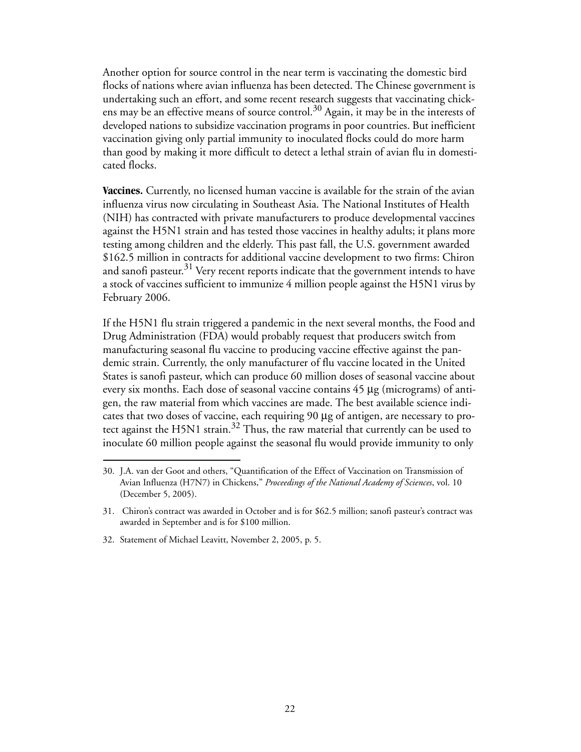Another option for source control in the near term is vaccinating the domestic bird flocks of nations where avian influenza has been detected. The Chinese government is undertaking such an effort, and some recent research suggests that vaccinating chickens may be an effective means of source control.[30] Again, it may be in the interests of developed nations to subsidize vaccination programs in poor countries. But inefficient vaccination giving only partial immunity to inoculated flocks could do more harm than good by making it more difficult to detect a lethal strain of avian flu in domesticated flocks.

**Vaccines.** Currently, no licensed human vaccine is available for the strain of the avian influenza virus now circulating in Southeast Asia. The National Institutes of Health (NIH) has contracted with private manufacturers to produce developmental vaccines against the H5N1 strain and has tested those vaccines in healthy adults; it plans more testing among children and the elderly. This past fall, the U.S. government awarded $162.5 million in contracts for additional vaccine development to two firms: Chiron and sanofi pasteur.[31] Very recent reports indicate that the government intends to have a stock of vaccines sufficient to immunize 4 million people against the H5N1 virus by February 2006.

If the H5N1 flu strain triggered a pandemic in the next several months, the Food and Drug Administration (FDA) would probably request that producers switch from manufacturing seasonal flu vaccine to producing vaccine effective against the pandemic strain. Currently, the only manufacturer of flu vaccine located in the United States is sanofi pasteur, which can produce 60 million doses of seasonal vaccine about every six months. Each dose of seasonal vaccine contains 45 μg (micrograms) of antigen, the raw material from which vaccines are made. The best available science indicates that two doses of vaccine, each requiring 90 μg of antigen, are necessary to protect against the H5N1 strain.[32] Thus, the raw material that currently can be used to inoculate 60 million people against the seasonal flu would provide immunity to only

30. J.A. van der Goot and others, "Quantification of the Effect of Vaccination on Transmission of Avian Influenza (H7N7) in Chickens," *Proceedings of the National Academy of Sciences*, vol. 10 (December 5, 2005).

31. Chiron's contract was awarded in October and is for $62.5 million; sanofi pasteur's contract was awarded in September and is for $100 million.

32. Statement of Michael Leavitt, November 2, 2005, p. 5.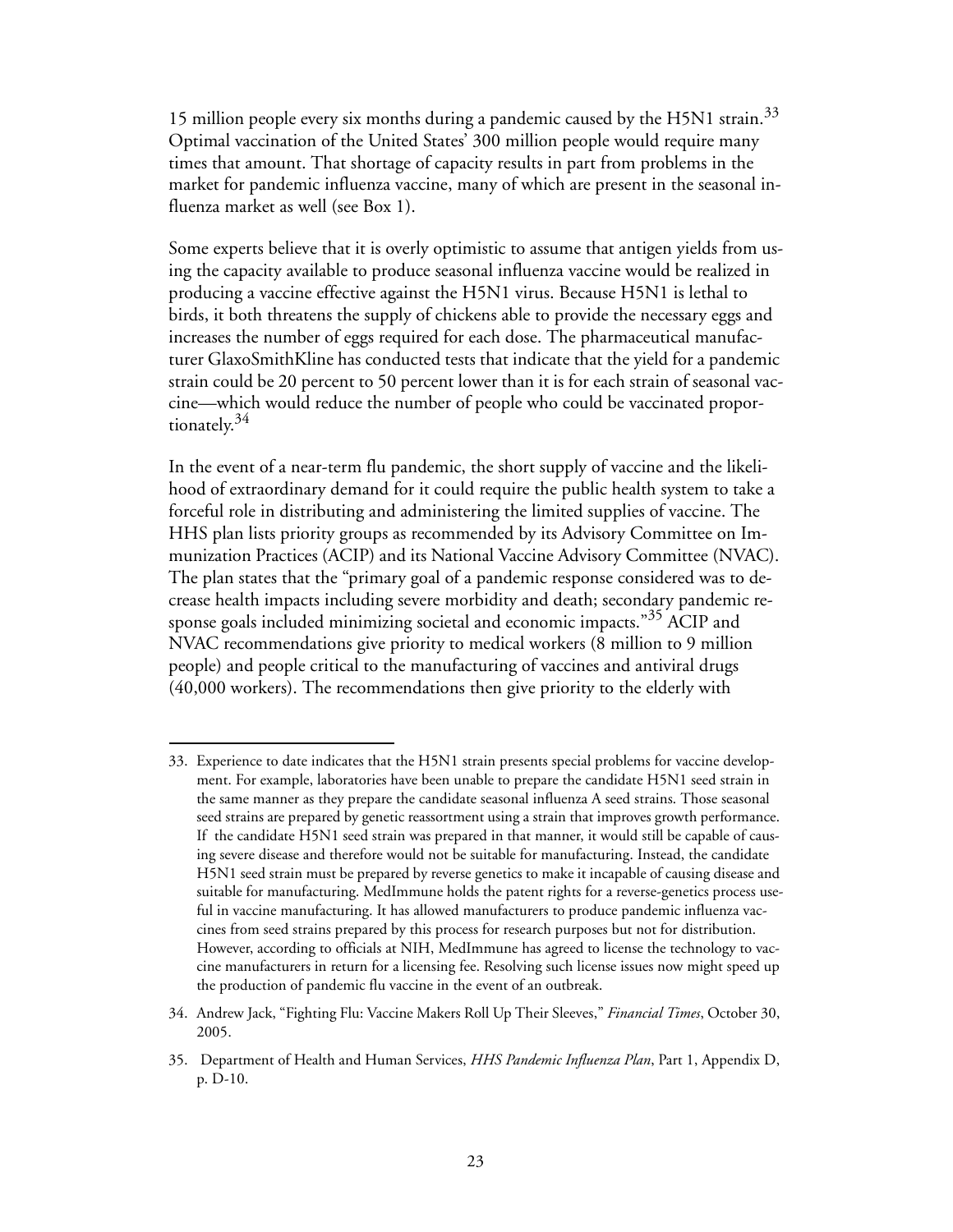15 million people every six months during a pandemic caused by the H5N1 strain.[33] Optimal vaccination of the United States' 300 million people would require many times that amount. That shortage of capacity results in part from problems in the market for pandemic influenza vaccine, many of which are present in the seasonal influenza market as well (see Box 1).

Some experts believe that it is overly optimistic to assume that antigen yields from using the capacity available to produce seasonal influenza vaccine would be realized in producing a vaccine effective against the H5N1 virus. Because H5N1 is lethal to birds, it both threatens the supply of chickens able to provide the necessary eggs and increases the number of eggs required for each dose. The pharmaceutical manufacturer GlaxoSmithKline has conducted tests that indicate that the yield for a pandemic strain could be 20 percent to 50 percent lower than it is for each strain of seasonal vaccine—which would reduce the number of people who could be vaccinated proportionately.[34]

In the event of a near-term flu pandemic, the short supply of vaccine and the likelihood of extraordinary demand for it could require the public health system to take a forceful role in distributing and administering the limited supplies of vaccine. The HHS plan lists priority groups as recommended by its Advisory Committee on Immunization Practices (ACIP) and its National Vaccine Advisory Committee (NVAC). The plan states that the "primary goal of a pandemic response considered was to decrease health impacts including severe morbidity and death; secondary pandemic response goals included minimizing societal and economic impacts."[35] ACIP and NVAC recommendations give priority to medical workers (8 million to 9 million people) and people critical to the manufacturing of vaccines and antiviral drugs (40,000 workers). The recommendations then give priority to the elderly with

---

33. Experience to date indicates that the H5N1 strain presents special problems for vaccine development. For example, laboratories have been unable to prepare the candidate H5N1 seed strain in the same manner as they prepare the candidate seasonal influenza A seed strains. Those seasonal seed strains are prepared by genetic reassortment using a strain that improves growth performance. If the candidate H5N1 seed strain was prepared in that manner, it would still be capable of causing severe disease and therefore would not be suitable for manufacturing. Instead, the candidate H5N1 seed strain must be prepared by reverse genetics to make it incapable of causing disease and suitable for manufacturing. MedImmune holds the patent rights for a reverse-genetics process useful in vaccine manufacturing. It has allowed manufacturers to produce pandemic influenza vaccines from seed strains prepared by this process for research purposes but not for distribution. However, according to officials at NIH, MedImmune has agreed to license the technology to vaccine manufacturers in return for a licensing fee. Resolving such license issues now might speed up the production of pandemic flu vaccine in the event of an outbreak.

34. Andrew Jack, "Fighting Flu: Vaccine Makers Roll Up Their Sleeves," *Financial Times*, October 30, 2005.

35. Department of Health and Human Services, *HHS Pandemic Influenza Plan*, Part 1, Appendix D, p. D-10.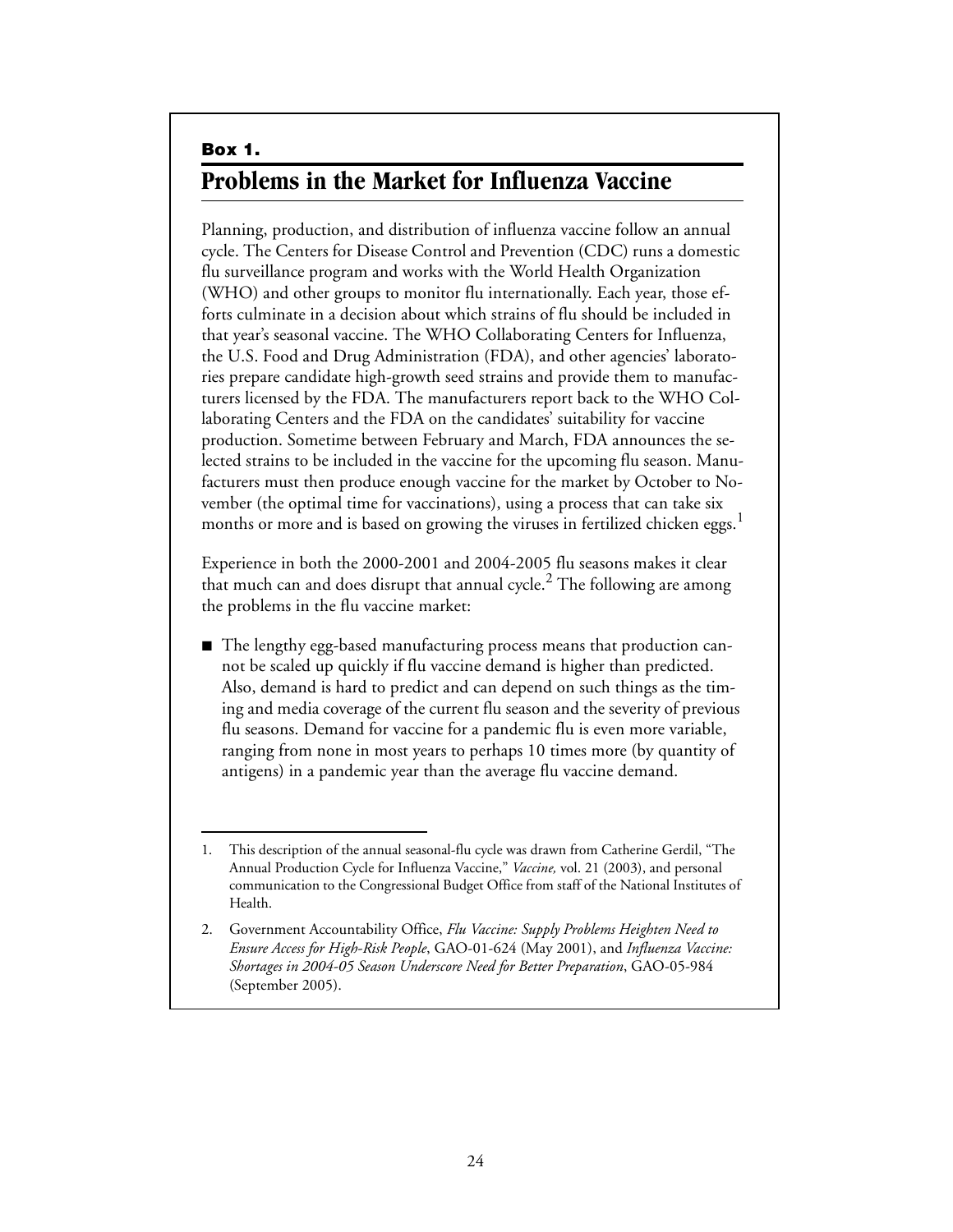**Box 1.**

## Problems in the Market for Influenza Vaccine

Planning, production, and distribution of influenza vaccine follow an annual cycle. The Centers for Disease Control and Prevention (CDC) runs a domestic flu surveillance program and works with the World Health Organization (WHO) and other groups to monitor flu internationally. Each year, those efforts culminate in a decision about which strains of flu should be included in that year's seasonal vaccine. The WHO Collaborating Centers for Influenza, the U.S. Food and Drug Administration (FDA), and other agencies' laboratories prepare candidate high-growth seed strains and provide them to manufacturers licensed by the FDA. The manufacturers report back to the WHO Collaborating Centers and the FDA on the candidates' suitability for vaccine production. Sometime between February and March, FDA announces the selected strains to be included in the vaccine for the upcoming flu season. Manufacturers must then produce enough vaccine for the market by October to November (the optimal time for vaccinations), using a process that can take six months or more and is based on growing the viruses in fertilized chicken eggs.[1]

Experience in both the 2000-2001 and 2004-2005 flu seasons makes it clear that much can and does disrupt that annual cycle.[2] The following are among the problems in the flu vaccine market:

- The lengthy egg-based manufacturing process means that production cannot be scaled up quickly if flu vaccine demand is higher than predicted. Also, demand is hard to predict and can depend on such things as the timing and media coverage of the current flu season and the severity of previous flu seasons. Demand for vaccine for a pandemic flu is even more variable, ranging from none in most years to perhaps 10 times more (by quantity of antigens) in a pandemic year than the average flu vaccine demand.

---

1. This description of the annual seasonal-flu cycle was drawn from Catherine Gerdil, "The Annual Production Cycle for Influenza Vaccine," *Vaccine,* vol. 21 (2003), and personal communication to the Congressional Budget Office from staff of the National Institutes of Health.

2. Government Accountability Office, *Flu Vaccine: Supply Problems Heighten Need to Ensure Access for High-Risk People*, GAO-01-624 (May 2001), and *Influenza Vaccine: Shortages in 2004-05 Season Underscore Need for Better Preparation*, GAO-05-984 (September 2005).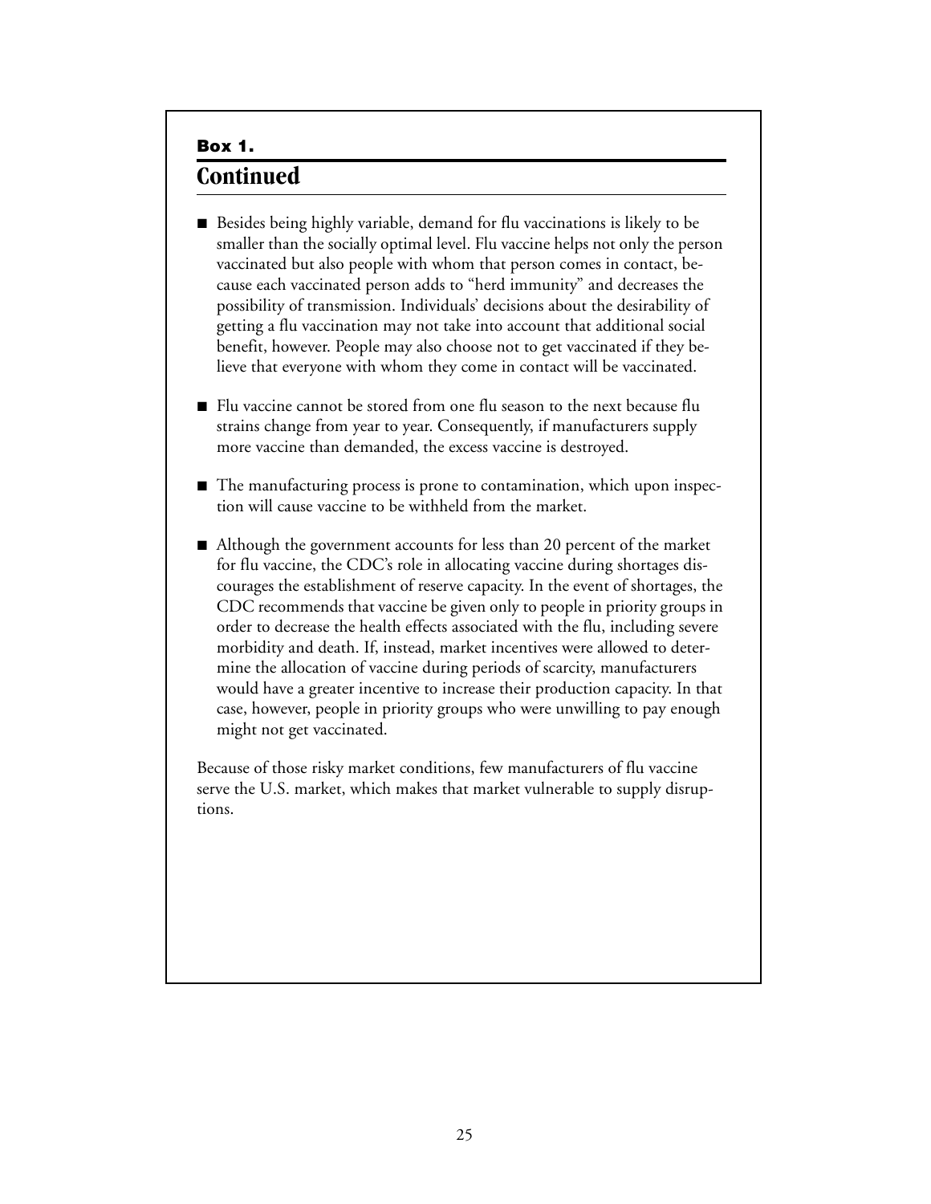**Box 1.**

## Continued

- Besides being highly variable, demand for flu vaccinations is likely to be smaller than the socially optimal level. Flu vaccine helps not only the person vaccinated but also people with whom that person comes in contact, because each vaccinated person adds to "herd immunity" and decreases the possibility of transmission. Individuals' decisions about the desirability of getting a flu vaccination may not take into account that additional social benefit, however. People may also choose not to get vaccinated if they believe that everyone with whom they come in contact will be vaccinated.

- Flu vaccine cannot be stored from one flu season to the next because flu strains change from year to year. Consequently, if manufacturers supply more vaccine than demanded, the excess vaccine is destroyed.

- The manufacturing process is prone to contamination, which upon inspection will cause vaccine to be withheld from the market.

- Although the government accounts for less than 20 percent of the market for flu vaccine, the CDC's role in allocating vaccine during shortages discourages the establishment of reserve capacity. In the event of shortages, the CDC recommends that vaccine be given only to people in priority groups in order to decrease the health effects associated with the flu, including severe morbidity and death. If, instead, market incentives were allowed to determine the allocation of vaccine during periods of scarcity, manufacturers would have a greater incentive to increase their production capacity. In that case, however, people in priority groups who were unwilling to pay enough might not get vaccinated.

Because of those risky market conditions, few manufacturers of flu vaccine serve the U.S. market, which makes that market vulnerable to supply disruptions.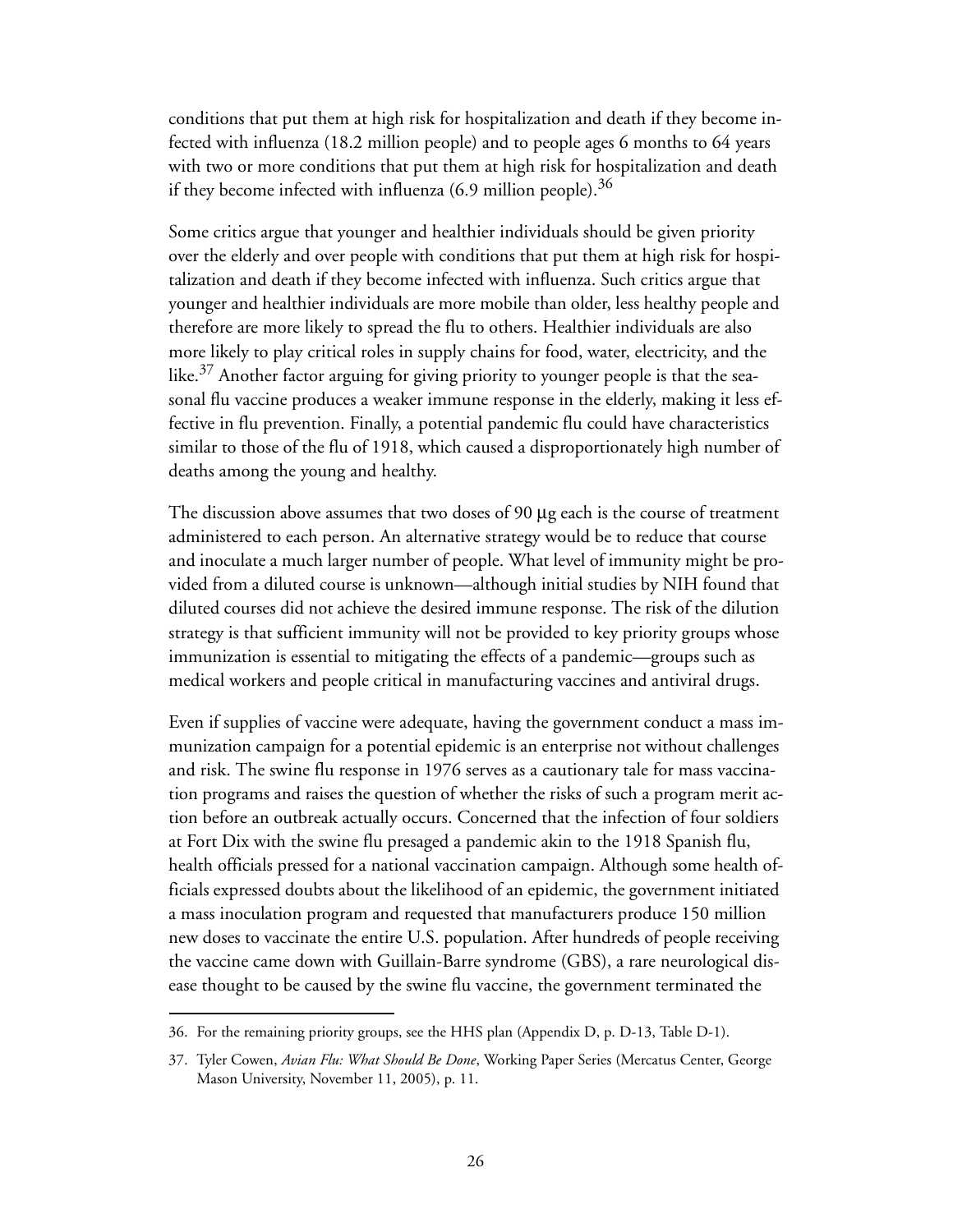conditions that put them at high risk for hospitalization and death if they become infected with influenza (18.2 million people) and to people ages 6 months to 64 years with two or more conditions that put them at high risk for hospitalization and death if they become infected with influenza (6.9 million people).[36]

Some critics argue that younger and healthier individuals should be given priority over the elderly and over people with conditions that put them at high risk for hospitalization and death if they become infected with influenza. Such critics argue that younger and healthier individuals are more mobile than older, less healthy people and therefore are more likely to spread the flu to others. Healthier individuals are also more likely to play critical roles in supply chains for food, water, electricity, and the like.[37] Another factor arguing for giving priority to younger people is that the seasonal flu vaccine produces a weaker immune response in the elderly, making it less effective in flu prevention. Finally, a potential pandemic flu could have characteristics similar to those of the flu of 1918, which caused a disproportionately high number of deaths among the young and healthy.

The discussion above assumes that two doses of 90 µg each is the course of treatment administered to each person. An alternative strategy would be to reduce that course and inoculate a much larger number of people. What level of immunity might be provided from a diluted course is unknown—although initial studies by NIH found that diluted courses did not achieve the desired immune response. The risk of the dilution strategy is that sufficient immunity will not be provided to key priority groups whose immunization is essential to mitigating the effects of a pandemic—groups such as medical workers and people critical in manufacturing vaccines and antiviral drugs.

Even if supplies of vaccine were adequate, having the government conduct a mass immunization campaign for a potential epidemic is an enterprise not without challenges and risk. The swine flu response in 1976 serves as a cautionary tale for mass vaccination programs and raises the question of whether the risks of such a program merit action before an outbreak actually occurs. Concerned that the infection of four soldiers at Fort Dix with the swine flu presaged a pandemic akin to the 1918 Spanish flu, health officials pressed for a national vaccination campaign. Although some health officials expressed doubts about the likelihood of an epidemic, the government initiated a mass inoculation program and requested that manufacturers produce 150 million new doses to vaccinate the entire U.S. population. After hundreds of people receiving the vaccine came down with Guillain-Barre syndrome (GBS), a rare neurological disease thought to be caused by the swine flu vaccine, the government terminated the

---

36. For the remaining priority groups, see the HHS plan (Appendix D, p. D-13, Table D-1).

37. Tyler Cowen, *Avian Flu: What Should Be Done*, Working Paper Series (Mercatus Center, George Mason University, November 11, 2005), p. 11.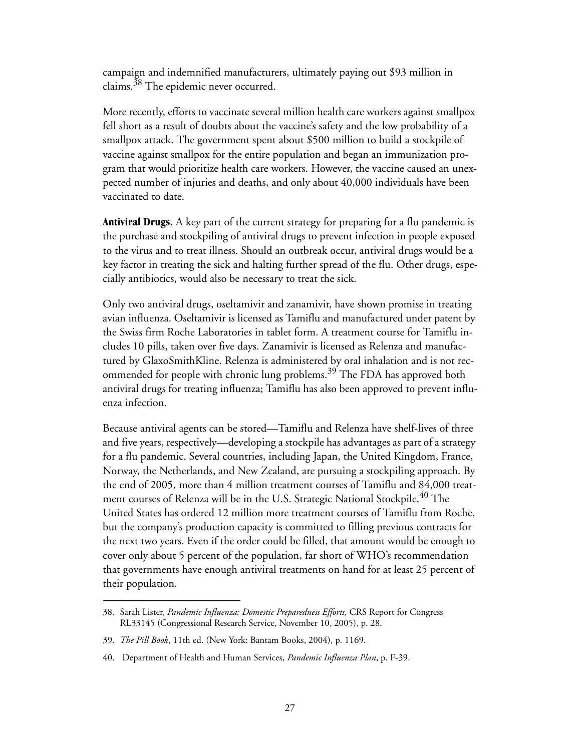campaign and indemnified manufacturers, ultimately paying out $93 million in claims.[38] The epidemic never occurred.

More recently, efforts to vaccinate several million health care workers against smallpox fell short as a result of doubts about the vaccine's safety and the low probability of a smallpox attack. The government spent about $500 million to build a stockpile of vaccine against smallpox for the entire population and began an immunization program that would prioritize health care workers. However, the vaccine caused an unexpected number of injuries and deaths, and only about 40,000 individuals have been vaccinated to date.

**Antiviral Drugs.** A key part of the current strategy for preparing for a flu pandemic is the purchase and stockpiling of antiviral drugs to prevent infection in people exposed to the virus and to treat illness. Should an outbreak occur, antiviral drugs would be a key factor in treating the sick and halting further spread of the flu. Other drugs, especially antibiotics, would also be necessary to treat the sick.

Only two antiviral drugs, oseltamivir and zanamivir, have shown promise in treating avian influenza. Oseltamivir is licensed as Tamiflu and manufactured under patent by the Swiss firm Roche Laboratories in tablet form. A treatment course for Tamiflu includes 10 pills, taken over five days. Zanamivir is licensed as Relenza and manufactured by GlaxoSmithKline. Relenza is administered by oral inhalation and is not recommended for people with chronic lung problems.[39] The FDA has approved both antiviral drugs for treating influenza; Tamiflu has also been approved to prevent influenza infection.

Because antiviral agents can be stored—Tamiflu and Relenza have shelf-lives of three and five years, respectively—developing a stockpile has advantages as part of a strategy for a flu pandemic. Several countries, including Japan, the United Kingdom, France, Norway, the Netherlands, and New Zealand, are pursuing a stockpiling approach. By the end of 2005, more than 4 million treatment courses of Tamiflu and 84,000 treatment courses of Relenza will be in the U.S. Strategic National Stockpile.[40] The United States has ordered 12 million more treatment courses of Tamiflu from Roche, but the company's production capacity is committed to filling previous contracts for the next two years. Even if the order could be filled, that amount would be enough to cover only about 5 percent of the population, far short of WHO's recommendation that governments have enough antiviral treatments on hand for at least 25 percent of their population.

---

38. Sarah Lister, *Pandemic Influenza: Domestic Preparedness Efforts,* CRS Report for Congress RL33145 (Congressional Research Service, November 10, 2005), p. 28.

39. *The Pill Book*, 11th ed. (New York: Bantam Books, 2004), p. 1169.

40. Department of Health and Human Services, *Pandemic Influenza Plan*, p. F-39.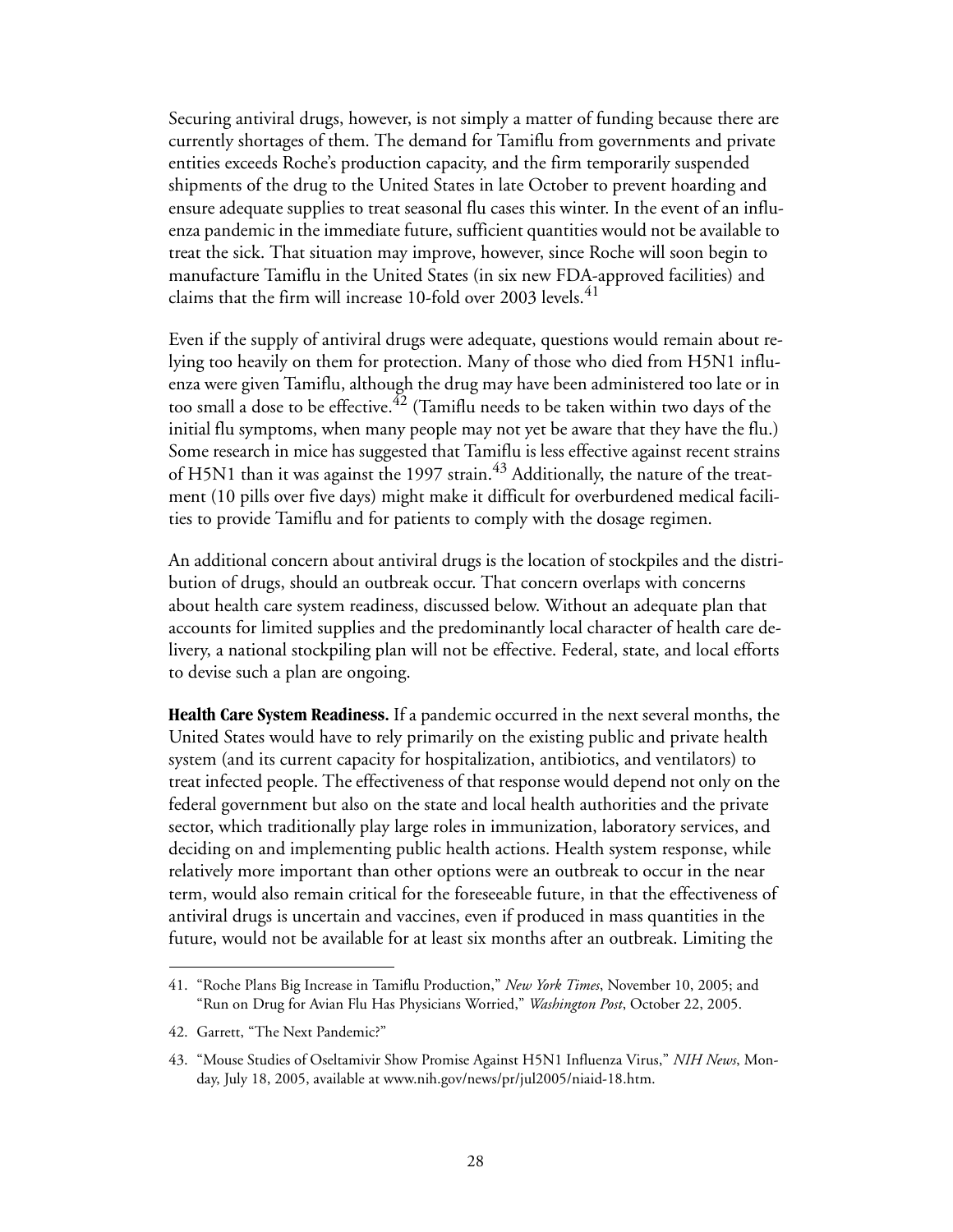Securing antiviral drugs, however, is not simply a matter of funding because there are currently shortages of them. The demand for Tamiflu from governments and private entities exceeds Roche's production capacity, and the firm temporarily suspended shipments of the drug to the United States in late October to prevent hoarding and ensure adequate supplies to treat seasonal flu cases this winter. In the event of an influenza pandemic in the immediate future, sufficient quantities would not be available to treat the sick. That situation may improve, however, since Roche will soon begin to manufacture Tamiflu in the United States (in six new FDA-approved facilities) and claims that the firm will increase 10-fold over 2003 levels.[41]

Even if the supply of antiviral drugs were adequate, questions would remain about relying too heavily on them for protection. Many of those who died from H5N1 influenza were given Tamiflu, although the drug may have been administered too late or in too small a dose to be effective.[42] (Tamiflu needs to be taken within two days of the initial flu symptoms, when many people may not yet be aware that they have the flu.) Some research in mice has suggested that Tamiflu is less effective against recent strains of H5N1 than it was against the 1997 strain.[43] Additionally, the nature of the treatment (10 pills over five days) might make it difficult for overburdened medical facilities to provide Tamiflu and for patients to comply with the dosage regimen.

An additional concern about antiviral drugs is the location of stockpiles and the distribution of drugs, should an outbreak occur. That concern overlaps with concerns about health care system readiness, discussed below. Without an adequate plan that accounts for limited supplies and the predominantly local character of health care delivery, a national stockpiling plan will not be effective. Federal, state, and local efforts to devise such a plan are ongoing.

**Health Care System Readiness.** If a pandemic occurred in the next several months, the United States would have to rely primarily on the existing public and private health system (and its current capacity for hospitalization, antibiotics, and ventilators) to treat infected people. The effectiveness of that response would depend not only on the federal government but also on the state and local health authorities and the private sector, which traditionally play large roles in immunization, laboratory services, and deciding on and implementing public health actions. Health system response, while relatively more important than other options were an outbreak to occur in the near term, would also remain critical for the foreseeable future, in that the effectiveness of antiviral drugs is uncertain and vaccines, even if produced in mass quantities in the future, would not be available for at least six months after an outbreak. Limiting the

41. "Roche Plans Big Increase in Tamiflu Production," *New York Times*, November 10, 2005; and "Run on Drug for Avian Flu Has Physicians Worried," *Washington Post*, October 22, 2005.

42. Garrett, "The Next Pandemic?"

43. "Mouse Studies of Oseltamivir Show Promise Against H5N1 Influenza Virus," *NIH News*, Monday, July 18, 2005, available at www.nih.gov/news/pr/jul2005/niaid-18.htm.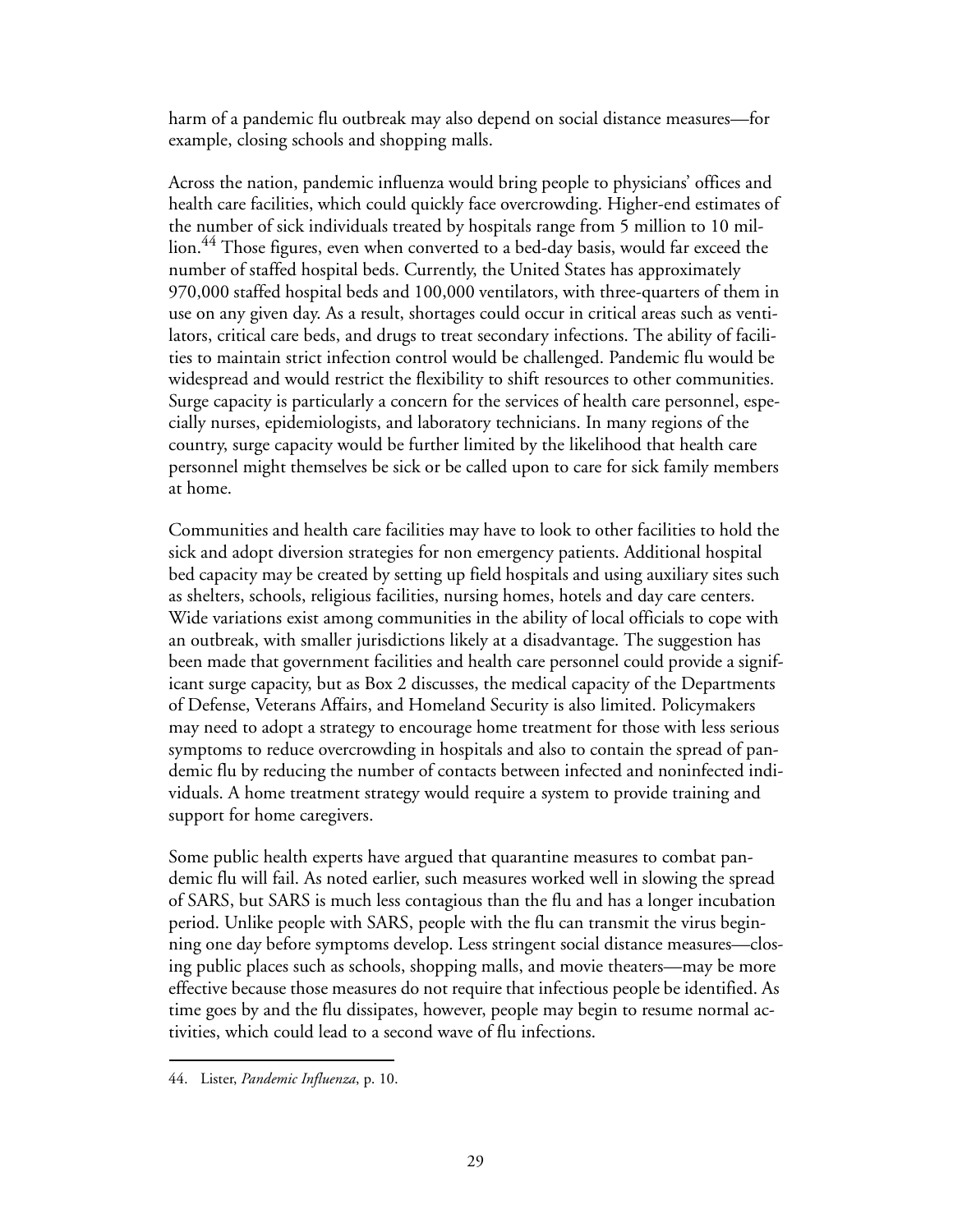harm of a pandemic flu outbreak may also depend on social distance measures—for example, closing schools and shopping malls.

Across the nation, pandemic influenza would bring people to physicians' offices and health care facilities, which could quickly face overcrowding. Higher-end estimates of the number of sick individuals treated by hospitals range from 5 million to 10 million.[44] Those figures, even when converted to a bed-day basis, would far exceed the number of staffed hospital beds. Currently, the United States has approximately 970,000 staffed hospital beds and 100,000 ventilators, with three-quarters of them in use on any given day. As a result, shortages could occur in critical areas such as ventilators, critical care beds, and drugs to treat secondary infections. The ability of facilities to maintain strict infection control would be challenged. Pandemic flu would be widespread and would restrict the flexibility to shift resources to other communities. Surge capacity is particularly a concern for the services of health care personnel, especially nurses, epidemiologists, and laboratory technicians. In many regions of the country, surge capacity would be further limited by the likelihood that health care personnel might themselves be sick or be called upon to care for sick family members at home.

Communities and health care facilities may have to look to other facilities to hold the sick and adopt diversion strategies for non emergency patients. Additional hospital bed capacity may be created by setting up field hospitals and using auxiliary sites such as shelters, schools, religious facilities, nursing homes, hotels and day care centers. Wide variations exist among communities in the ability of local officials to cope with an outbreak, with smaller jurisdictions likely at a disadvantage. The suggestion has been made that government facilities and health care personnel could provide a significant surge capacity, but as Box 2 discusses, the medical capacity of the Departments of Defense, Veterans Affairs, and Homeland Security is also limited. Policymakers may need to adopt a strategy to encourage home treatment for those with less serious symptoms to reduce overcrowding in hospitals and also to contain the spread of pandemic flu by reducing the number of contacts between infected and noninfected individuals. A home treatment strategy would require a system to provide training and support for home caregivers.

Some public health experts have argued that quarantine measures to combat pandemic flu will fail. As noted earlier, such measures worked well in slowing the spread of SARS, but SARS is much less contagious than the flu and has a longer incubation period. Unlike people with SARS, people with the flu can transmit the virus beginning one day before symptoms develop. Less stringent social distance measures—closing public places such as schools, shopping malls, and movie theaters—may be more effective because those measures do not require that infectious people be identified. As time goes by and the flu dissipates, however, people may begin to resume normal activities, which could lead to a second wave of flu infections.

44. Lister, *Pandemic Influenza*, p. 10.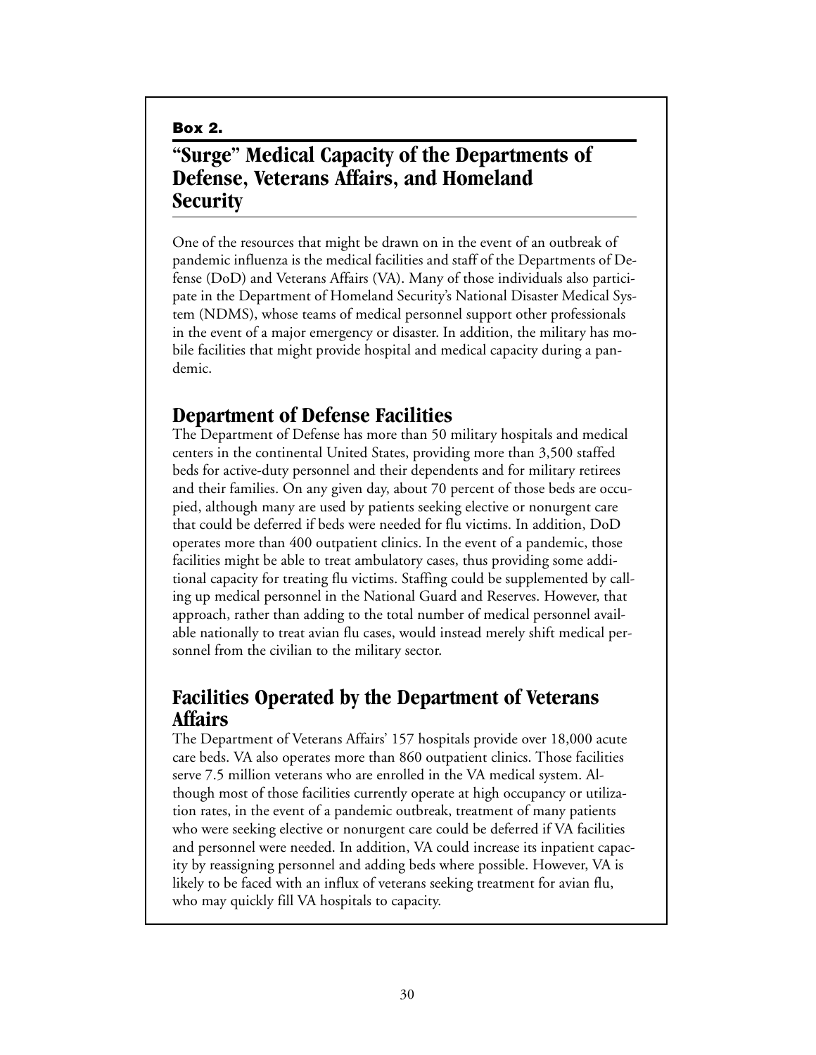**Box 2.**

## "Surge" Medical Capacity of the Departments of Defense, Veterans Affairs, and Homeland Security

One of the resources that might be drawn on in the event of an outbreak of pandemic influenza is the medical facilities and staff of the Departments of Defense (DoD) and Veterans Affairs (VA). Many of those individuals also participate in the Department of Homeland Security's National Disaster Medical System (NDMS), whose teams of medical personnel support other professionals in the event of a major emergency or disaster. In addition, the military has mobile facilities that might provide hospital and medical capacity during a pandemic.

### Department of Defense Facilities

The Department of Defense has more than 50 military hospitals and medical centers in the continental United States, providing more than 3,500 staffed beds for active-duty personnel and their dependents and for military retirees and their families. On any given day, about 70 percent of those beds are occupied, although many are used by patients seeking elective or nonurgent care that could be deferred if beds were needed for flu victims. In addition, DoD operates more than 400 outpatient clinics. In the event of a pandemic, those facilities might be able to treat ambulatory cases, thus providing some additional capacity for treating flu victims. Staffing could be supplemented by calling up medical personnel in the National Guard and Reserves. However, that approach, rather than adding to the total number of medical personnel available nationally to treat avian flu cases, would instead merely shift medical personnel from the civilian to the military sector.

### Facilities Operated by the Department of Veterans Affairs

The Department of Veterans Affairs' 157 hospitals provide over 18,000 acute care beds. VA also operates more than 860 outpatient clinics. Those facilities serve 7.5 million veterans who are enrolled in the VA medical system. Although most of those facilities currently operate at high occupancy or utilization rates, in the event of a pandemic outbreak, treatment of many patients who were seeking elective or nonurgent care could be deferred if VA facilities and personnel were needed. In addition, VA could increase its inpatient capacity by reassigning personnel and adding beds where possible. However, VA is likely to be faced with an influx of veterans seeking treatment for avian flu, who may quickly fill VA hospitals to capacity.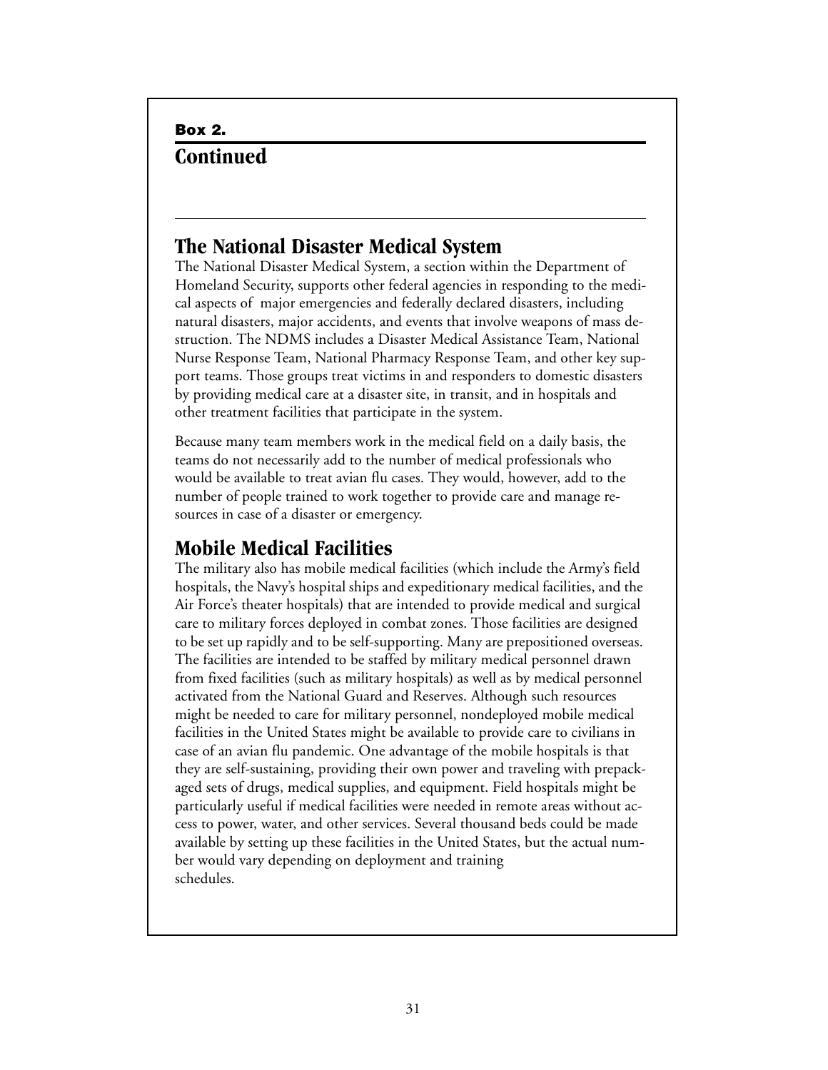**Box 2.**

## Continued

### The National Disaster Medical System

The National Disaster Medical System, a section within the Department of Homeland Security, supports other federal agencies in responding to the medical aspects of major emergencies and federally declared disasters, including natural disasters, major accidents, and events that involve weapons of mass destruction. The NDMS includes a Disaster Medical Assistance Team, National Nurse Response Team, National Pharmacy Response Team, and other key support teams. Those groups treat victims in and responders to domestic disasters by providing medical care at a disaster site, in transit, and in hospitals and other treatment facilities that participate in the system.

Because many team members work in the medical field on a daily basis, the teams do not necessarily add to the number of medical professionals who would be available to treat avian flu cases. They would, however, add to the number of people trained to work together to provide care and manage resources in case of a disaster or emergency.

### Mobile Medical Facilities

The military also has mobile medical facilities (which include the Army's field hospitals, the Navy's hospital ships and expeditionary medical facilities, and the Air Force's theater hospitals) that are intended to provide medical and surgical care to military forces deployed in combat zones. Those facilities are designed to be set up rapidly and to be self-supporting. Many are prepositioned overseas. The facilities are intended to be staffed by military medical personnel drawn from fixed facilities (such as military hospitals) as well as by medical personnel activated from the National Guard and Reserves. Although such resources might be needed to care for military personnel, nondeployed mobile medical facilities in the United States might be available to provide care to civilians in case of an avian flu pandemic. One advantage of the mobile hospitals is that they are self-sustaining, providing their own power and traveling with prepackaged sets of drugs, medical supplies, and equipment. Field hospitals might be particularly useful if medical facilities were needed in remote areas without access to power, water, and other services. Several thousand beds could be made available by setting up these facilities in the United States, but the actual number would vary depending on deployment and training schedules.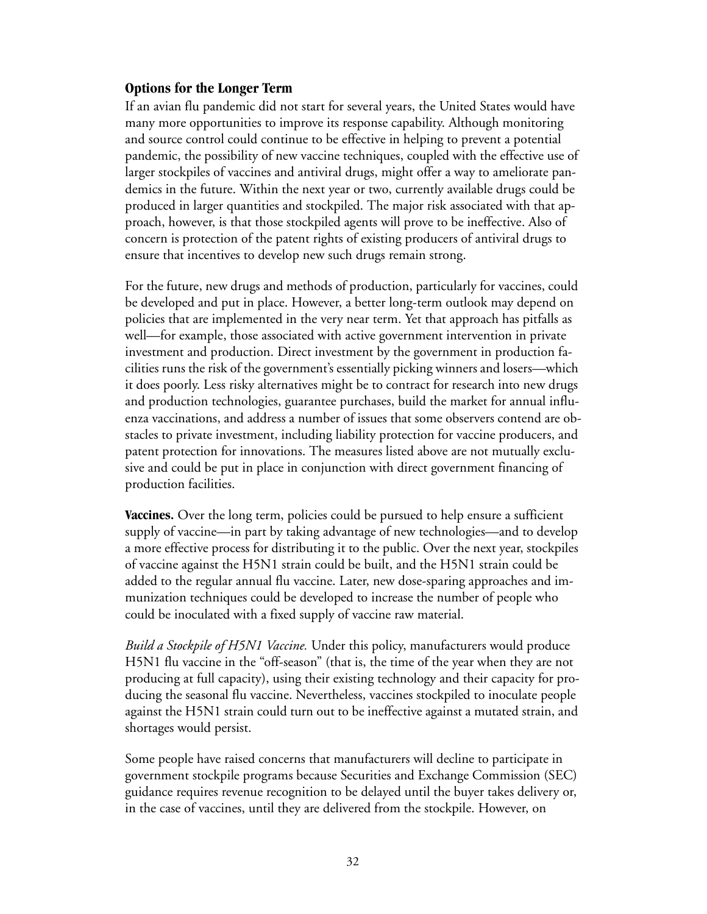### Options for the Longer Term

If an avian flu pandemic did not start for several years, the United States would have many more opportunities to improve its response capability. Although monitoring and source control could continue to be effective in helping to prevent a potential pandemic, the possibility of new vaccine techniques, coupled with the effective use of larger stockpiles of vaccines and antiviral drugs, might offer a way to ameliorate pandemics in the future. Within the next year or two, currently available drugs could be produced in larger quantities and stockpiled. The major risk associated with that approach, however, is that those stockpiled agents will prove to be ineffective. Also of concern is protection of the patent rights of existing producers of antiviral drugs to ensure that incentives to develop new such drugs remain strong.

For the future, new drugs and methods of production, particularly for vaccines, could be developed and put in place. However, a better long-term outlook may depend on policies that are implemented in the very near term. Yet that approach has pitfalls as well—for example, those associated with active government intervention in private investment and production. Direct investment by the government in production facilities runs the risk of the government's essentially picking winners and losers—which it does poorly. Less risky alternatives might be to contract for research into new drugs and production technologies, guarantee purchases, build the market for annual influenza vaccinations, and address a number of issues that some observers contend are obstacles to private investment, including liability protection for vaccine producers, and patent protection for innovations. The measures listed above are not mutually exclusive and could be put in place in conjunction with direct government financing of production facilities.

**Vaccines.** Over the long term, policies could be pursued to help ensure a sufficient supply of vaccine—in part by taking advantage of new technologies—and to develop a more effective process for distributing it to the public. Over the next year, stockpiles of vaccine against the H5N1 strain could be built, and the H5N1 strain could be added to the regular annual flu vaccine. Later, new dose-sparing approaches and immunization techniques could be developed to increase the number of people who could be inoculated with a fixed supply of vaccine raw material.

*Build a Stockpile of H5N1 Vaccine.* Under this policy, manufacturers would produce H5N1 flu vaccine in the "off-season" (that is, the time of the year when they are not producing at full capacity), using their existing technology and their capacity for producing the seasonal flu vaccine. Nevertheless, vaccines stockpiled to inoculate people against the H5N1 strain could turn out to be ineffective against a mutated strain, and shortages would persist.

Some people have raised concerns that manufacturers will decline to participate in government stockpile programs because Securities and Exchange Commission (SEC) guidance requires revenue recognition to be delayed until the buyer takes delivery or, in the case of vaccines, until they are delivered from the stockpile. However, on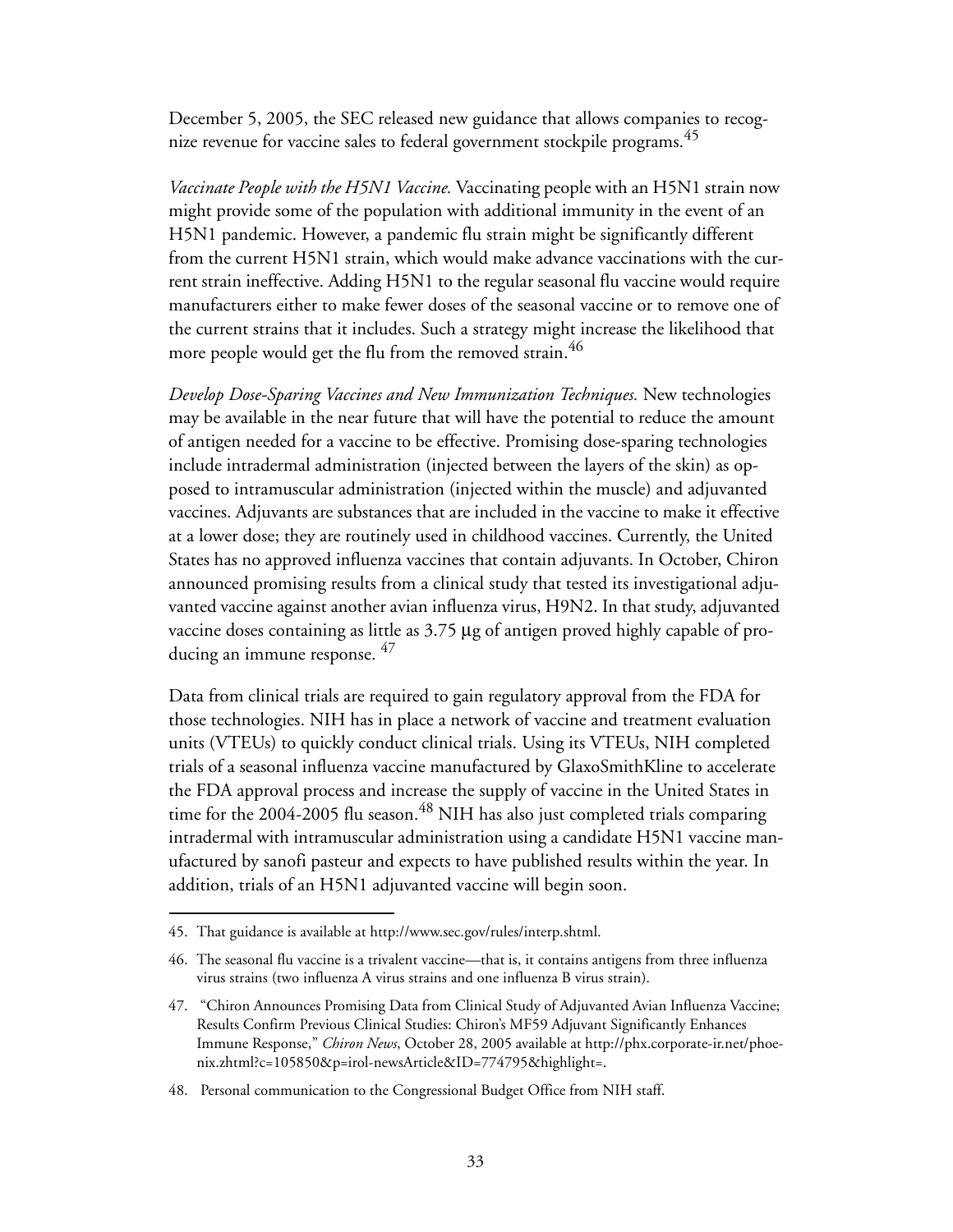December 5, 2005, the SEC released new guidance that allows companies to recognize revenue for vaccine sales to federal government stockpile programs.[45]

*Vaccinate People with the H5N1 Vaccine.* Vaccinating people with an H5N1 strain now might provide some of the population with additional immunity in the event of an H5N1 pandemic. However, a pandemic flu strain might be significantly different from the current H5N1 strain, which would make advance vaccinations with the current strain ineffective. Adding H5N1 to the regular seasonal flu vaccine would require manufacturers either to make fewer doses of the seasonal vaccine or to remove one of the current strains that it includes. Such a strategy might increase the likelihood that more people would get the flu from the removed strain.[46]

*Develop Dose-Sparing Vaccines and New Immunization Techniques.* New technologies may be available in the near future that will have the potential to reduce the amount of antigen needed for a vaccine to be effective. Promising dose-sparing technologies include intradermal administration (injected between the layers of the skin) as opposed to intramuscular administration (injected within the muscle) and adjuvanted vaccines. Adjuvants are substances that are included in the vaccine to make it effective at a lower dose; they are routinely used in childhood vaccines. Currently, the United States has no approved influenza vaccines that contain adjuvants. In October, Chiron announced promising results from a clinical study that tested its investigational adjuvanted vaccine against another avian influenza virus, H9N2. In that study, adjuvanted vaccine doses containing as little as 3.75 μg of antigen proved highly capable of producing an immune response. [47]

Data from clinical trials are required to gain regulatory approval from the FDA for those technologies. NIH has in place a network of vaccine and treatment evaluation units (VTEUs) to quickly conduct clinical trials. Using its VTEUs, NIH completed trials of a seasonal influenza vaccine manufactured by GlaxoSmithKline to accelerate the FDA approval process and increase the supply of vaccine in the United States in time for the 2004-2005 flu season.[48] NIH has also just completed trials comparing intradermal with intramuscular administration using a candidate H5N1 vaccine manufactured by sanofi pasteur and expects to have published results within the year. In addition, trials of an H5N1 adjuvanted vaccine will begin soon.

---

45. That guidance is available at http://www.sec.gov/rules/interp.shtml.

46. The seasonal flu vaccine is a trivalent vaccine—that is, it contains antigens from three influenza virus strains (two influenza A virus strains and one influenza B virus strain).

47. "Chiron Announces Promising Data from Clinical Study of Adjuvanted Avian Influenza Vaccine; Results Confirm Previous Clinical Studies: Chiron's MF59 Adjuvant Significantly Enhances Immune Response," *Chiron News*, October 28, 2005 available at http://phx.corporate-ir.net/phoenix.zhtml?c=105850&p=irol-newsArticle&ID=774795&highlight=.

48. Personal communication to the Congressional Budget Office from NIH staff.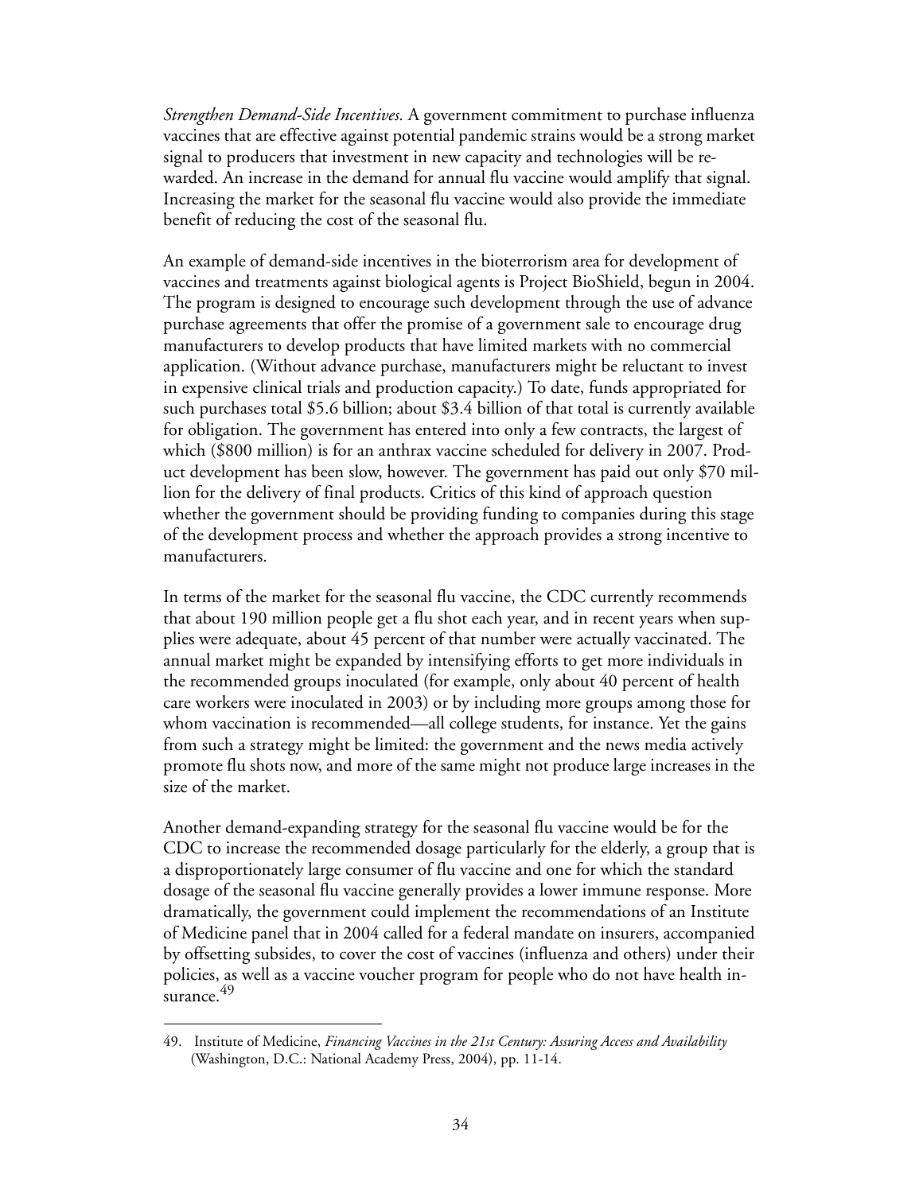*Strengthen Demand-Side Incentives.* A government commitment to purchase influenza vaccines that are effective against potential pandemic strains would be a strong market signal to producers that investment in new capacity and technologies will be rewarded. An increase in the demand for annual flu vaccine would amplify that signal. Increasing the market for the seasonal flu vaccine would also provide the immediate benefit of reducing the cost of the seasonal flu.

An example of demand-side incentives in the bioterrorism area for development of vaccines and treatments against biological agents is Project BioShield, begun in 2004. The program is designed to encourage such development through the use of advance purchase agreements that offer the promise of a government sale to encourage drug manufacturers to develop products that have limited markets with no commercial application. (Without advance purchase, manufacturers might be reluctant to invest in expensive clinical trials and production capacity.) To date, funds appropriated for such purchases total $5.6 billion; about $3.4 billion of that total is currently available for obligation. The government has entered into only a few contracts, the largest of which ($800 million) is for an anthrax vaccine scheduled for delivery in 2007. Product development has been slow, however. The government has paid out only $70 million for the delivery of final products. Critics of this kind of approach question whether the government should be providing funding to companies during this stage of the development process and whether the approach provides a strong incentive to manufacturers.

In terms of the market for the seasonal flu vaccine, the CDC currently recommends that about 190 million people get a flu shot each year, and in recent years when supplies were adequate, about 45 percent of that number were actually vaccinated. The annual market might be expanded by intensifying efforts to get more individuals in the recommended groups inoculated (for example, only about 40 percent of health care workers were inoculated in 2003) or by including more groups among those for whom vaccination is recommended—all college students, for instance. Yet the gains from such a strategy might be limited: the government and the news media actively promote flu shots now, and more of the same might not produce large increases in the size of the market.

Another demand-expanding strategy for the seasonal flu vaccine would be for the CDC to increase the recommended dosage particularly for the elderly, a group that is a disproportionately large consumer of flu vaccine and one for which the standard dosage of the seasonal flu vaccine generally provides a lower immune response. More dramatically, the government could implement the recommendations of an Institute of Medicine panel that in 2004 called for a federal mandate on insurers, accompanied by offsetting subsides, to cover the cost of vaccines (influenza and others) under their policies, as well as a vaccine voucher program for people who do not have health insurance.[49]

---

49. Institute of Medicine, *Financing Vaccines in the 21st Century: Assuring Access and Availability* (Washington, D.C.: National Academy Press, 2004), pp. 11-14.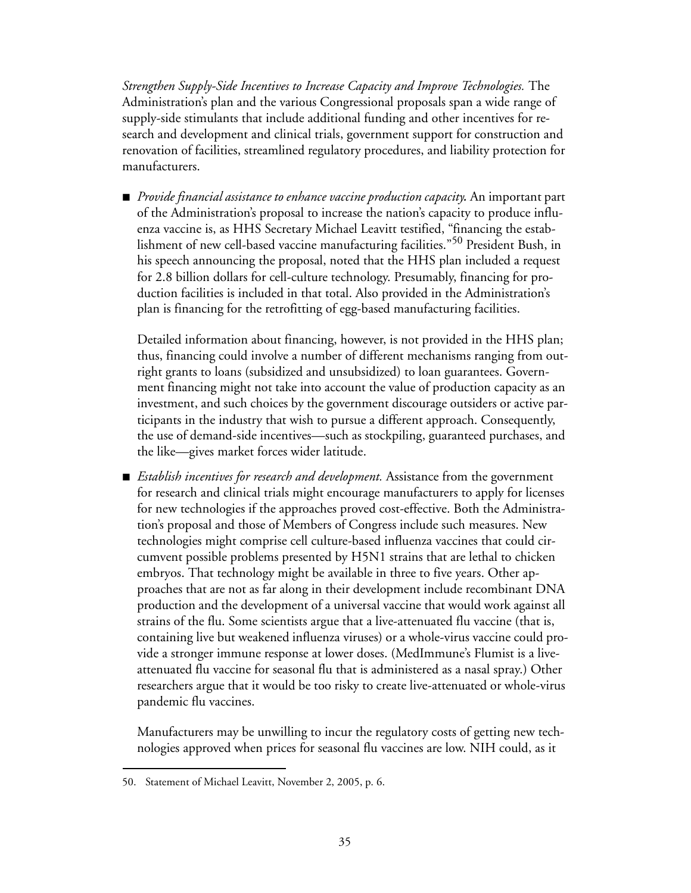*Strengthen Supply-Side Incentives to Increase Capacity and Improve Technologies.* The Administration's plan and the various Congressional proposals span a wide range of supply-side stimulants that include additional funding and other incentives for research and development and clinical trials, government support for construction and renovation of facilities, streamlined regulatory procedures, and liability protection for manufacturers.

- *Provide financial assistance to enhance vaccine production capacity.* An important part of the Administration's proposal to increase the nation's capacity to produce influenza vaccine is, as HHS Secretary Michael Leavitt testified, "financing the establishment of new cell-based vaccine manufacturing facilities."[50] President Bush, in his speech announcing the proposal, noted that the HHS plan included a request for 2.8 billion dollars for cell-culture technology. Presumably, financing for production facilities is included in that total. Also provided in the Administration's plan is financing for the retrofitting of egg-based manufacturing facilities.

  Detailed information about financing, however, is not provided in the HHS plan; thus, financing could involve a number of different mechanisms ranging from outright grants to loans (subsidized and unsubsidized) to loan guarantees. Government financing might not take into account the value of production capacity as an investment, and such choices by the government discourage outsiders or active participants in the industry that wish to pursue a different approach. Consequently, the use of demand-side incentives—such as stockpiling, guaranteed purchases, and the like—gives market forces wider latitude.

- *Establish incentives for research and development.* Assistance from the government for research and clinical trials might encourage manufacturers to apply for licenses for new technologies if the approaches proved cost-effective. Both the Administration's proposal and those of Members of Congress include such measures. New technologies might comprise cell culture-based influenza vaccines that could circumvent possible problems presented by H5N1 strains that are lethal to chicken embryos. That technology might be available in three to five years. Other approaches that are not as far along in their development include recombinant DNA production and the development of a universal vaccine that would work against all strains of the flu. Some scientists argue that a live-attenuated flu vaccine (that is, containing live but weakened influenza viruses) or a whole-virus vaccine could provide a stronger immune response at lower doses. (MedImmune's Flumist is a live-attenuated flu vaccine for seasonal flu that is administered as a nasal spray.) Other researchers argue that it would be too risky to create live-attenuated or whole-virus pandemic flu vaccines.

  Manufacturers may be unwilling to incur the regulatory costs of getting new technologies approved when prices for seasonal flu vaccines are low. NIH could, as it

---

50. Statement of Michael Leavitt, November 2, 2005, p. 6.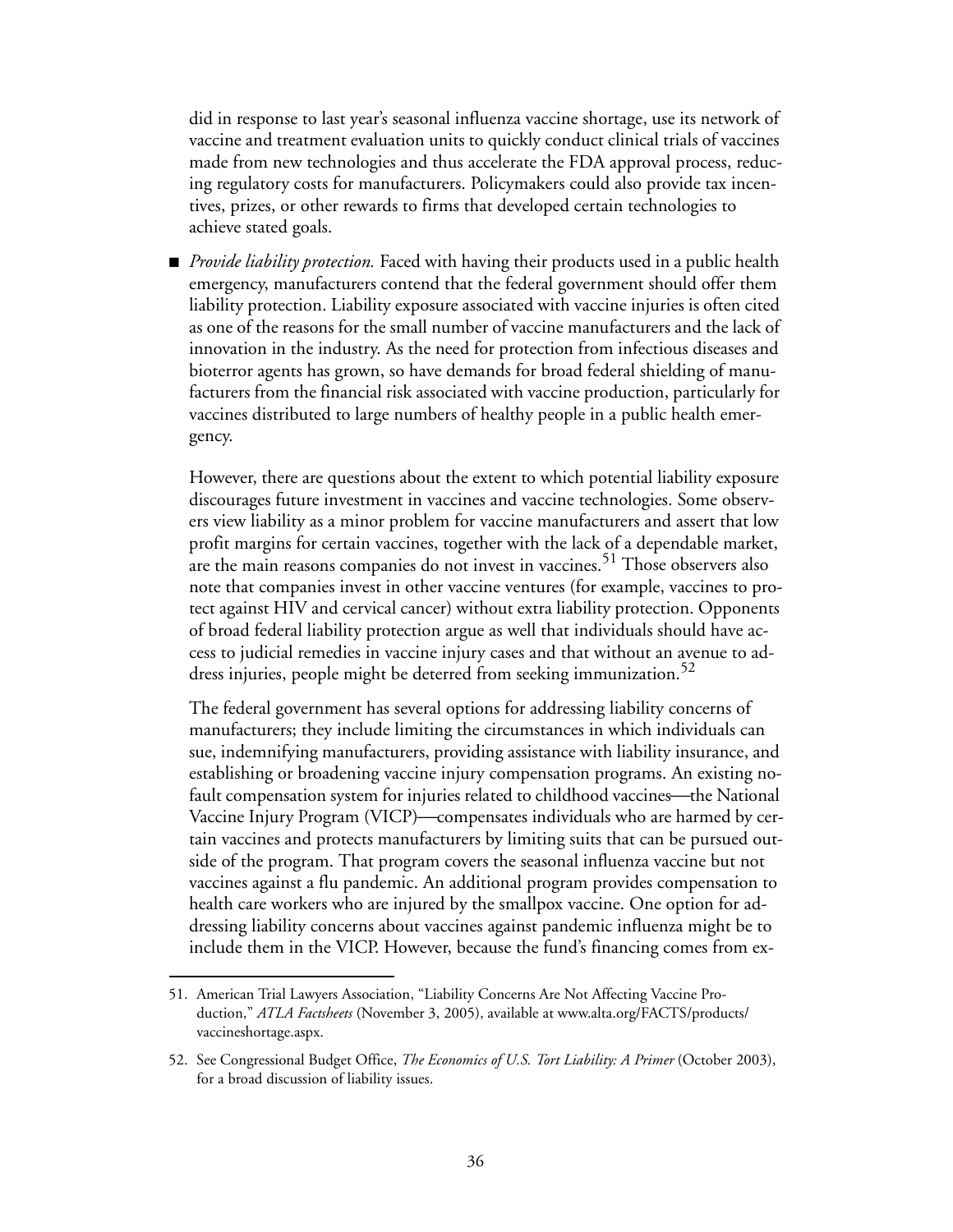did in response to last year's seasonal influenza vaccine shortage, use its network of vaccine and treatment evaluation units to quickly conduct clinical trials of vaccines made from new technologies and thus accelerate the FDA approval process, reducing regulatory costs for manufacturers. Policymakers could also provide tax incentives, prizes, or other rewards to firms that developed certain technologies to achieve stated goals.

- *Provide liability protection.* Faced with having their products used in a public health emergency, manufacturers contend that the federal government should offer them liability protection. Liability exposure associated with vaccine injuries is often cited as one of the reasons for the small number of vaccine manufacturers and the lack of innovation in the industry. As the need for protection from infectious diseases and bioterror agents has grown, so have demands for broad federal shielding of manufacturers from the financial risk associated with vaccine production, particularly for vaccines distributed to large numbers of healthy people in a public health emergency.

  However, there are questions about the extent to which potential liability exposure discourages future investment in vaccines and vaccine technologies. Some observers view liability as a minor problem for vaccine manufacturers and assert that low profit margins for certain vaccines, together with the lack of a dependable market, are the main reasons companies do not invest in vaccines.[51] Those observers also note that companies invest in other vaccine ventures (for example, vaccines to protect against HIV and cervical cancer) without extra liability protection. Opponents of broad federal liability protection argue as well that individuals should have access to judicial remedies in vaccine injury cases and that without an avenue to address injuries, people might be deterred from seeking immunization.[52]

  The federal government has several options for addressing liability concerns of manufacturers; they include limiting the circumstances in which individuals can sue, indemnifying manufacturers, providing assistance with liability insurance, and establishing or broadening vaccine injury compensation programs. An existing no-fault compensation system for injuries related to childhood vaccines—the National Vaccine Injury Program (VICP)—compensates individuals who are harmed by certain vaccines and protects manufacturers by limiting suits that can be pursued outside of the program. That program covers the seasonal influenza vaccine but not vaccines against a flu pandemic. An additional program provides compensation to health care workers who are injured by the smallpox vaccine. One option for addressing liability concerns about vaccines against pandemic influenza might be to include them in the VICP. However, because the fund's financing comes from ex-

---

51. American Trial Lawyers Association, "Liability Concerns Are Not Affecting Vaccine Production," *ATLA Factsheets* (November 3, 2005), available at www.alta.org/FACTS/products/vaccineshortage.aspx.

52. See Congressional Budget Office, *The Economics of U.S. Tort Liability: A Primer* (October 2003), for a broad discussion of liability issues.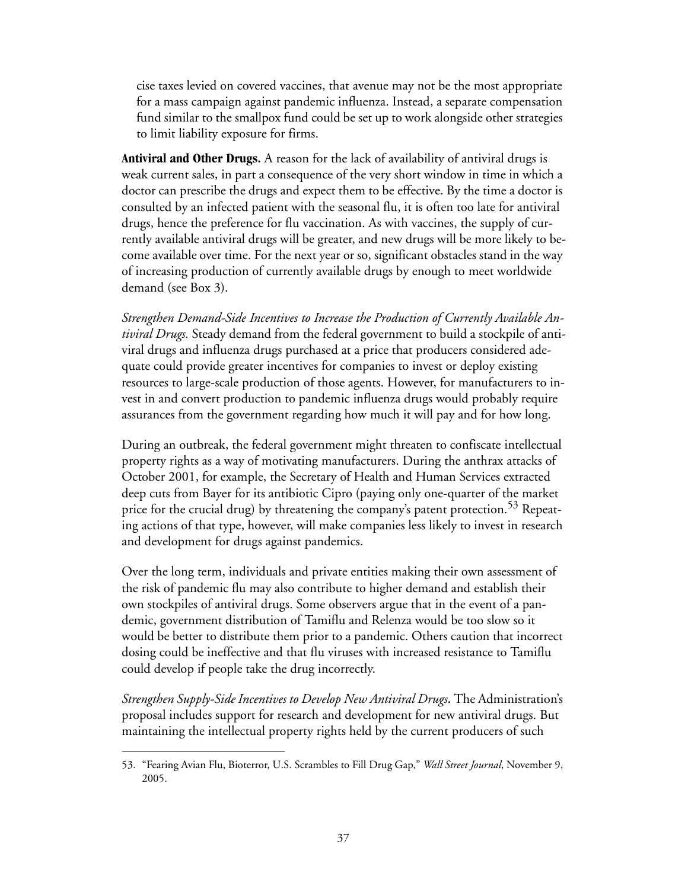cise taxes levied on covered vaccines, that avenue may not be the most appropriate for a mass campaign against pandemic influenza. Instead, a separate compensation fund similar to the smallpox fund could be set up to work alongside other strategies to limit liability exposure for firms.

**Antiviral and Other Drugs.** A reason for the lack of availability of antiviral drugs is weak current sales, in part a consequence of the very short window in time in which a doctor can prescribe the drugs and expect them to be effective. By the time a doctor is consulted by an infected patient with the seasonal flu, it is often too late for antiviral drugs, hence the preference for flu vaccination. As with vaccines, the supply of currently available antiviral drugs will be greater, and new drugs will be more likely to become available over time. For the next year or so, significant obstacles stand in the way of increasing production of currently available drugs by enough to meet worldwide demand (see Box 3).

*Strengthen Demand-Side Incentives to Increase the Production of Currently Available Antiviral Drugs.* Steady demand from the federal government to build a stockpile of antiviral drugs and influenza drugs purchased at a price that producers considered adequate could provide greater incentives for companies to invest or deploy existing resources to large-scale production of those agents. However, for manufacturers to invest in and convert production to pandemic influenza drugs would probably require assurances from the government regarding how much it will pay and for how long.

During an outbreak, the federal government might threaten to confiscate intellectual property rights as a way of motivating manufacturers. During the anthrax attacks of October 2001, for example, the Secretary of Health and Human Services extracted deep cuts from Bayer for its antibiotic Cipro (paying only one-quarter of the market price for the crucial drug) by threatening the company's patent protection.[53] Repeating actions of that type, however, will make companies less likely to invest in research and development for drugs against pandemics.

Over the long term, individuals and private entities making their own assessment of the risk of pandemic flu may also contribute to higher demand and establish their own stockpiles of antiviral drugs. Some observers argue that in the event of a pandemic, government distribution of Tamiflu and Relenza would be too slow so it would be better to distribute them prior to a pandemic. Others caution that incorrect dosing could be ineffective and that flu viruses with increased resistance to Tamiflu could develop if people take the drug incorrectly.

*Strengthen Supply-Side Incentives to Develop New Antiviral Drugs.* The Administration's proposal includes support for research and development for new antiviral drugs. But maintaining the intellectual property rights held by the current producers of such

53. "Fearing Avian Flu, Bioterror, U.S. Scrambles to Fill Drug Gap," *Wall Street Journal*, November 9, 2005.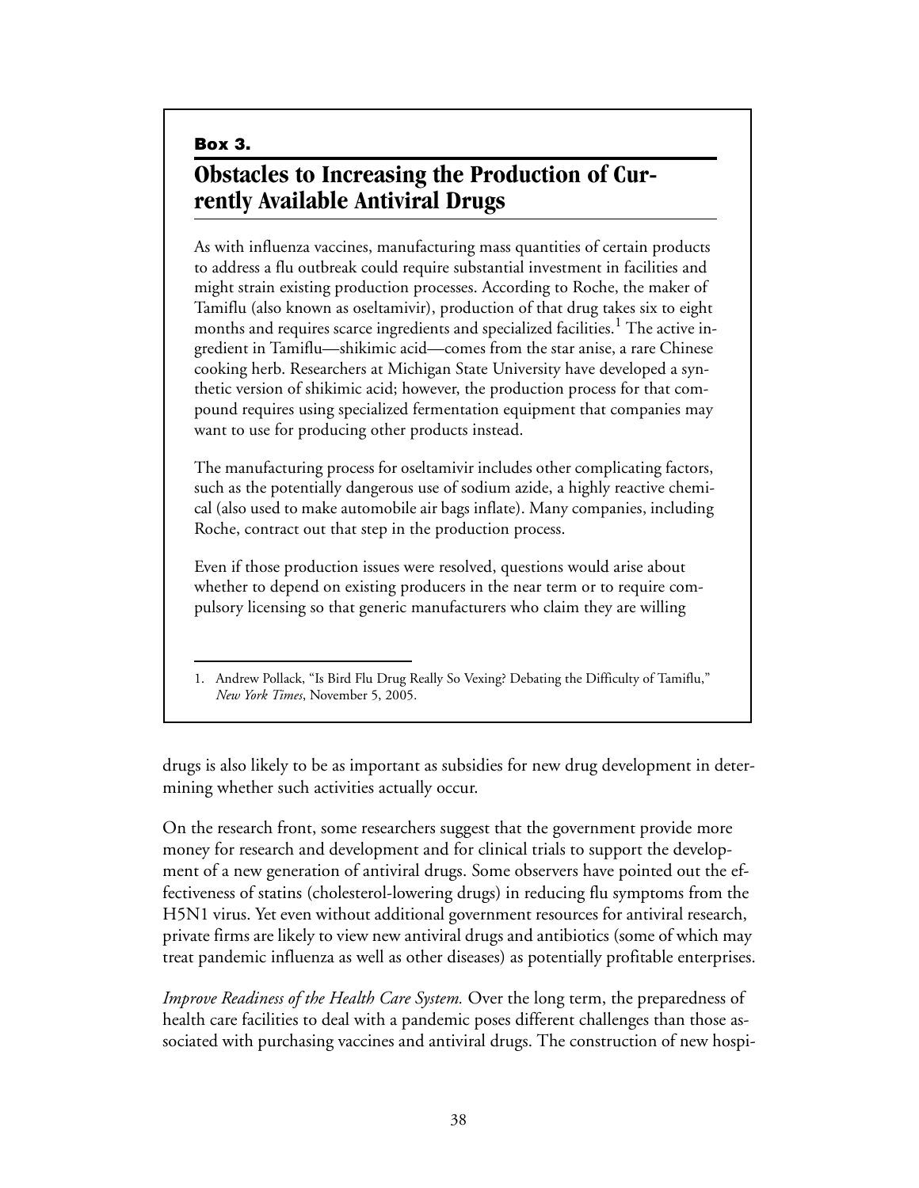**Box 3.**

## Obstacles to Increasing the Production of Currently Available Antiviral Drugs

As with influenza vaccines, manufacturing mass quantities of certain products to address a flu outbreak could require substantial investment in facilities and might strain existing production processes. According to Roche, the maker of Tamiflu (also known as oseltamivir), production of that drug takes six to eight months and requires scarce ingredients and specialized facilities.[1] The active ingredient in Tamiflu—shikimic acid—comes from the star anise, a rare Chinese cooking herb. Researchers at Michigan State University have developed a synthetic version of shikimic acid; however, the production process for that compound requires using specialized fermentation equipment that companies may want to use for producing other products instead.

The manufacturing process for oseltamivir includes other complicating factors, such as the potentially dangerous use of sodium azide, a highly reactive chemical (also used to make automobile air bags inflate). Many companies, including Roche, contract out that step in the production process.

Even if those production issues were resolved, questions would arise about whether to depend on existing producers in the near term or to require compulsory licensing so that generic manufacturers who claim they are willing

1. Andrew Pollack, "Is Bird Flu Drug Really So Vexing? Debating the Difficulty of Tamiflu," *New York Times*, November 5, 2005.

drugs is also likely to be as important as subsidies for new drug development in determining whether such activities actually occur.

On the research front, some researchers suggest that the government provide more money for research and development and for clinical trials to support the development of a new generation of antiviral drugs. Some observers have pointed out the effectiveness of statins (cholesterol-lowering drugs) in reducing flu symptoms from the H5N1 virus. Yet even without additional government resources for antiviral research, private firms are likely to view new antiviral drugs and antibiotics (some of which may treat pandemic influenza as well as other diseases) as potentially profitable enterprises.

*Improve Readiness of the Health Care System.* Over the long term, the preparedness of health care facilities to deal with a pandemic poses different challenges than those associated with purchasing vaccines and antiviral drugs. The construction of new hospi-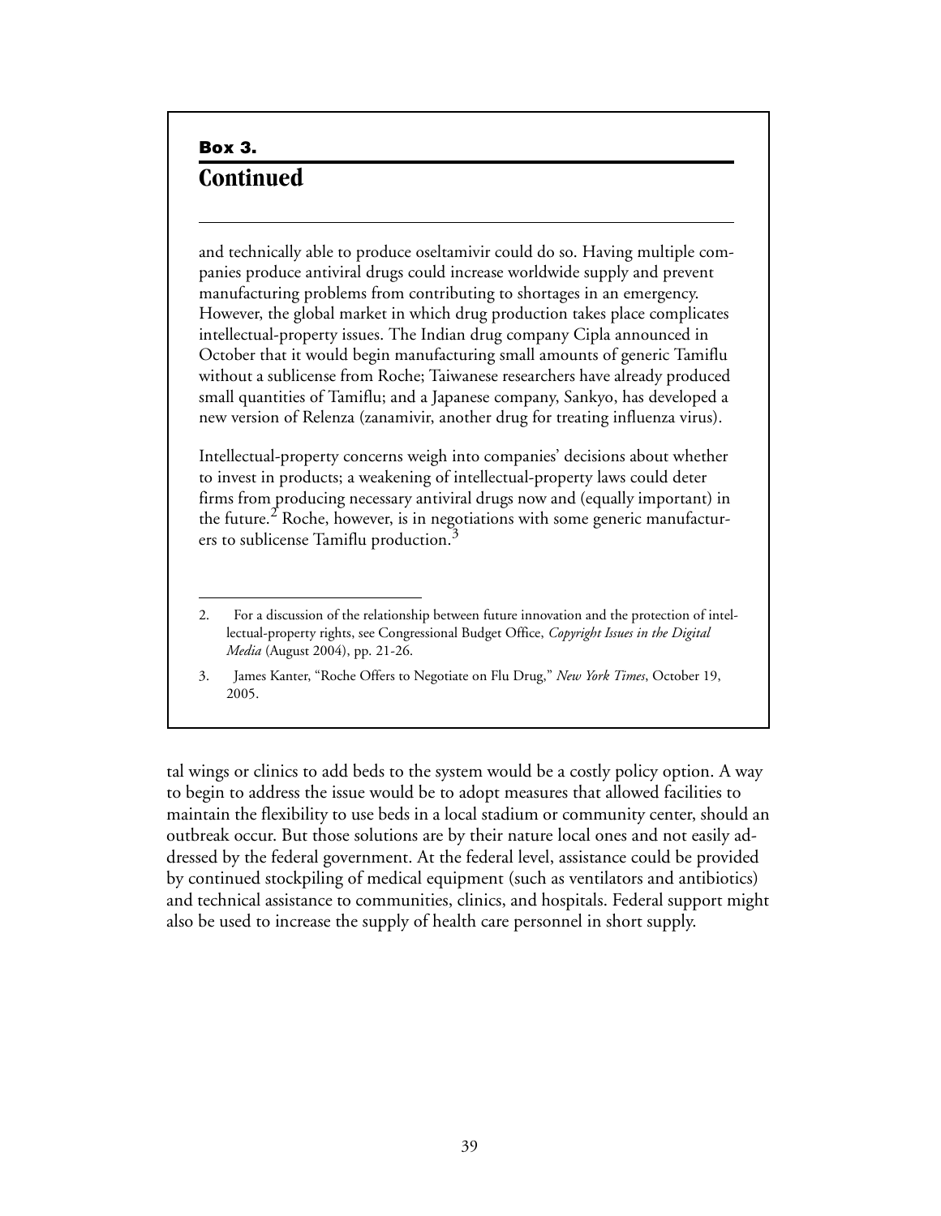**Box 3.**

## Continued

and technically able to produce oseltamivir could do so. Having multiple companies produce antiviral drugs could increase worldwide supply and prevent manufacturing problems from contributing to shortages in an emergency. However, the global market in which drug production takes place complicates intellectual-property issues. The Indian drug company Cipla announced in October that it would begin manufacturing small amounts of generic Tamiflu without a sublicense from Roche; Taiwanese researchers have already produced small quantities of Tamiflu; and a Japanese company, Sankyo, has developed a new version of Relenza (zanamivir, another drug for treating influenza virus).

Intellectual-property concerns weigh into companies' decisions about whether to invest in products; a weakening of intellectual-property laws could deter firms from producing necessary antiviral drugs now and (equally important) in the future.[2] Roche, however, is in negotiations with some generic manufacturers to sublicense Tamiflu production.[3]

2. For a discussion of the relationship between future innovation and the protection of intellectual-property rights, see Congressional Budget Office, *Copyright Issues in the Digital Media* (August 2004), pp. 21-26.

3. James Kanter, "Roche Offers to Negotiate on Flu Drug," *New York Times*, October 19, 2005.

tal wings or clinics to add beds to the system would be a costly policy option. A way to begin to address the issue would be to adopt measures that allowed facilities to maintain the flexibility to use beds in a local stadium or community center, should an outbreak occur. But those solutions are by their nature local ones and not easily addressed by the federal government. At the federal level, assistance could be provided by continued stockpiling of medical equipment (such as ventilators and antibiotics) and technical assistance to communities, clinics, and hospitals. Federal support might also be used to increase the supply of health care personnel in short supply.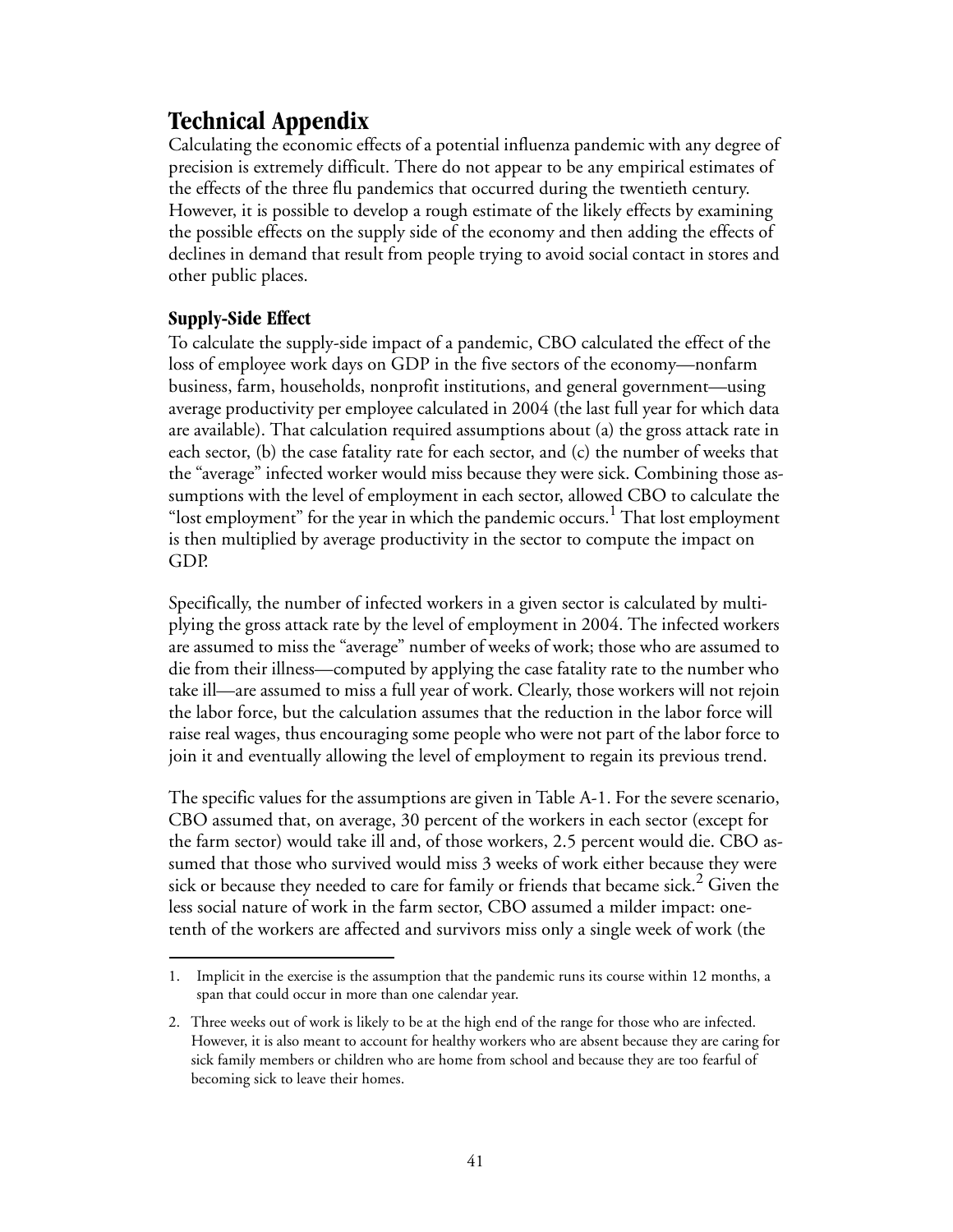# Technical Appendix

Calculating the economic effects of a potential influenza pandemic with any degree of precision is extremely difficult. There do not appear to be any empirical estimates of the effects of the three flu pandemics that occurred during the twentieth century. However, it is possible to develop a rough estimate of the likely effects by examining the possible effects on the supply side of the economy and then adding the effects of declines in demand that result from people trying to avoid social contact in stores and other public places.

## Supply-Side Effect

To calculate the supply-side impact of a pandemic, CBO calculated the effect of the loss of employee work days on GDP in the five sectors of the economy—nonfarm business, farm, households, nonprofit institutions, and general government—using average productivity per employee calculated in 2004 (the last full year for which data are available). That calculation required assumptions about (a) the gross attack rate in each sector, (b) the case fatality rate for each sector, and (c) the number of weeks that the "average" infected worker would miss because they were sick. Combining those assumptions with the level of employment in each sector, allowed CBO to calculate the "lost employment" for the year in which the pandemic occurs.[1] That lost employment is then multiplied by average productivity in the sector to compute the impact on GDP.

Specifically, the number of infected workers in a given sector is calculated by multiplying the gross attack rate by the level of employment in 2004. The infected workers are assumed to miss the "average" number of weeks of work; those who are assumed to die from their illness—computed by applying the case fatality rate to the number who take ill—are assumed to miss a full year of work. Clearly, those workers will not rejoin the labor force, but the calculation assumes that the reduction in the labor force will raise real wages, thus encouraging some people who were not part of the labor force to join it and eventually allowing the level of employment to regain its previous trend.

The specific values for the assumptions are given in Table A-1. For the severe scenario, CBO assumed that, on average, 30 percent of the workers in each sector (except for the farm sector) would take ill and, of those workers, 2.5 percent would die. CBO assumed that those who survived would miss 3 weeks of work either because they were sick or because they needed to care for family or friends that became sick.[2] Given the less social nature of work in the farm sector, CBO assumed a milder impact: one-tenth of the workers are affected and survivors miss only a single week of work (the

1. Implicit in the exercise is the assumption that the pandemic runs its course within 12 months, a span that could occur in more than one calendar year.

2. Three weeks out of work is likely to be at the high end of the range for those who are infected. However, it is also meant to account for healthy workers who are absent because they are caring for sick family members or children who are home from school and because they are too fearful of becoming sick to leave their homes.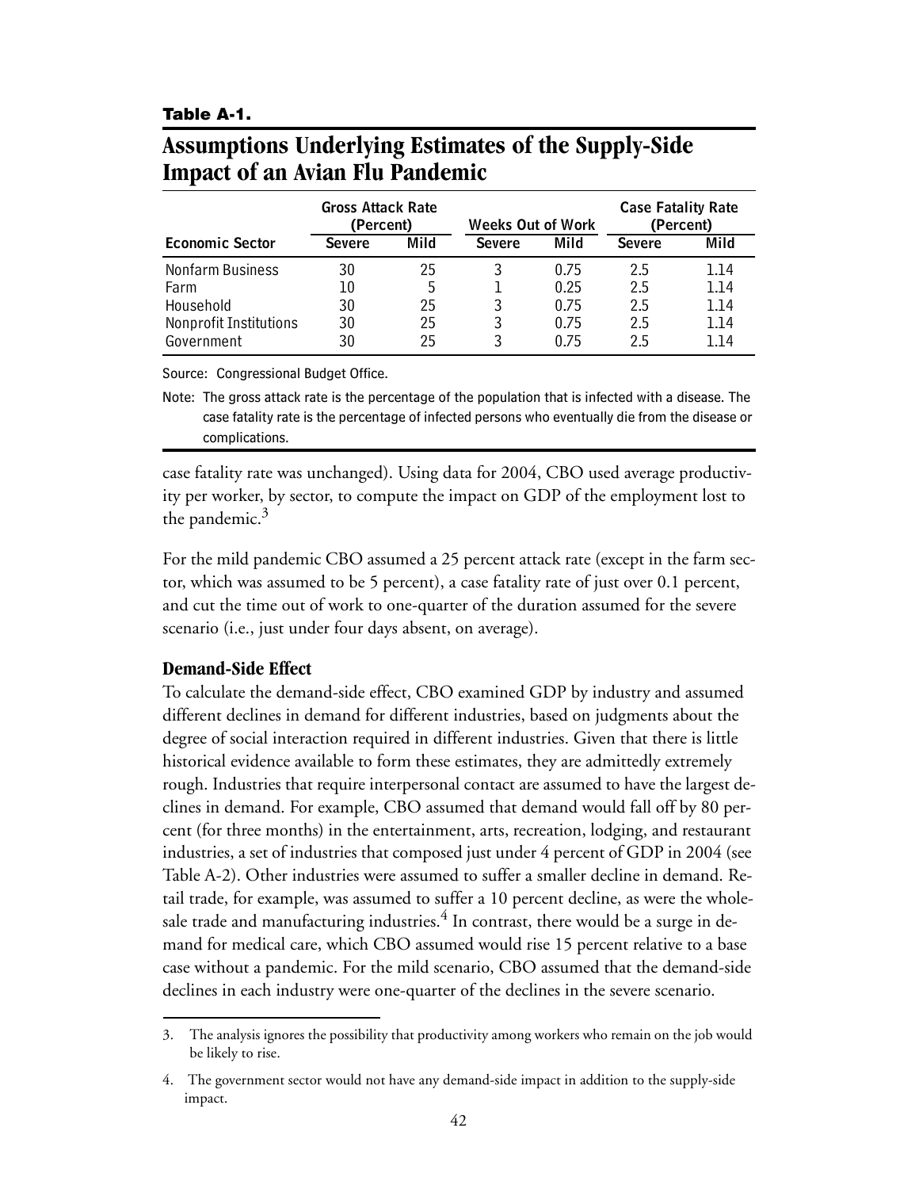**Table A-1.**

## Assumptions Underlying Estimates of the Supply-Side Impact of an Avian Flu Pandemic

| Economic Sector | Gross Attack Rate (Percent) | | Weeks Out of Work | | Case Fatality Rate (Percent) | |
|---|---|---|---|---|---|---|
| | Severe | Mild | Severe | Mild | Severe | Mild |
| Nonfarm Business | 30 | 25 | 3 | 0.75 | 2.5 | 1.14 |
| Farm | 10 | 5 | 1 | 0.25 | 2.5 | 1.14 |
| Household | 30 | 25 | 3 | 0.75 | 2.5 | 1.14 |
| Nonprofit Institutions | 30 | 25 | 3 | 0.75 | 2.5 | 1.14 |
| Government | 30 | 25 | 3 | 0.75 | 2.5 | 1.14 |

Source: Congressional Budget Office.

Note: The gross attack rate is the percentage of the population that is infected with a disease. The case fatality rate is the percentage of infected persons who eventually die from the disease or complications.

case fatality rate was unchanged). Using data for 2004, CBO used average productivity per worker, by sector, to compute the impact on GDP of the employment lost to the pandemic.[3]

For the mild pandemic CBO assumed a 25 percent attack rate (except in the farm sector, which was assumed to be 5 percent), a case fatality rate of just over 0.1 percent, and cut the time out of work to one-quarter of the duration assumed for the severe scenario (i.e., just under four days absent, on average).

### Demand-Side Effect

To calculate the demand-side effect, CBO examined GDP by industry and assumed different declines in demand for different industries, based on judgments about the degree of social interaction required in different industries. Given that there is little historical evidence available to form these estimates, they are admittedly extremely rough. Industries that require interpersonal contact are assumed to have the largest declines in demand. For example, CBO assumed that demand would fall off by 80 percent (for three months) in the entertainment, arts, recreation, lodging, and restaurant industries, a set of industries that composed just under 4 percent of GDP in 2004 (see Table A-2). Other industries were assumed to suffer a smaller decline in demand. Retail trade, for example, was assumed to suffer a 10 percent decline, as were the wholesale trade and manufacturing industries.[4] In contrast, there would be a surge in demand for medical care, which CBO assumed would rise 15 percent relative to a base case without a pandemic. For the mild scenario, CBO assumed that the demand-side declines in each industry were one-quarter of the declines in the severe scenario.

---

3. The analysis ignores the possibility that productivity among workers who remain on the job would be likely to rise.

4. The government sector would not have any demand-side impact in addition to the supply-side impact.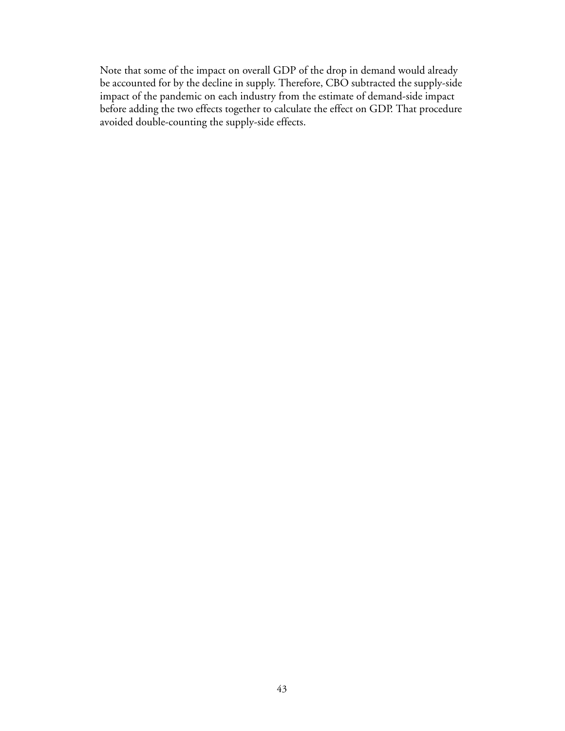Note that some of the impact on overall GDP of the drop in demand would already be accounted for by the decline in supply. Therefore, CBO subtracted the supply-side impact of the pandemic on each industry from the estimate of demand-side impact before adding the two effects together to calculate the effect on GDP. That procedure avoided double-counting the supply-side effects.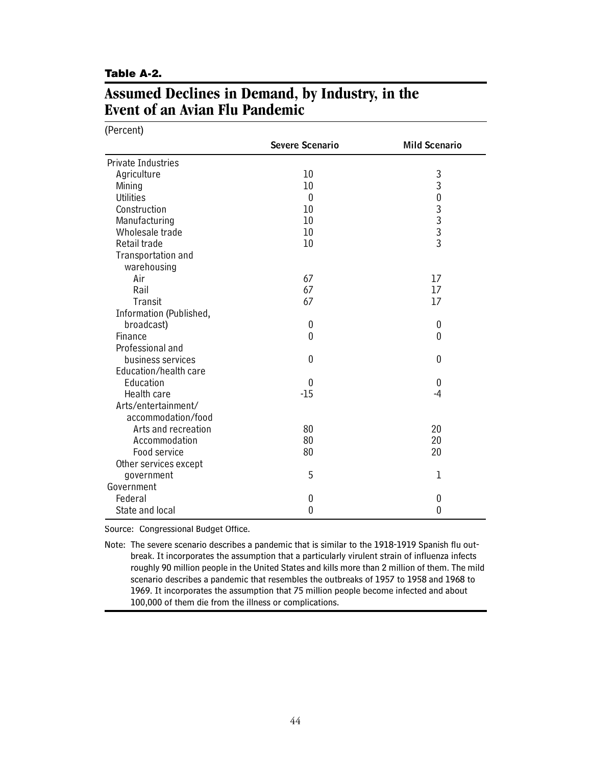**Table A-2.**

## Assumed Declines in Demand, by Industry, in the Event of an Avian Flu Pandemic

(Percent)

| | Severe Scenario | Mild Scenario |
|---|---|---|
| Private Industries | | |
| Agriculture | 10 | 3 |
| Mining | 10 | 3 |
| Utilities | 0 | 0 |
| Construction | 10 | 3 |
| Manufacturing | 10 | 3 |
| Wholesale trade | 10 | 3 |
| Retail trade | 10 | 3 |
| Transportation and warehousing | | |
| Air | 67 | 17 |
| Rail | 67 | 17 |
| Transit | 67 | 17 |
| Information (Published, broadcast) | 0 | 0 |
| Finance | 0 | 0 |
| Professional and business services | 0 | 0 |
| Education/health care | | |
| Education | 0 | 0 |
| Health care | -15 | -4 |
| Arts/entertainment/ accommodation/food | | |
| Arts and recreation | 80 | 20 |
| Accommodation | 80 | 20 |
| Food service | 80 | 20 |
| Other services except government | 5 | 1 |
| Government | | |
| Federal | 0 | 0 |
| State and local | 0 | 0 |

Source: Congressional Budget Office.

Note: The severe scenario describes a pandemic that is similar to the 1918-1919 Spanish flu outbreak. It incorporates the assumption that a particularly virulent strain of influenza infects roughly 90 million people in the United States and kills more than 2 million of them. The mild scenario describes a pandemic that resembles the outbreaks of 1957 to 1958 and 1968 to 1969. It incorporates the assumption that 75 million people become infected and about 100,000 of them die from the illness or complications.